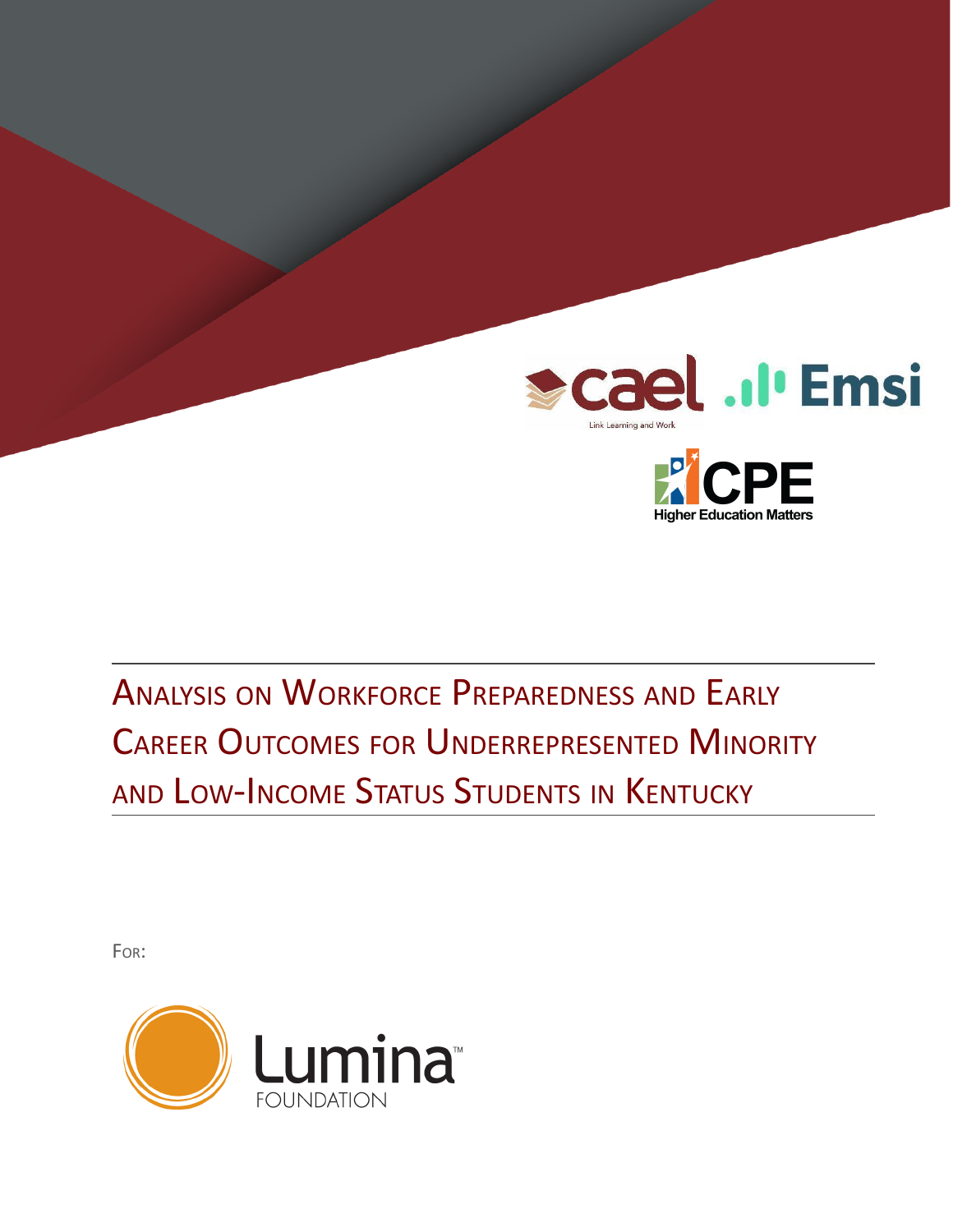# Analysis on Workforce Preparedness and Early Career Outcomes for Underrepresented Minority and Low-Income Status Students in Kentucky

For: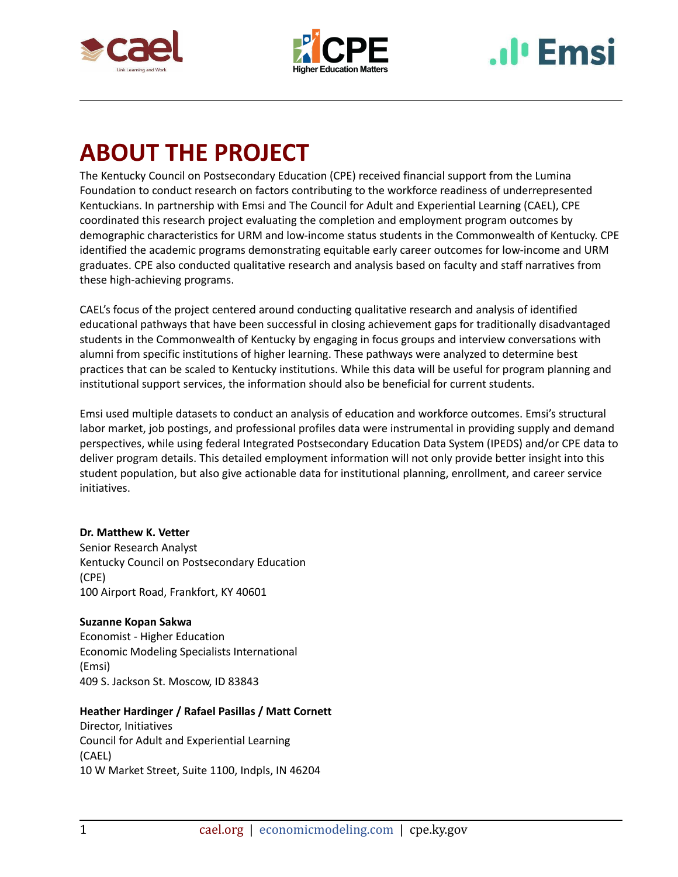# ABOUT THE PROJECT

The Kentucky Council on Postsecondary Education (CPE) received financial support from the Lumina Foundation to conduct research on factors contributing to the workforce readiness of underrepresented Kentuckians. In partnership with Emsi and The Council for Adult and Experiential Learning (CAEL), CPE coordinated this research project evaluating the completion and employment program outcomes by demographic characteristics for URM and low-income status students in the Commonwealth of Kentucky. CPE identified the academic programs demonstrating equitable early career outcomes for low-income and URM graduates. CPE also conducted qualitative research and analysis based on faculty and staff narratives from these high-achieving programs.

CAEL's focus of the project centered around conducting qualitative research and analysis of identified educational pathways that have been successful in closing achievement gaps for traditionally disadvantaged students in the Commonwealth of Kentucky by engaging in focus groups and interview conversations with alumni from specific institutions of higher learning. These pathways were analyzed to determine best practices that can be scaled to Kentucky institutions. While this data will be useful for program planning and institutional support services, the information should also be beneficial for current students.

Emsi used multiple datasets to conduct an analysis of education and workforce outcomes. Emsi's structural labor market, job postings, and professional profiles data were instrumental in providing supply and demand perspectives, while using federal Integrated Postsecondary Education Data System (IPEDS) and/or CPE data to deliver program details. This detailed employment information will not only provide better insight into this student population, but also give actionable data for institutional planning, enrollment, and career service initiatives.

**Dr. Matthew K. Vetter**
Senior Research Analyst
Kentucky Council on Postsecondary Education (CPE)
100 Airport Road, Frankfort, KY 40601

**Suzanne Kopan Sakwa**
Economist - Higher Education
Economic Modeling Specialists International (Emsi)
409 S. Jackson St. Moscow, ID 83843

**Heather Hardinger / Rafael Pasillas / Matt Cornett**
Director, Initiatives
Council for Adult and Experiential Learning (CAEL)
10 W Market Street, Suite 1100, Indpls, IN 46204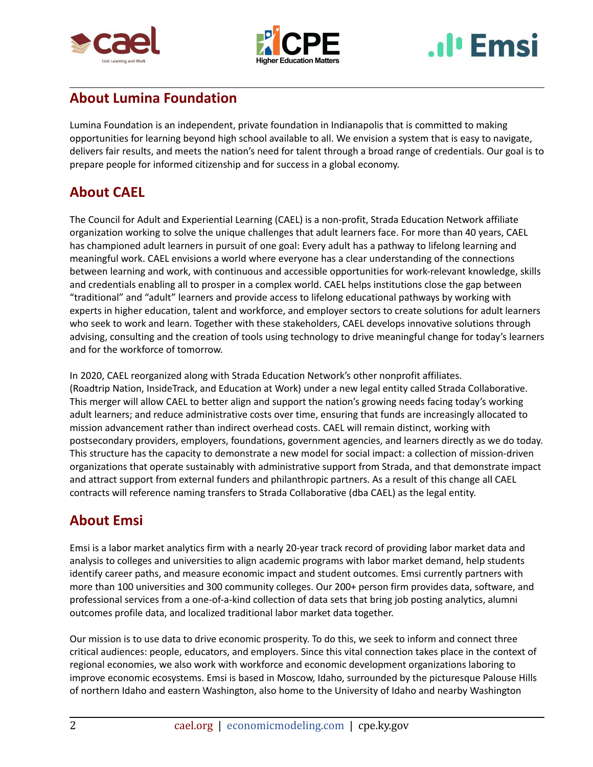## About Lumina Foundation

Lumina Foundation is an independent, private foundation in Indianapolis that is committed to making opportunities for learning beyond high school available to all. We envision a system that is easy to navigate, delivers fair results, and meets the nation's need for talent through a broad range of credentials. Our goal is to prepare people for informed citizenship and for success in a global economy.

## About CAEL

The Council for Adult and Experiential Learning (CAEL) is a non-profit, Strada Education Network affiliate organization working to solve the unique challenges that adult learners face. For more than 40 years, CAEL has championed adult learners in pursuit of one goal: Every adult has a pathway to lifelong learning and meaningful work. CAEL envisions a world where everyone has a clear understanding of the connections between learning and work, with continuous and accessible opportunities for work-relevant knowledge, skills and credentials enabling all to prosper in a complex world. CAEL helps institutions close the gap between "traditional" and "adult" learners and provide access to lifelong educational pathways by working with experts in higher education, talent and workforce, and employer sectors to create solutions for adult learners who seek to work and learn. Together with these stakeholders, CAEL develops innovative solutions through advising, consulting and the creation of tools using technology to drive meaningful change for today's learners and for the workforce of tomorrow.

In 2020, CAEL reorganized along with Strada Education Network's other nonprofit affiliates. (Roadtrip Nation, InsideTrack, and Education at Work) under a new legal entity called Strada Collaborative. This merger will allow CAEL to better align and support the nation's growing needs facing today's working adult learners; and reduce administrative costs over time, ensuring that funds are increasingly allocated to mission advancement rather than indirect overhead costs. CAEL will remain distinct, working with postsecondary providers, employers, foundations, government agencies, and learners directly as we do today. This structure has the capacity to demonstrate a new model for social impact: a collection of mission-driven organizations that operate sustainably with administrative support from Strada, and that demonstrate impact and attract support from external funders and philanthropic partners. As a result of this change all CAEL contracts will reference naming transfers to Strada Collaborative (dba CAEL) as the legal entity.

## About Emsi

Emsi is a labor market analytics firm with a nearly 20-year track record of providing labor market data and analysis to colleges and universities to align academic programs with labor market demand, help students identify career paths, and measure economic impact and student outcomes. Emsi currently partners with more than 100 universities and 300 community colleges. Our 200+ person firm provides data, software, and professional services from a one-of-a-kind collection of data sets that bring job posting analytics, alumni outcomes profile data, and localized traditional labor market data together.

Our mission is to use data to drive economic prosperity. To do this, we seek to inform and connect three critical audiences: people, educators, and employers. Since this vital connection takes place in the context of regional economies, we also work with workforce and economic development organizations laboring to improve economic ecosystems. Emsi is based in Moscow, Idaho, surrounded by the picturesque Palouse Hills of northern Idaho and eastern Washington, also home to the University of Idaho and nearby Washington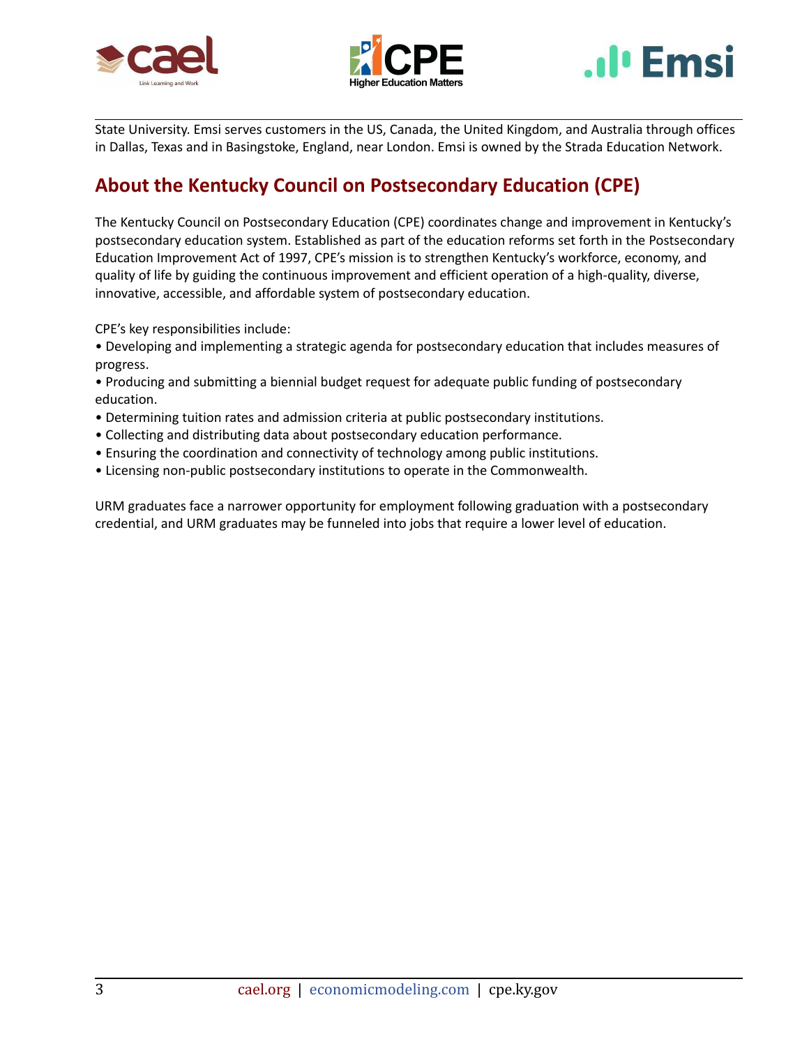State University. Emsi serves customers in the US, Canada, the United Kingdom, and Australia through offices in Dallas, Texas and in Basingstoke, England, near London. Emsi is owned by the Strada Education Network.

## About the Kentucky Council on Postsecondary Education (CPE)

The Kentucky Council on Postsecondary Education (CPE) coordinates change and improvement in Kentucky's postsecondary education system. Established as part of the education reforms set forth in the Postsecondary Education Improvement Act of 1997, CPE's mission is to strengthen Kentucky's workforce, economy, and quality of life by guiding the continuous improvement and efficient operation of a high-quality, diverse, innovative, accessible, and affordable system of postsecondary education.

CPE's key responsibilities include:

- Developing and implementing a strategic agenda for postsecondary education that includes measures of progress.
- Producing and submitting a biennial budget request for adequate public funding of postsecondary education.
- Determining tuition rates and admission criteria at public postsecondary institutions.
- Collecting and distributing data about postsecondary education performance.
- Ensuring the coordination and connectivity of technology among public institutions.
- Licensing non-public postsecondary institutions to operate in the Commonwealth.

URM graduates face a narrower opportunity for employment following graduation with a postsecondary credential, and URM graduates may be funneled into jobs that require a lower level of education.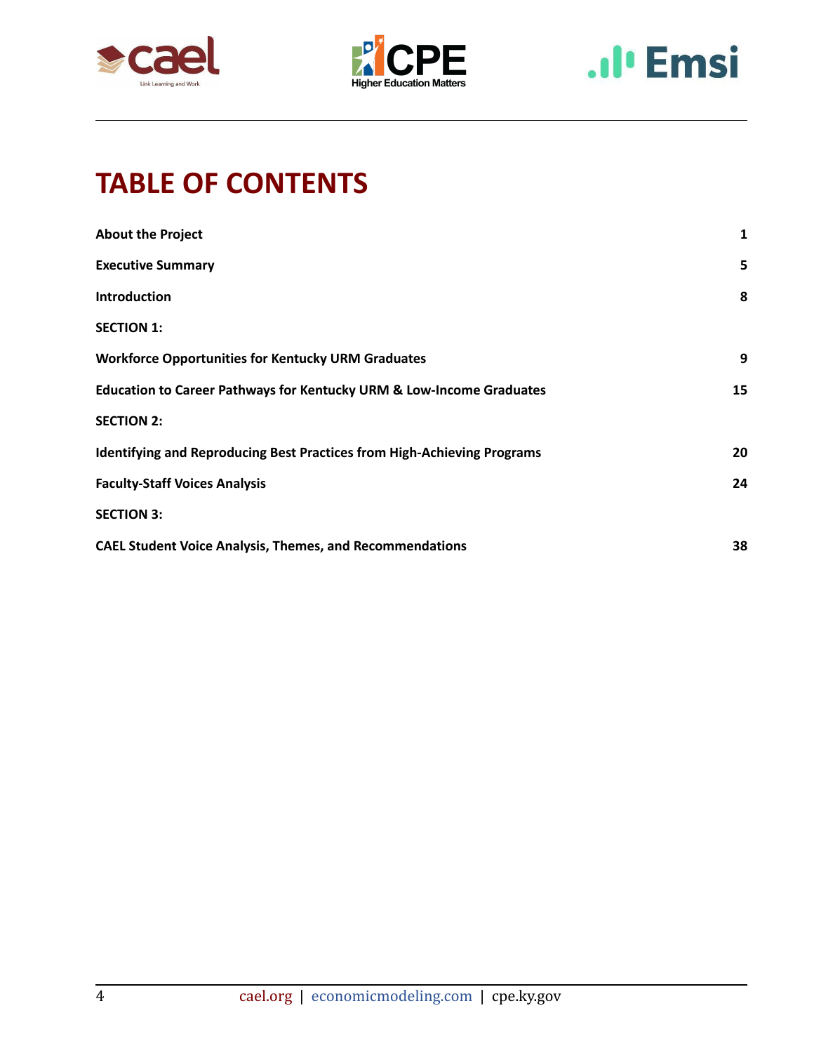# TABLE OF CONTENTS

| | |
|---|---|
| **About the Project** | **1** |
| **Executive Summary** | **5** |
| **Introduction** | **8** |
| **SECTION 1:** | |
| **Workforce Opportunities for Kentucky URM Graduates** | **9** |
| **Education to Career Pathways for Kentucky URM & Low-Income Graduates** | **15** |
| **SECTION 2:** | |
| **Identifying and Reproducing Best Practices from High-Achieving Programs** | **20** |
| **Faculty-Staff Voices Analysis** | **24** |
| **SECTION 3:** | |
| **CAEL Student Voice Analysis, Themes, and Recommendations** | **38** |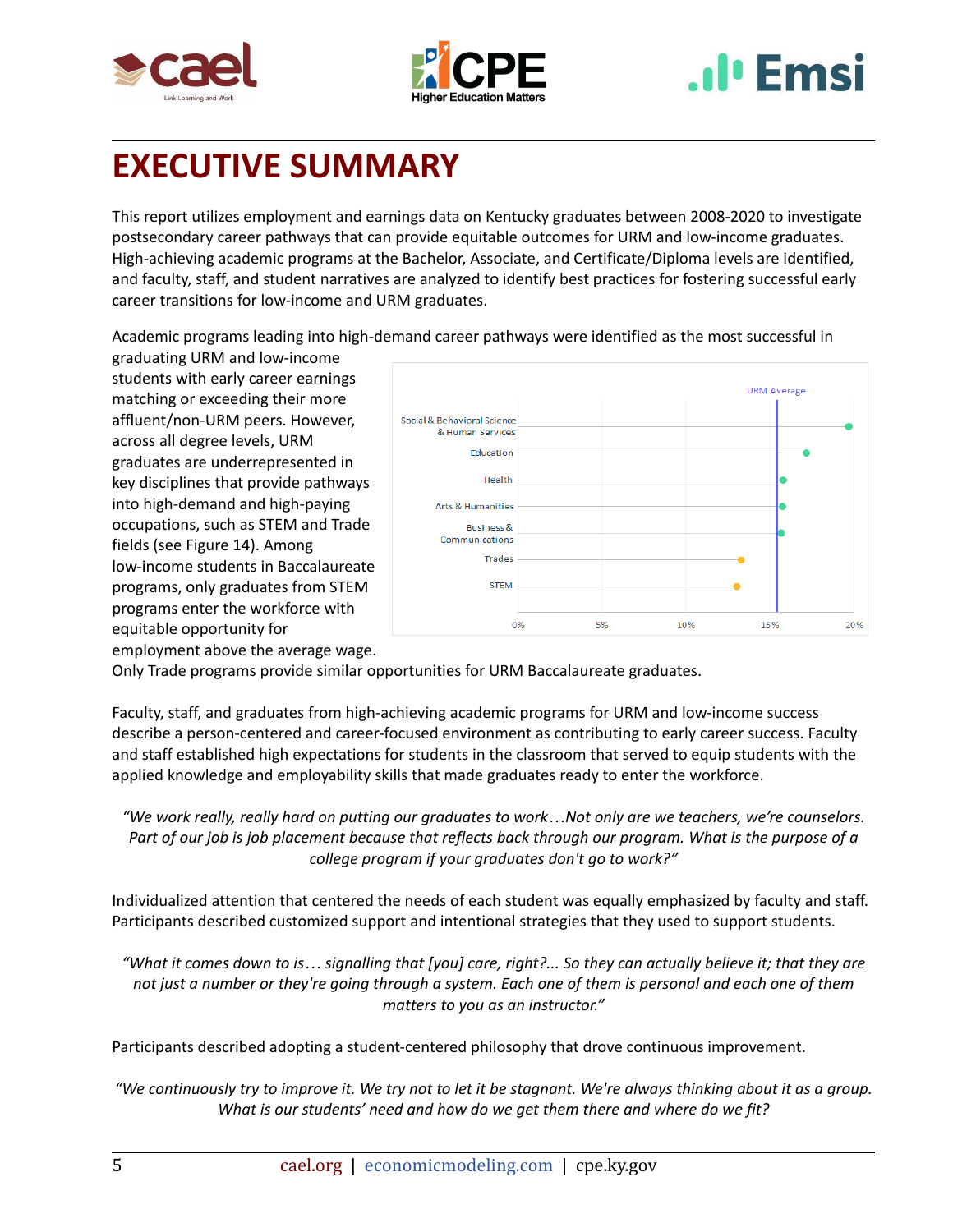# EXECUTIVE SUMMARY

This report utilizes employment and earnings data on Kentucky graduates between 2008-2020 to investigate postsecondary career pathways that can provide equitable outcomes for URM and low-income graduates. High-achieving academic programs at the Bachelor, Associate, and Certificate/Diploma levels are identified, and faculty, staff, and student narratives are analyzed to identify best practices for fostering successful early career transitions for low-income and URM graduates.

Academic programs leading into high-demand career pathways were identified as the most successful in graduating URM and low-income students with early career earnings matching or exceeding their more affluent/non-URM peers. However, across all degree levels, URM graduates are underrepresented in key disciplines that provide pathways into high-demand and high-paying occupations, such as STEM and Trade fields (see Figure 14). Among low-income students in Baccalaureate programs, only graduates from STEM programs enter the workforce with equitable opportunity for employment above the average wage. Only Trade programs provide similar opportunities for URM Baccalaureate graduates.

Faculty, staff, and graduates from high-achieving academic programs for URM and low-income success describe a person-centered and career-focused environment as contributing to early career success. Faculty and staff established high expectations for students in the classroom that served to equip students with the applied knowledge and employability skills that made graduates ready to enter the workforce.

> *"We work really, really hard on putting our graduates to work…Not only are we teachers, we're counselors. Part of our job is job placement because that reflects back through our program. What is the purpose of a college program if your graduates don't go to work?"*

Individualized attention that centered the needs of each student was equally emphasized by faculty and staff. Participants described customized support and intentional strategies that they used to support students.

> *"What it comes down to is… signalling that [you] care, right?... So they can actually believe it; that they are not just a number or they're going through a system. Each one of them is personal and each one of them matters to you as an instructor."*

Participants described adopting a student-centered philosophy that drove continuous improvement.

> *"We continuously try to improve it. We try not to let it be stagnant. We're always thinking about it as a group. What is our students' need and how do we get them there and where do we fit?*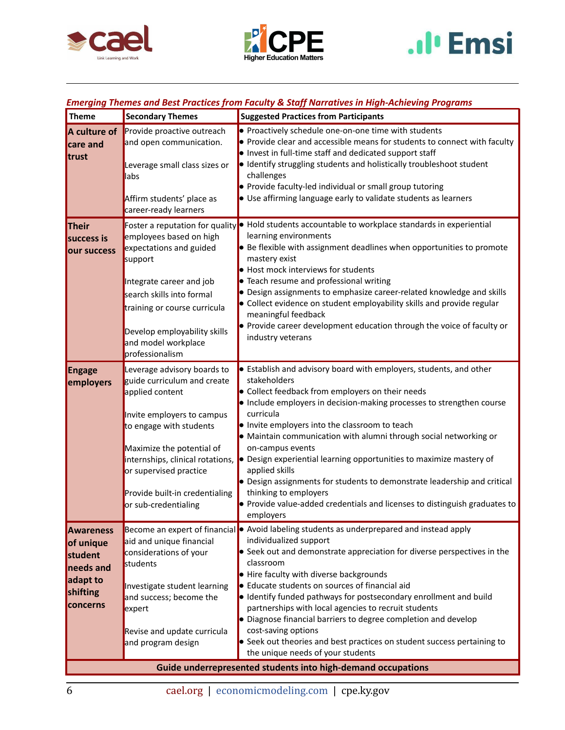***Emerging Themes and Best Practices from Faculty & Staff Narratives in High-Achieving Programs***

| Theme | Secondary Themes | Suggested Practices from Participants |
|---|---|---|
| **A culture of care and trust** | Provide proactive outreach and open communication.<br><br>Leverage small class sizes or labs<br><br>Affirm students' place as career-ready learners | • Proactively schedule one-on-one time with students<br>• Provide clear and accessible means for students to connect with faculty<br>• Invest in full-time staff and dedicated support staff<br>• Identify struggling students and holistically troubleshoot student challenges<br>• Provide faculty-led individual or small group tutoring<br>• Use affirming language early to validate students as learners |
| **Their success is our success** | Foster a reputation for quality employees based on high expectations and guided support<br><br>Integrate career and job search skills into formal training or course curricula<br><br>Develop employability skills and model workplace professionalism | • Hold students accountable to workplace standards in experiential learning environments<br>• Be flexible with assignment deadlines when opportunities to promote mastery exist<br>• Host mock interviews for students<br>• Teach resume and professional writing<br>• Design assignments to emphasize career-related knowledge and skills<br>• Collect evidence on student employability skills and provide regular meaningful feedback<br>• Provide career development education through the voice of faculty or industry veterans |
| **Engage employers** | Leverage advisory boards to guide curriculum and create applied content<br><br>Invite employers to campus to engage with students<br><br>Maximize the potential of internships, clinical rotations, or supervised practice<br><br>Provide built-in credentialing or sub-credentialing | • Establish and advisory board with employers, students, and other stakeholders<br>• Collect feedback from employers on their needs<br>• Include employers in decision-making processes to strengthen course curricula<br>• Invite employers into the classroom to teach<br>• Maintain communication with alumni through social networking or on-campus events<br>• Design experiential learning opportunities to maximize mastery of applied skills<br>• Design assignments for students to demonstrate leadership and critical thinking to employers<br>• Provide value-added credentials and licenses to distinguish graduates to employers |
| **Awareness of unique student needs and adapt to shifting concerns** | Become an expert of financial aid and unique financial considerations of your students<br><br>Investigate student learning and success; become the expert<br><br>Revise and update curricula and program design | • Avoid labeling students as underprepared and instead apply individualized support<br>• Seek out and demonstrate appreciation for diverse perspectives in the classroom<br>• Hire faculty with diverse backgrounds<br>• Educate students on sources of financial aid<br>• Identify funded pathways for postsecondary enrollment and build partnerships with local agencies to recruit students<br>• Diagnose financial barriers to degree completion and develop cost-saving options<br>• Seek out theories and best practices on student success pertaining to the unique needs of your students |
| **Guide underrepresented students into high-demand occupations** | | |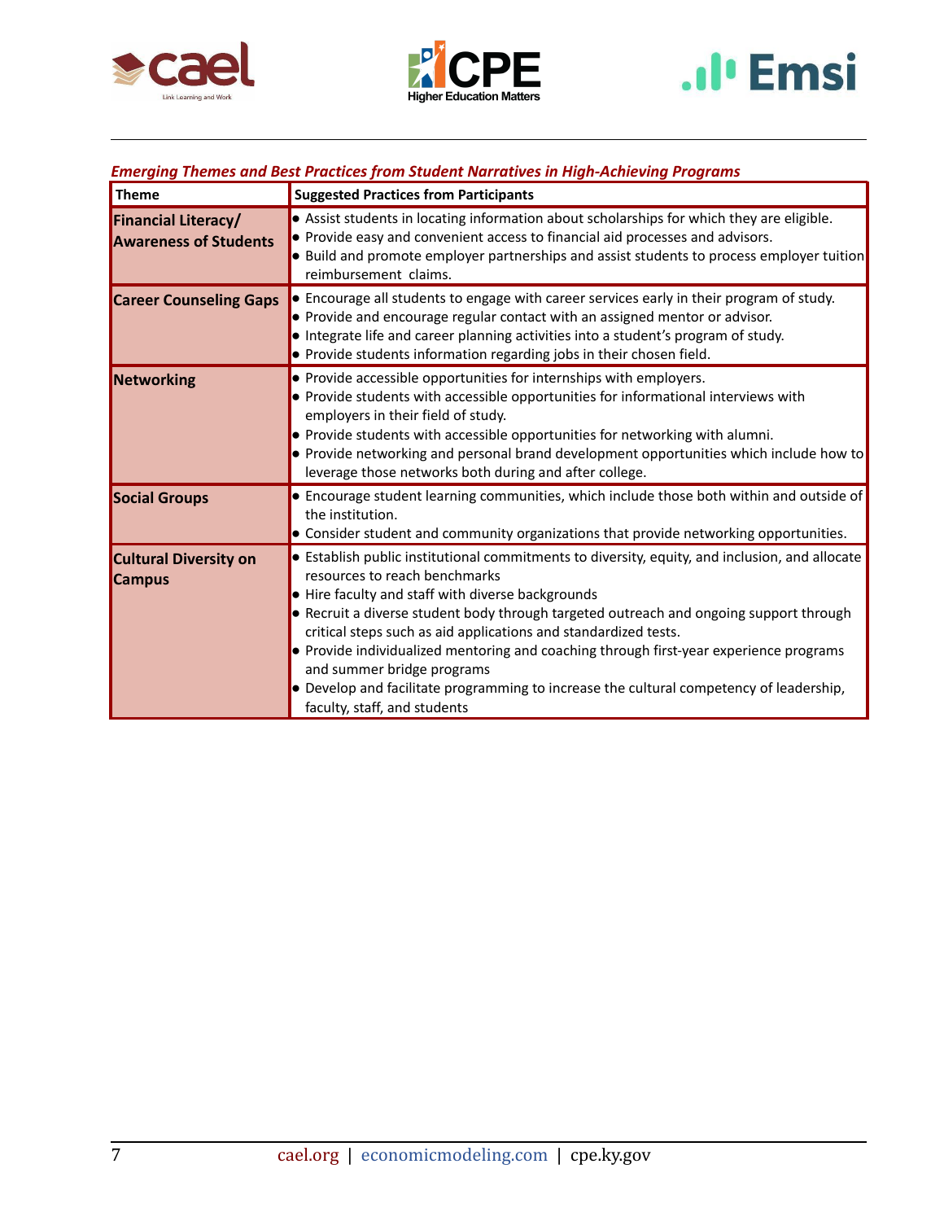*Emerging Themes and Best Practices from Student Narratives in High-Achieving Programs*

| Theme | Suggested Practices from Participants |
|---|---|
| **Financial Literacy/ Awareness of Students** | • Assist students in locating information about scholarships for which they are eligible.<br>• Provide easy and convenient access to financial aid processes and advisors.<br>• Build and promote employer partnerships and assist students to process employer tuition reimbursement claims. |
| **Career Counseling Gaps** | • Encourage all students to engage with career services early in their program of study.<br>• Provide and encourage regular contact with an assigned mentor or advisor.<br>• Integrate life and career planning activities into a student's program of study.<br>• Provide students information regarding jobs in their chosen field. |
| **Networking** | • Provide accessible opportunities for internships with employers.<br>• Provide students with accessible opportunities for informational interviews with employers in their field of study.<br>• Provide students with accessible opportunities for networking with alumni.<br>• Provide networking and personal brand development opportunities which include how to leverage those networks both during and after college. |
| **Social Groups** | • Encourage student learning communities, which include those both within and outside of the institution.<br>• Consider student and community organizations that provide networking opportunities. |
| **Cultural Diversity on Campus** | • Establish public institutional commitments to diversity, equity, and inclusion, and allocate resources to reach benchmarks<br>• Hire faculty and staff with diverse backgrounds<br>• Recruit a diverse student body through targeted outreach and ongoing support through critical steps such as aid applications and standardized tests.<br>• Provide individualized mentoring and coaching through first-year experience programs and summer bridge programs<br>• Develop and facilitate programming to increase the cultural competency of leadership, faculty, staff, and students |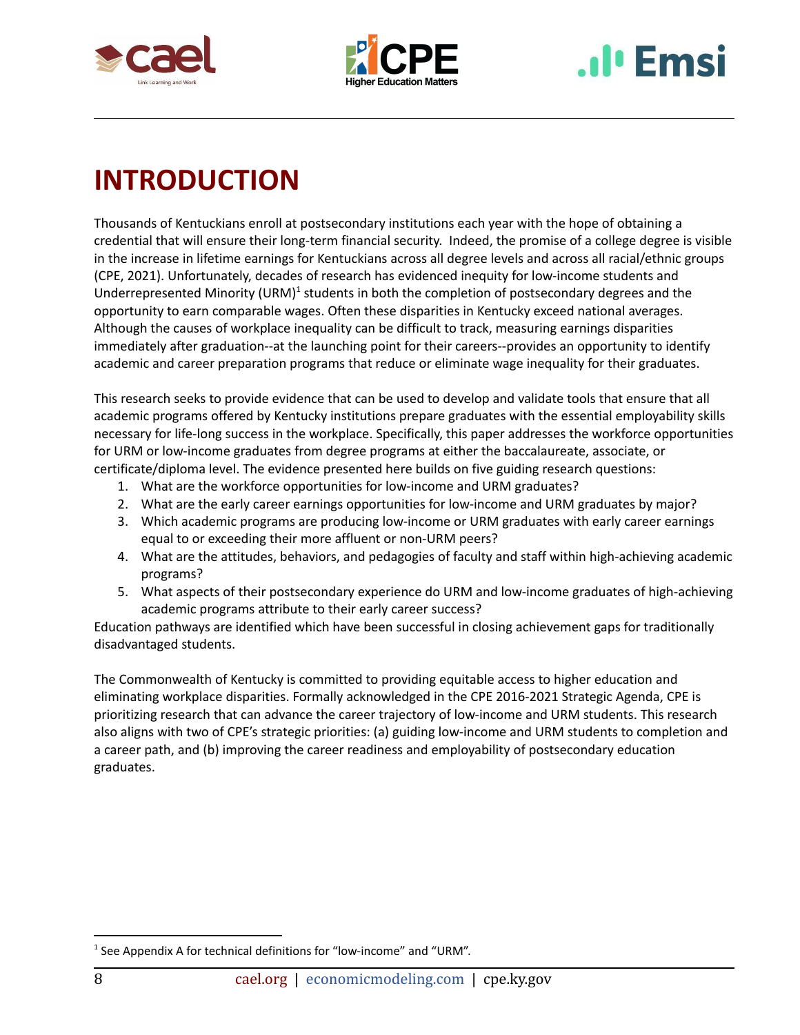# INTRODUCTION

Thousands of Kentuckians enroll at postsecondary institutions each year with the hope of obtaining a credential that will ensure their long-term financial security. Indeed, the promise of a college degree is visible in the increase in lifetime earnings for Kentuckians across all degree levels and across all racial/ethnic groups (CPE, 2021). Unfortunately, decades of research has evidenced inequity for low-income students and Underrepresented Minority (URM)[1] students in both the completion of postsecondary degrees and the opportunity to earn comparable wages. Often these disparities in Kentucky exceed national averages. Although the causes of workplace inequality can be difficult to track, measuring earnings disparities immediately after graduation--at the launching point for their careers--provides an opportunity to identify academic and career preparation programs that reduce or eliminate wage inequality for their graduates.

This research seeks to provide evidence that can be used to develop and validate tools that ensure that all academic programs offered by Kentucky institutions prepare graduates with the essential employability skills necessary for life-long success in the workplace. Specifically, this paper addresses the workforce opportunities for URM or low-income graduates from degree programs at either the baccalaureate, associate, or certificate/diploma level. The evidence presented here builds on five guiding research questions:

1. What are the workforce opportunities for low-income and URM graduates?
2. What are the early career earnings opportunities for low-income and URM graduates by major?
3. Which academic programs are producing low-income or URM graduates with early career earnings equal to or exceeding their more affluent or non-URM peers?
4. What are the attitudes, behaviors, and pedagogies of faculty and staff within high-achieving academic programs?
5. What aspects of their postsecondary experience do URM and low-income graduates of high-achieving academic programs attribute to their early career success?

Education pathways are identified which have been successful in closing achievement gaps for traditionally disadvantaged students.

The Commonwealth of Kentucky is committed to providing equitable access to higher education and eliminating workplace disparities. Formally acknowledged in the CPE 2016-2021 Strategic Agenda, CPE is prioritizing research that can advance the career trajectory of low-income and URM students. This research also aligns with two of CPE's strategic priorities: (a) guiding low-income and URM students to completion and a career path, and (b) improving the career readiness and employability of postsecondary education graduates.

[1] See Appendix A for technical definitions for "low-income" and "URM".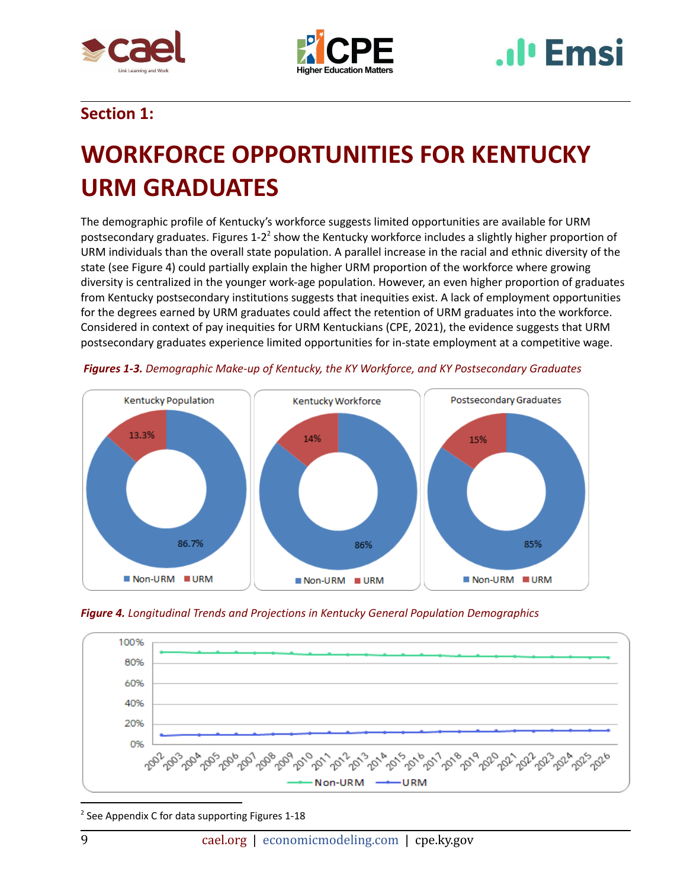## Section 1:

# WORKFORCE OPPORTUNITIES FOR KENTUCKY URM GRADUATES

The demographic profile of Kentucky's workforce suggests limited opportunities are available for URM postsecondary graduates. Figures 1-2[2] show the Kentucky workforce includes a slightly higher proportion of URM individuals than the overall state population. A parallel increase in the racial and ethnic diversity of the state (see Figure 4) could partially explain the higher URM proportion of the workforce where growing diversity is centralized in the younger work-age population. However, an even higher proportion of graduates from Kentucky postsecondary institutions suggests that inequities exist. A lack of employment opportunities for the degrees earned by URM graduates could affect the retention of URM graduates into the workforce. Considered in context of pay inequities for URM Kentuckians (CPE, 2021), the evidence suggests that URM postsecondary graduates experience limited opportunities for in-state employment at a competitive wage.

***Figures 1-3.*** *Demographic Make-up of Kentucky, the KY Workforce, and KY Postsecondary Graduates*

| | Kentucky Population | Kentucky Workforce | Postsecondary Graduates |
|---|---|---|---|
| Non-URM | 86.7% | 86% | 85% |
| URM | 13.3% | 14% | 15% |

***Figure 4.*** *Longitudinal Trends and Projections in Kentucky General Population Demographics*

[2] See Appendix C for data supporting Figures 1-18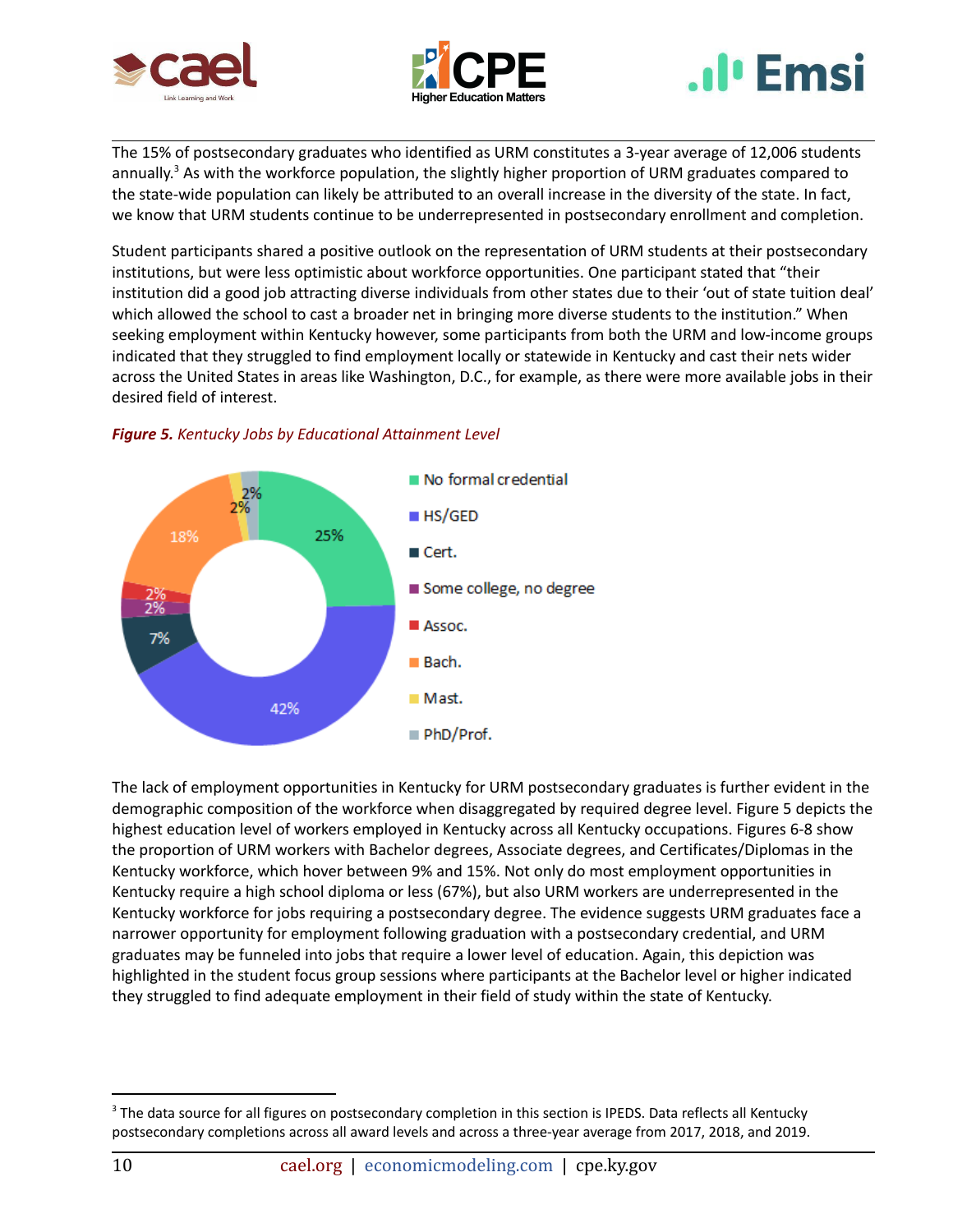The 15% of postsecondary graduates who identified as URM constitutes a 3-year average of 12,006 students annually.[3] As with the workforce population, the slightly higher proportion of URM graduates compared to the state-wide population can likely be attributed to an overall increase in the diversity of the state. In fact, we know that URM students continue to be underrepresented in postsecondary enrollment and completion.

Student participants shared a positive outlook on the representation of URM students at their postsecondary institutions, but were less optimistic about workforce opportunities. One participant stated that "their institution did a good job attracting diverse individuals from other states due to their 'out of state tuition deal' which allowed the school to cast a broader net in bringing more diverse students to the institution." When seeking employment within Kentucky however, some participants from both the URM and low-income groups indicated that they struggled to find employment locally or statewide in Kentucky and cast their nets wider across the United States in areas like Washington, D.C., for example, as there were more available jobs in their desired field of interest.

***Figure 5.*** *Kentucky Jobs by Educational Attainment Level*

| Educational Attainment Level | Share |
|---|---|
| No formal credential | 25% |
| HS/GED | 42% |
| Cert. | 7% |
| Some college, no degree | 2% |
| Assoc. | 2% |
| Bach. | 18% |
| Mast. | 2% |
| PhD/Prof. | 2% |

The lack of employment opportunities in Kentucky for URM postsecondary graduates is further evident in the demographic composition of the workforce when disaggregated by required degree level. Figure 5 depicts the highest education level of workers employed in Kentucky across all Kentucky occupations. Figures 6-8 show the proportion of URM workers with Bachelor degrees, Associate degrees, and Certificates/Diplomas in the Kentucky workforce, which hover between 9% and 15%. Not only do most employment opportunities in Kentucky require a high school diploma or less (67%), but also URM workers are underrepresented in the Kentucky workforce for jobs requiring a postsecondary degree. The evidence suggests URM graduates face a narrower opportunity for employment following graduation with a postsecondary credential, and URM graduates may be funneled into jobs that require a lower level of education. Again, this depiction was highlighted in the student focus group sessions where participants at the Bachelor level or higher indicated they struggled to find adequate employment in their field of study within the state of Kentucky.

---

[3] The data source for all figures on postsecondary completion in this section is IPEDS. Data reflects all Kentucky postsecondary completions across all award levels and across a three-year average from 2017, 2018, and 2019.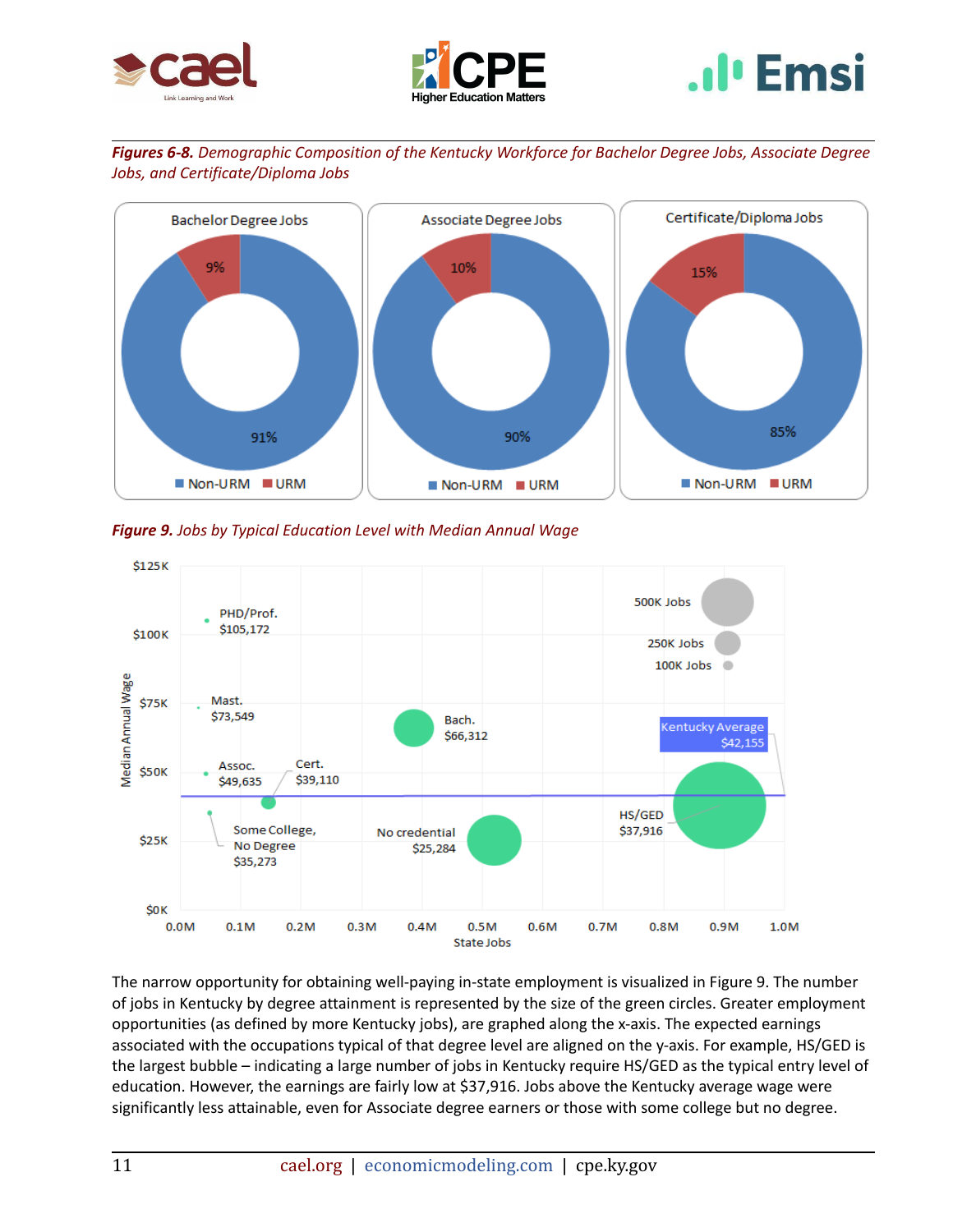***Figures 6-8.*** *Demographic Composition of the Kentucky Workforce for Bachelor Degree Jobs, Associate Degree Jobs, and Certificate/Diploma Jobs*

| | Non-URM | URM |
|---|---|---|
| Bachelor Degree Jobs | 91% | 9% |
| Associate Degree Jobs | 90% | 10% |
| Certificate/Diploma Jobs | 85% | 15% |

***Figure 9.*** *Jobs by Typical Education Level with Median Annual Wage*

| Typical Education Level | Median Annual Wage |
|---|---|
| PHD/Prof. | $105,172 |
| Mast. | $73,549 |
| Bach. | $66,312 |
| Assoc. | $49,635 |
| Cert. | $39,110 |
| HS/GED | $37,916 |
| Some College, No Degree | $35,273 |
| No credential | $25,284 |
| Kentucky Average | $42,155 |

The narrow opportunity for obtaining well-paying in-state employment is visualized in Figure 9. The number of jobs in Kentucky by degree attainment is represented by the size of the green circles. Greater employment opportunities (as defined by more Kentucky jobs), are graphed along the x-axis. The expected earnings associated with the occupations typical of that degree level are aligned on the y-axis. For example, HS/GED is the largest bubble – indicating a large number of jobs in Kentucky require HS/GED as the typical entry level of education. However, the earnings are fairly low at $37,916. Jobs above the Kentucky average wage were significantly less attainable, even for Associate degree earners or those with some college but no degree.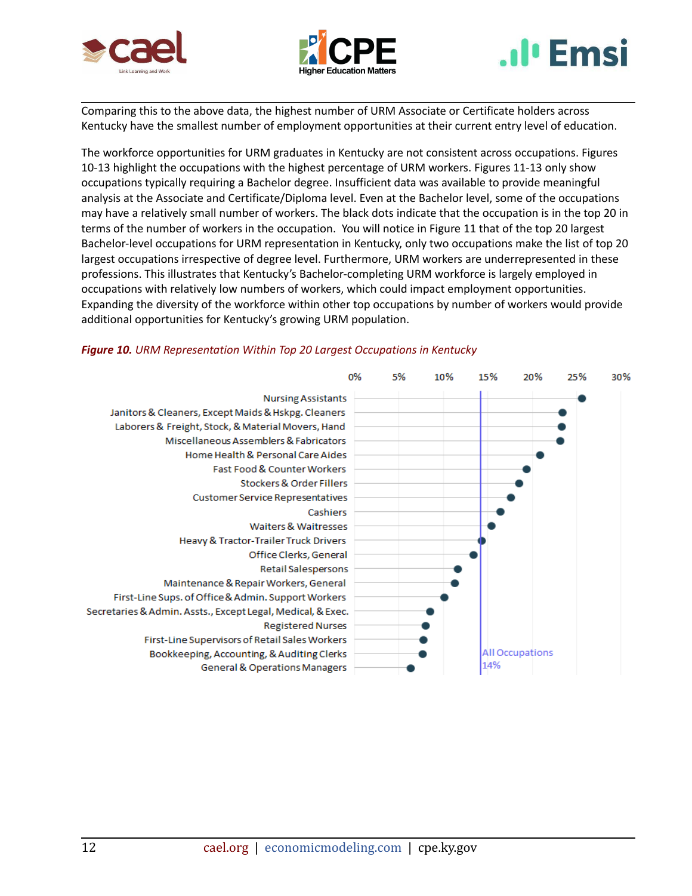Comparing this to the above data, the highest number of URM Associate or Certificate holders across Kentucky have the smallest number of employment opportunities at their current entry level of education.

The workforce opportunities for URM graduates in Kentucky are not consistent across occupations. Figures 10-13 highlight the occupations with the highest percentage of URM workers. Figures 11-13 only show occupations typically requiring a Bachelor degree. Insufficient data was available to provide meaningful analysis at the Associate and Certificate/Diploma level. Even at the Bachelor level, some of the occupations may have a relatively small number of workers. The black dots indicate that the occupation is in the top 20 in terms of the number of workers in the occupation. You will notice in Figure 11 that of the top 20 largest Bachelor-level occupations for URM representation in Kentucky, only two occupations make the list of top 20 largest occupations irrespective of degree level. Furthermore, URM workers are underrepresented in these professions. This illustrates that Kentucky's Bachelor-completing URM workforce is largely employed in occupations with relatively low numbers of workers, which could impact employment opportunities. Expanding the diversity of the workforce within other top occupations by number of workers would provide additional opportunities for Kentucky's growing URM population.

***Figure 10.*** *URM Representation Within Top 20 Largest Occupations in Kentucky*

| Occupation | URM Representation (approx.) |
|---|---|
| Nursing Assistants | ~26% |
| Janitors & Cleaners, Except Maids & Hskpg. Cleaners | ~23% |
| Laborers & Freight, Stock, & Material Movers, Hand | ~23% |
| Miscellaneous Assemblers & Fabricators | ~23% |
| Home Health & Personal Care Aides | ~21% |
| Fast Food & Counter Workers | ~19% |
| Stockers & Order Fillers | ~18% |
| Customer Service Representatives | ~18% |
| Cashiers | ~16% |
| Waiters & Waitresses | ~15% |
| Heavy & Tractor-Trailer Truck Drivers | ~14% |
| Office Clerks, General | ~13% |
| Retail Salespersons | ~12% |
| Maintenance & Repair Workers, General | ~11% |
| First-Line Sups. of Office & Admin. Support Workers | ~10% |
| Secretaries & Admin. Assts., Except Legal, Medical, & Exec. | ~8% |
| Registered Nurses | ~8% |
| First-Line Supervisors of Retail Sales Workers | ~8% |
| Bookkeeping, Accounting, & Auditing Clerks | ~8% |
| General & Operations Managers | ~6% |

All Occupations 14%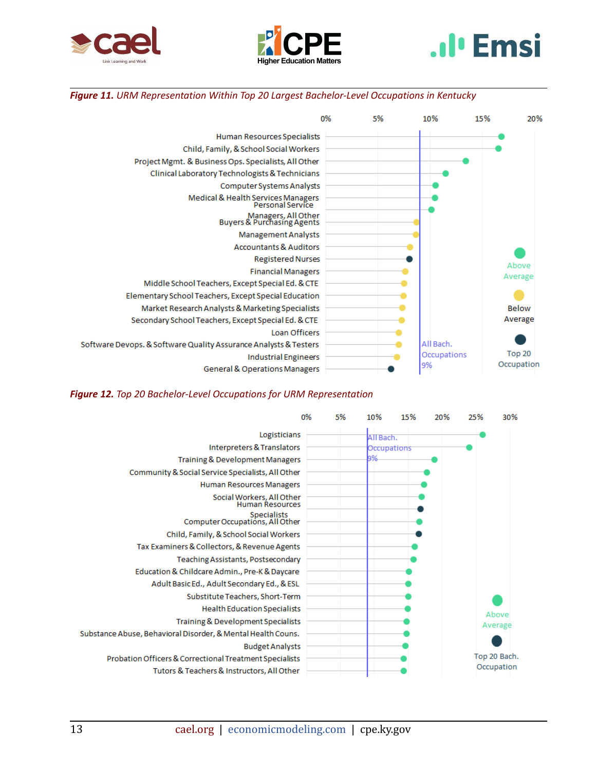*Figure 11. URM Representation Within Top 20 Largest Bachelor-Level Occupations in Kentucky*

| Occupation | Category |
|---|---|
| Human Resources Specialists | Above Average |
| Child, Family, & School Social Workers | Above Average |
| Project Mgmt. & Business Ops. Specialists, All Other | Above Average |
| Clinical Laboratory Technologists & Technicians | Above Average |
| Computer Systems Analysts | Above Average |
| Medical & Health Services Managers | Above Average |
| Personal Service Managers, All Other | Above Average |
| Buyers & Purchasing Agents | Below Average |
| Management Analysts | Below Average |
| Accountants & Auditors | Below Average |
| Registered Nurses | Top 20 Occupation |
| Financial Managers | Below Average |
| Middle School Teachers, Except Special Ed. & CTE | Below Average |
| Elementary School Teachers, Except Special Education | Below Average |
| Market Research Analysts & Marketing Specialists | Below Average |
| Secondary School Teachers, Except Special Ed. & CTE | Below Average |
| Loan Officers | Below Average |
| Software Devops. & Software Quality Assurance Analysts & Testers | Below Average |
| Industrial Engineers | Below Average |
| General & Operations Managers | Top 20 Occupation |

All Bach. Occupations 9%

*Figure 12. Top 20 Bachelor-Level Occupations for URM Representation*

| Occupation | Category |
|---|---|
| Logisticians | Above Average |
| Interpreters & Translators | Above Average |
| Training & Development Managers | Above Average |
| Community & Social Service Specialists, All Other | Above Average |
| Human Resources Managers | Above Average |
| Social Workers, All Other | Above Average |
| Human Resources Specialists | Top 20 Bach. Occupation |
| Computer Occupations, All Other | Above Average |
| Child, Family, & School Social Workers | Top 20 Bach. Occupation |
| Tax Examiners & Collectors, & Revenue Agents | Above Average |
| Teaching Assistants, Postsecondary | Above Average |
| Education & Childcare Admin., Pre-K & Daycare | Above Average |
| Adult Basic Ed., Adult Secondary Ed., & ESL | Above Average |
| Substitute Teachers, Short-Term | Above Average |
| Health Education Specialists | Above Average |
| Training & Development Specialists | Above Average |
| Substance Abuse, Behavioral Disorder, & Mental Health Couns. | Above Average |
| Budget Analysts | Above Average |
| Probation Officers & Correctional Treatment Specialists | Above Average |
| Tutors & Teachers & Instructors, All Other | Above Average |

All Bach. Occupations 9%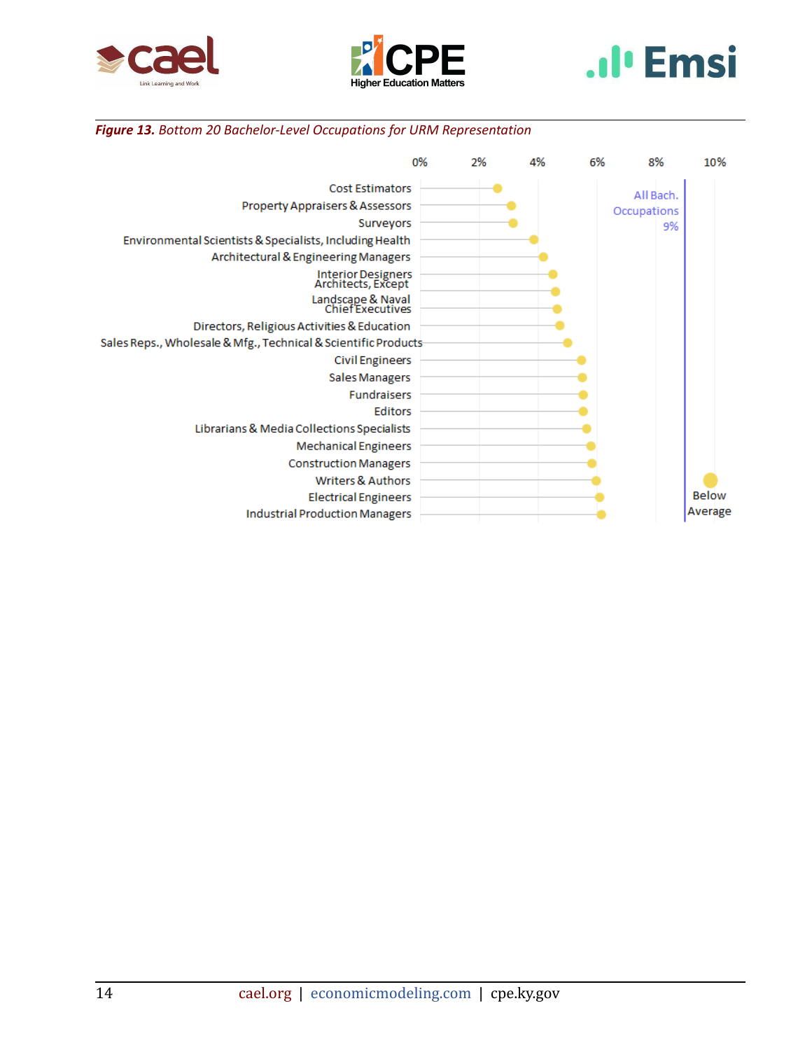***Figure 13.*** *Bottom 20 Bachelor-Level Occupations for URM Representation*

| Occupation | Approx. URM Representation |
|---|---|
| Cost Estimators | ~2.6% |
| Property Appraisers & Assessors | ~3.1% |
| Surveyors | ~3.1% |
| Environmental Scientists & Specialists, Including Health | ~3.9% |
| Architectural & Engineering Managers | ~4.2% |
| Interior Designers | ~4.5% |
| Architects, Except Landscape & Naval | ~4.6% |
| Chief Executives | ~4.7% |
| Directors, Religious Activities & Education | ~4.8% |
| Sales Reps., Wholesale & Mfg., Technical & Scientific Products | ~5.0% |
| Civil Engineers | ~5.5% |
| Sales Managers | ~5.5% |
| Fundraisers | ~5.5% |
| Editors | ~5.5% |
| Librarians & Media Collections Specialists | ~5.7% |
| Mechanical Engineers | ~5.8% |
| Construction Managers | ~5.8% |
| Writers & Authors | ~6.0% |
| Electrical Engineers | ~6.1% |
| Industrial Production Managers | ~6.1% |

All Bach. Occupations: 9%

Legend: Below Average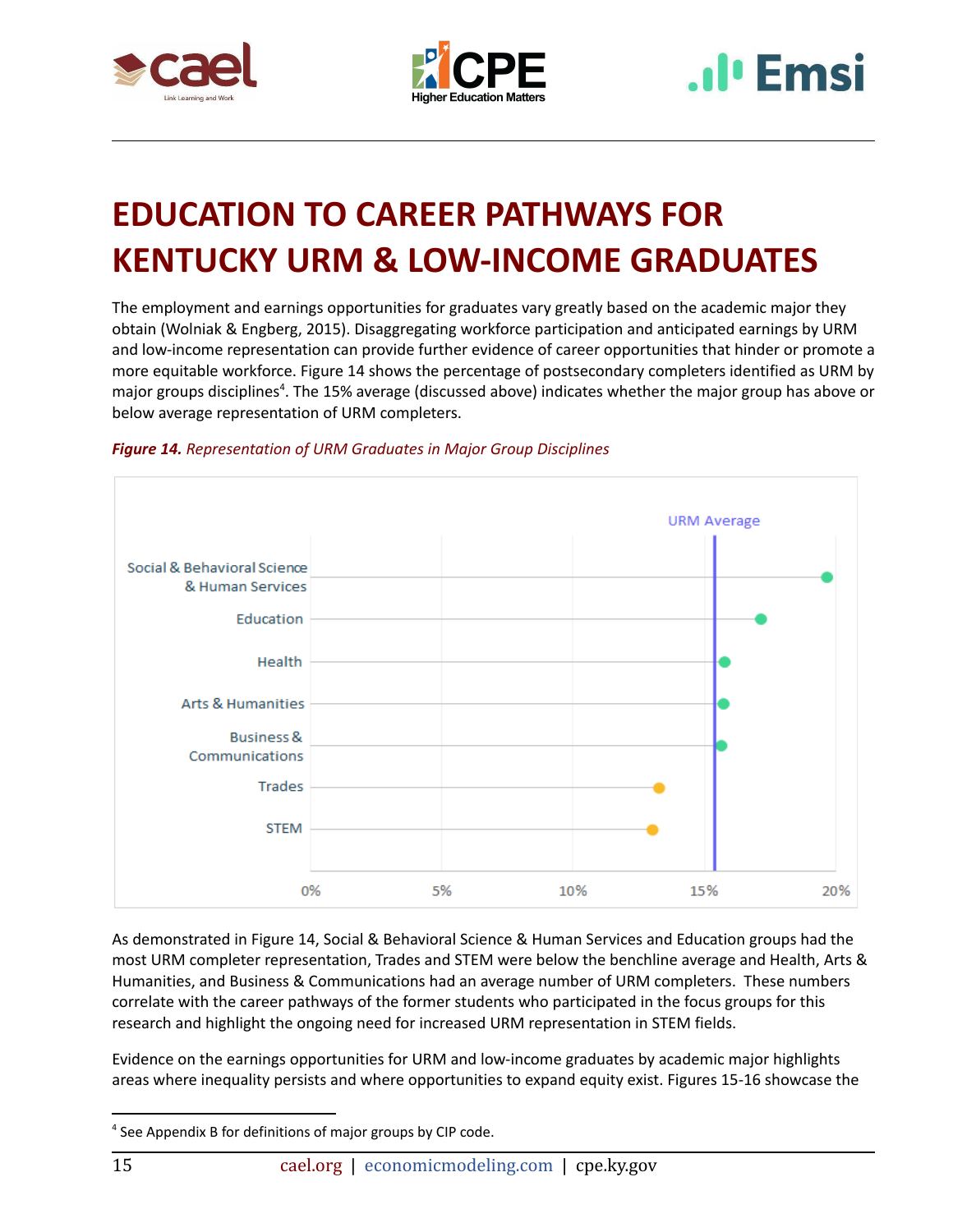# EDUCATION TO CAREER PATHWAYS FOR KENTUCKY URM & LOW-INCOME GRADUATES

The employment and earnings opportunities for graduates vary greatly based on the academic major they obtain (Wolniak & Engberg, 2015). Disaggregating workforce participation and anticipated earnings by URM and low-income representation can provide further evidence of career opportunities that hinder or promote a more equitable workforce. Figure 14 shows the percentage of postsecondary completers identified as URM by major groups disciplines[4]. The 15% average (discussed above) indicates whether the major group has above or below average representation of URM completers.

***Figure 14.*** *Representation of URM Graduates in Major Group Disciplines*

URM Average

Social & Behavioral Science & Human Services

Education

Health

Arts & Humanities

Business & Communications

Trades

STEM

0% 5% 10% 15% 20%

As demonstrated in Figure 14, Social & Behavioral Science & Human Services and Education groups had the most URM completer representation, Trades and STEM were below the benchline average and Health, Arts & Humanities, and Business & Communications had an average number of URM completers. These numbers correlate with the career pathways of the former students who participated in the focus groups for this research and highlight the ongoing need for increased URM representation in STEM fields.

Evidence on the earnings opportunities for URM and low-income graduates by academic major highlights areas where inequality persists and where opportunities to expand equity exist. Figures 15-16 showcase the

[4] See Appendix B for definitions of major groups by CIP code.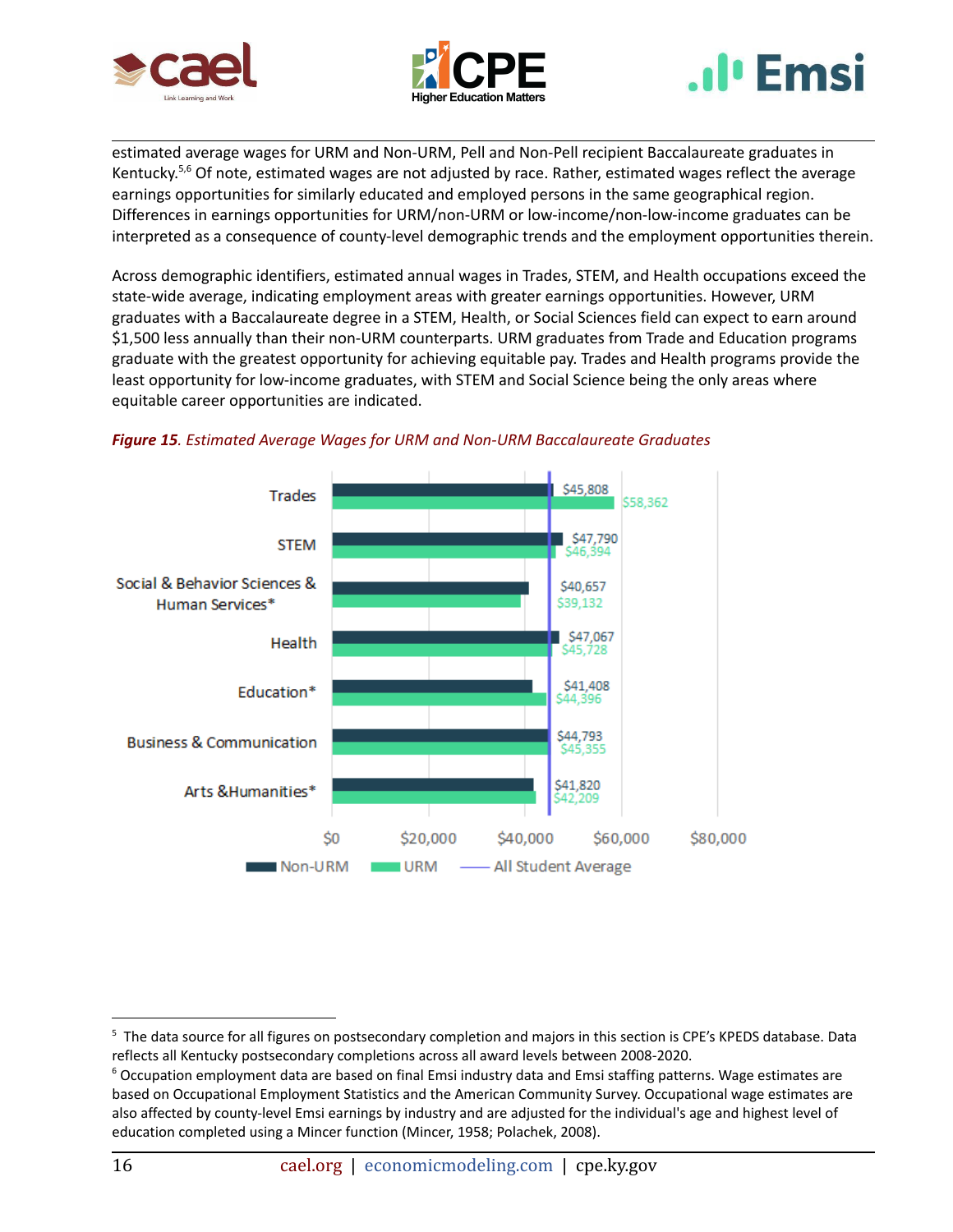estimated average wages for URM and Non-URM, Pell and Non-Pell recipient Baccalaureate graduates in Kentucky.[5,6] Of note, estimated wages are not adjusted by race. Rather, estimated wages reflect the average earnings opportunities for similarly educated and employed persons in the same geographical region. Differences in earnings opportunities for URM/non-URM or low-income/non-low-income graduates can be interpreted as a consequence of county-level demographic trends and the employment opportunities therein.

Across demographic identifiers, estimated annual wages in Trades, STEM, and Health occupations exceed the state-wide average, indicating employment areas with greater earnings opportunities. However, URM graduates with a Baccalaureate degree in a STEM, Health, or Social Sciences field can expect to earn around $1,500 less annually than their non-URM counterparts. URM graduates from Trade and Education programs graduate with the greatest opportunity for achieving equitable pay. Trades and Health programs provide the least opportunity for low-income graduates, with STEM and Social Science being the only areas where equitable career opportunities are indicated.

***Figure 15**. Estimated Average Wages for URM and Non-URM Baccalaureate Graduates*

| Field | Non-URM | URM |
|---|---|---|
| Trades | $45,808 | $58,362 |
| STEM | $47,790 | $46,394 |
| Social & Behavior Sciences & Human Services* | $40,657 | $39,132 |
| Health | $47,067 | $45,728 |
| Education* | $41,408 | $44,396 |
| Business & Communication | $44,793 | $45,355 |
| Arts &Humanities* | $41,820 | $42,209 |

Legend: Non-URM, URM, All Student Average

---

[5] The data source for all figures on postsecondary completion and majors in this section is CPE's KPEDS database. Data reflects all Kentucky postsecondary completions across all award levels between 2008-2020.

[6] Occupation employment data are based on final Emsi industry data and Emsi staffing patterns. Wage estimates are based on Occupational Employment Statistics and the American Community Survey. Occupational wage estimates are also affected by county-level Emsi earnings by industry and are adjusted for the individual's age and highest level of education completed using a Mincer function (Mincer, 1958; Polachek, 2008).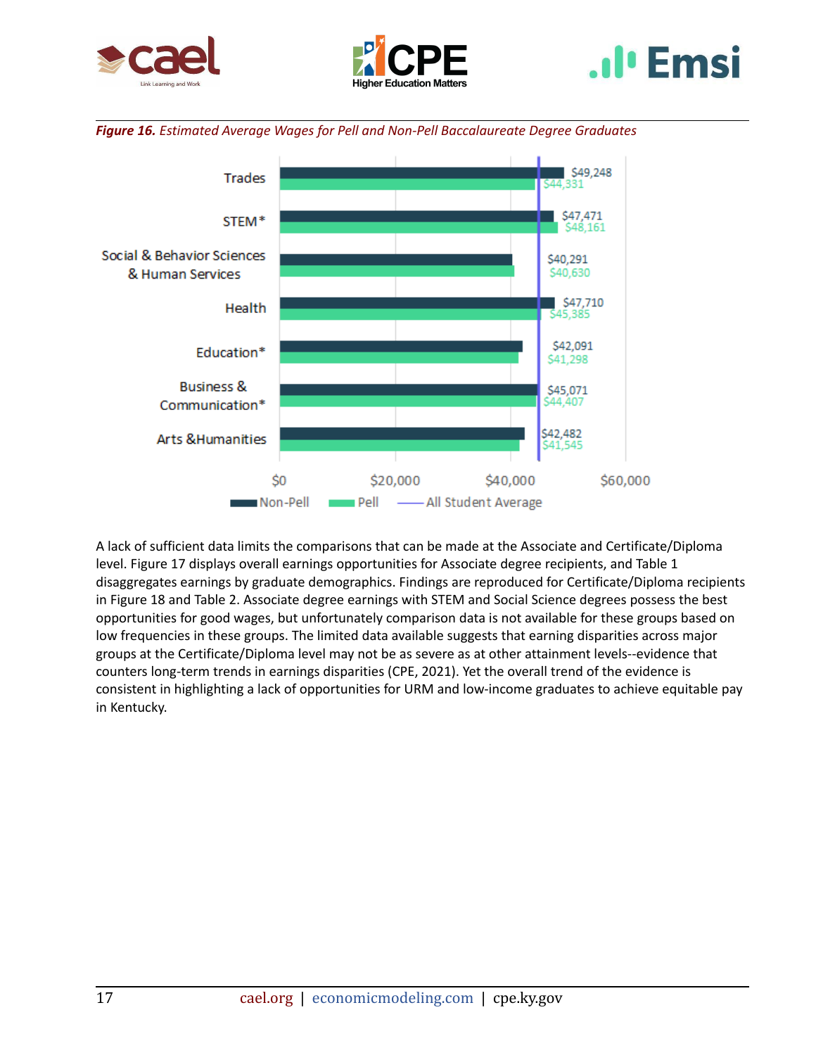***Figure 16.*** *Estimated Average Wages for Pell and Non-Pell Baccalaureate Degree Graduates*

| | Non-Pell | Pell |
|---|---|---|
| Trades | $49,248 | $44,331 |
| STEM* | $47,471 | $48,161 |
| Social & Behavior Sciences & Human Services | $40,291 | $40,630 |
| Health | $47,710 | $45,385 |
| Education* | $42,091 | $41,298 |
| Business & Communication* | $45,071 | $44,407 |
| Arts &Humanities | $42,482 | $41,545 |

A lack of sufficient data limits the comparisons that can be made at the Associate and Certificate/Diploma level. Figure 17 displays overall earnings opportunities for Associate degree recipients, and Table 1 disaggregates earnings by graduate demographics. Findings are reproduced for Certificate/Diploma recipients in Figure 18 and Table 2. Associate degree earnings with STEM and Social Science degrees possess the best opportunities for good wages, but unfortunately comparison data is not available for these groups based on low frequencies in these groups. The limited data available suggests that earning disparities across major groups at the Certificate/Diploma level may not be as severe as at other attainment levels--evidence that counters long-term trends in earnings disparities (CPE, 2021). Yet the overall trend of the evidence is consistent in highlighting a lack of opportunities for URM and low-income graduates to achieve equitable pay in Kentucky.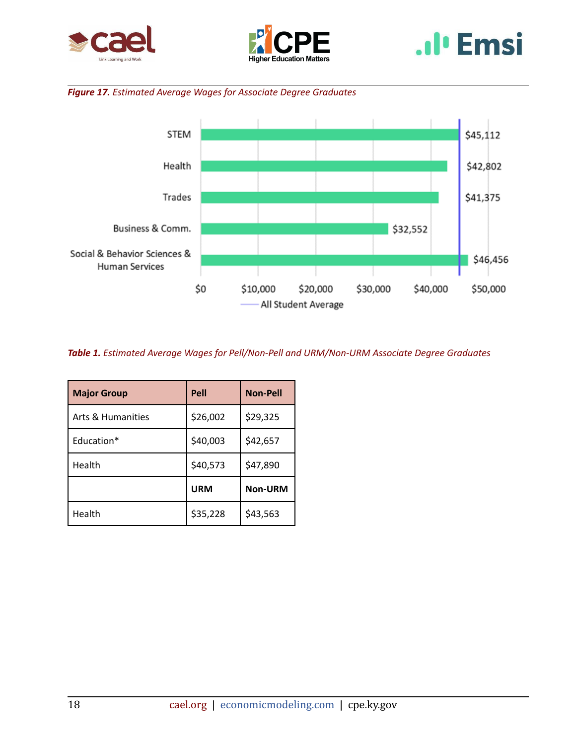*Figure 17. Estimated Average Wages for Associate Degree Graduates*

| Major Group | Estimated Average Wage |
|---|---|
| STEM | $45,112 |
| Health | $42,802 |
| Trades | $41,375 |
| Business & Comm. | $32,552 |
| Social & Behavior Sciences & Human Services | $46,456 |

All Student Average

*Table 1. Estimated Average Wages for Pell/Non-Pell and URM/Non-URM Associate Degree Graduates*

| Major Group | Pell | Non-Pell |
|---|---|---|
| Arts & Humanities | $26,002 | $29,325 |
| Education* | $40,003 | $42,657 |
| Health | $40,573 | $47,890 |
| | **URM** | **Non-URM** |
| Health | $35,228 | $43,563 |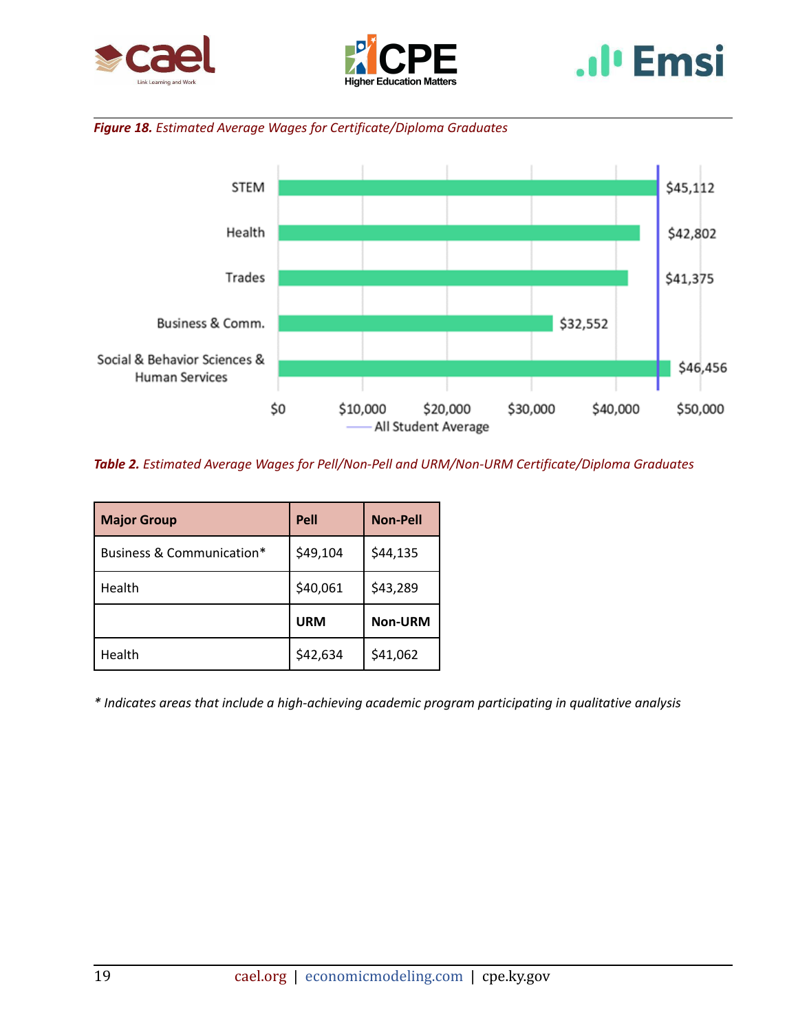*Figure 18. Estimated Average Wages for Certificate/Diploma Graduates*

| Major Group | Estimated Average Wage |
|---|---|
| STEM | $45,112 |
| Health | $42,802 |
| Trades | $41,375 |
| Business & Comm. | $32,552 |
| Social & Behavior Sciences & Human Services | $46,456 |

*Table 2. Estimated Average Wages for Pell/Non-Pell and URM/Non-URM Certificate/Diploma Graduates*

| Major Group | Pell | Non-Pell |
|---|---|---|
| Business & Communication* | $49,104 | $44,135 |
| Health | $40,061 | $43,289 |
| | **URM** | **Non-URM** |
| Health | $42,634 | $41,062 |

*\* Indicates areas that include a high-achieving academic program participating in qualitative analysis*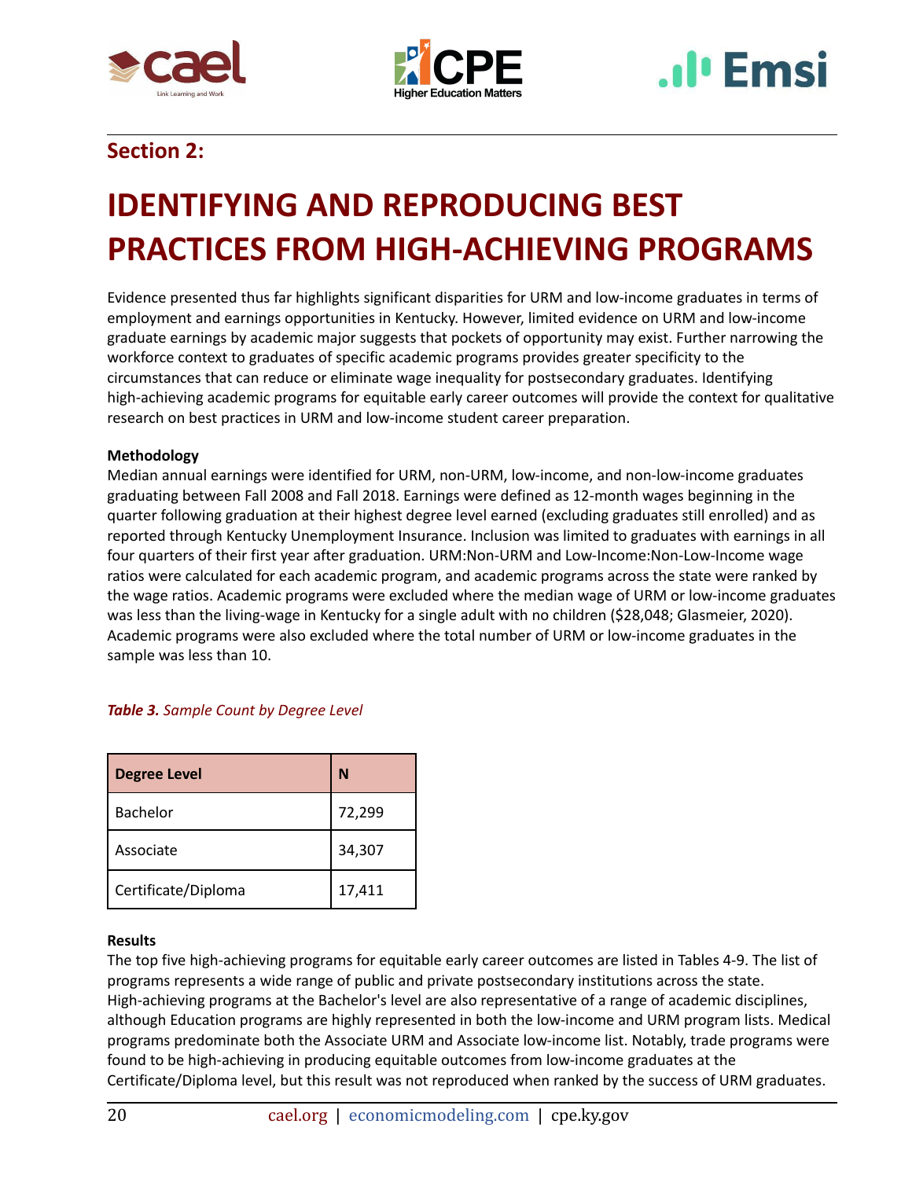## Section 2:

# IDENTIFYING AND REPRODUCING BEST PRACTICES FROM HIGH-ACHIEVING PROGRAMS

Evidence presented thus far highlights significant disparities for URM and low-income graduates in terms of employment and earnings opportunities in Kentucky. However, limited evidence on URM and low-income graduate earnings by academic major suggests that pockets of opportunity may exist. Further narrowing the workforce context to graduates of specific academic programs provides greater specificity to the circumstances that can reduce or eliminate wage inequality for postsecondary graduates. Identifying high-achieving academic programs for equitable early career outcomes will provide the context for qualitative research on best practices in URM and low-income student career preparation.

**Methodology**

Median annual earnings were identified for URM, non-URM, low-income, and non-low-income graduates graduating between Fall 2008 and Fall 2018. Earnings were defined as 12-month wages beginning in the quarter following graduation at their highest degree level earned (excluding graduates still enrolled) and as reported through Kentucky Unemployment Insurance. Inclusion was limited to graduates with earnings in all four quarters of their first year after graduation. URM:Non-URM and Low-Income:Non-Low-Income wage ratios were calculated for each academic program, and academic programs across the state were ranked by the wage ratios. Academic programs were excluded where the median wage of URM or low-income graduates was less than the living-wage in Kentucky for a single adult with no children ($28,048; Glasmeier, 2020). Academic programs were also excluded where the total number of URM or low-income graduates in the sample was less than 10.

***Table 3.** Sample Count by Degree Level*

| Degree Level | N |
|---|---|
| Bachelor | 72,299 |
| Associate | 34,307 |
| Certificate/Diploma | 17,411 |

**Results**

The top five high-achieving programs for equitable early career outcomes are listed in Tables 4-9. The list of programs represents a wide range of public and private postsecondary institutions across the state. High-achieving programs at the Bachelor's level are also representative of a range of academic disciplines, although Education programs are highly represented in both the low-income and URM program lists. Medical programs predominate both the Associate URM and Associate low-income list. Notably, trade programs were found to be high-achieving in producing equitable outcomes from low-income graduates at the Certificate/Diploma level, but this result was not reproduced when ranked by the success of URM graduates.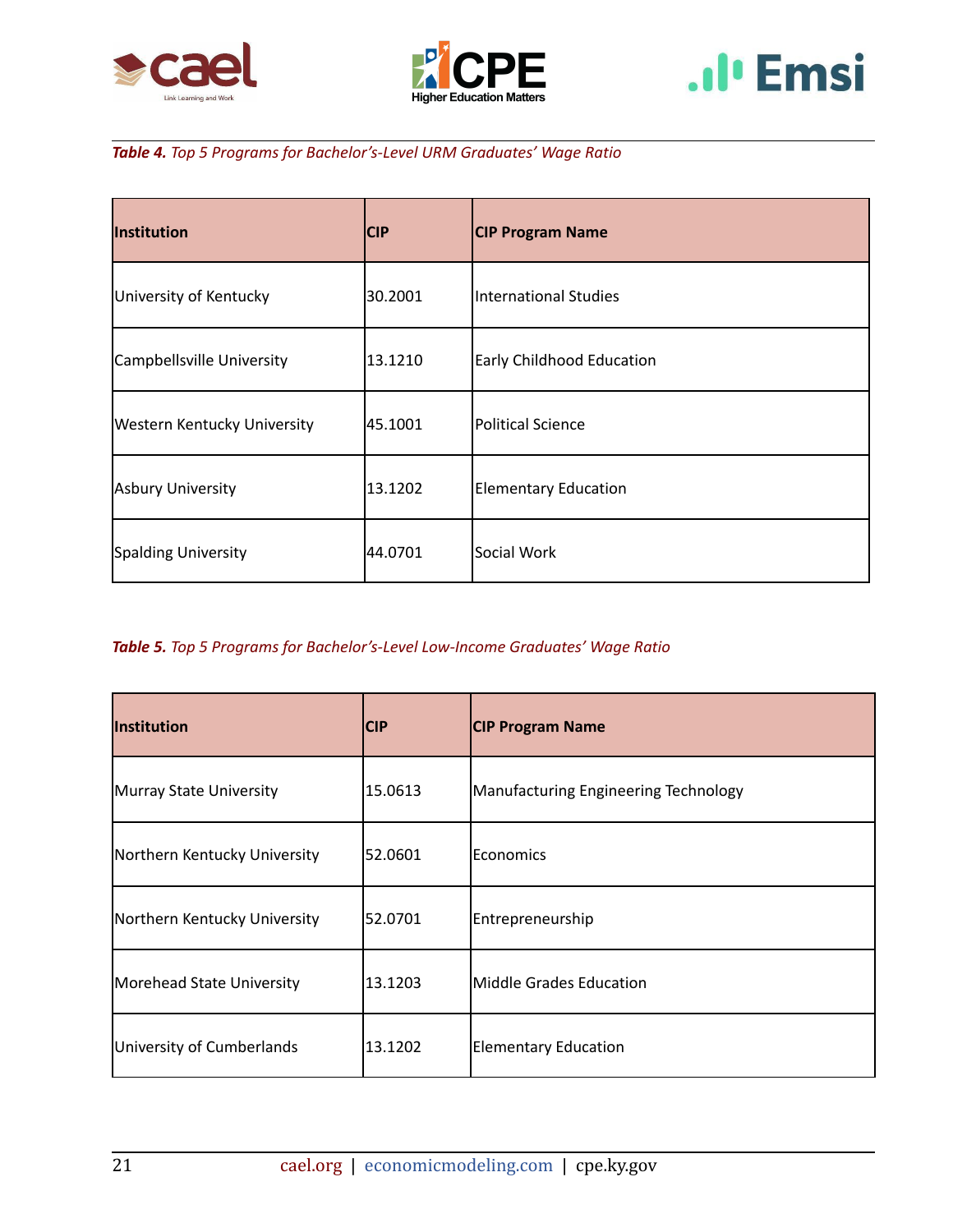***Table 4.*** *Top 5 Programs for Bachelor's-Level URM Graduates' Wage Ratio*

| Institution | CIP | CIP Program Name |
|---|---|---|
| University of Kentucky | 30.2001 | International Studies |
| Campbellsville University | 13.1210 | Early Childhood Education |
| Western Kentucky University | 45.1001 | Political Science |
| Asbury University | 13.1202 | Elementary Education |
| Spalding University | 44.0701 | Social Work |

***Table 5.*** *Top 5 Programs for Bachelor's-Level Low-Income Graduates' Wage Ratio*

| Institution | CIP | CIP Program Name |
|---|---|---|
| Murray State University | 15.0613 | Manufacturing Engineering Technology |
| Northern Kentucky University | 52.0601 | Economics |
| Northern Kentucky University | 52.0701 | Entrepreneurship |
| Morehead State University | 13.1203 | Middle Grades Education |
| University of Cumberlands | 13.1202 | Elementary Education |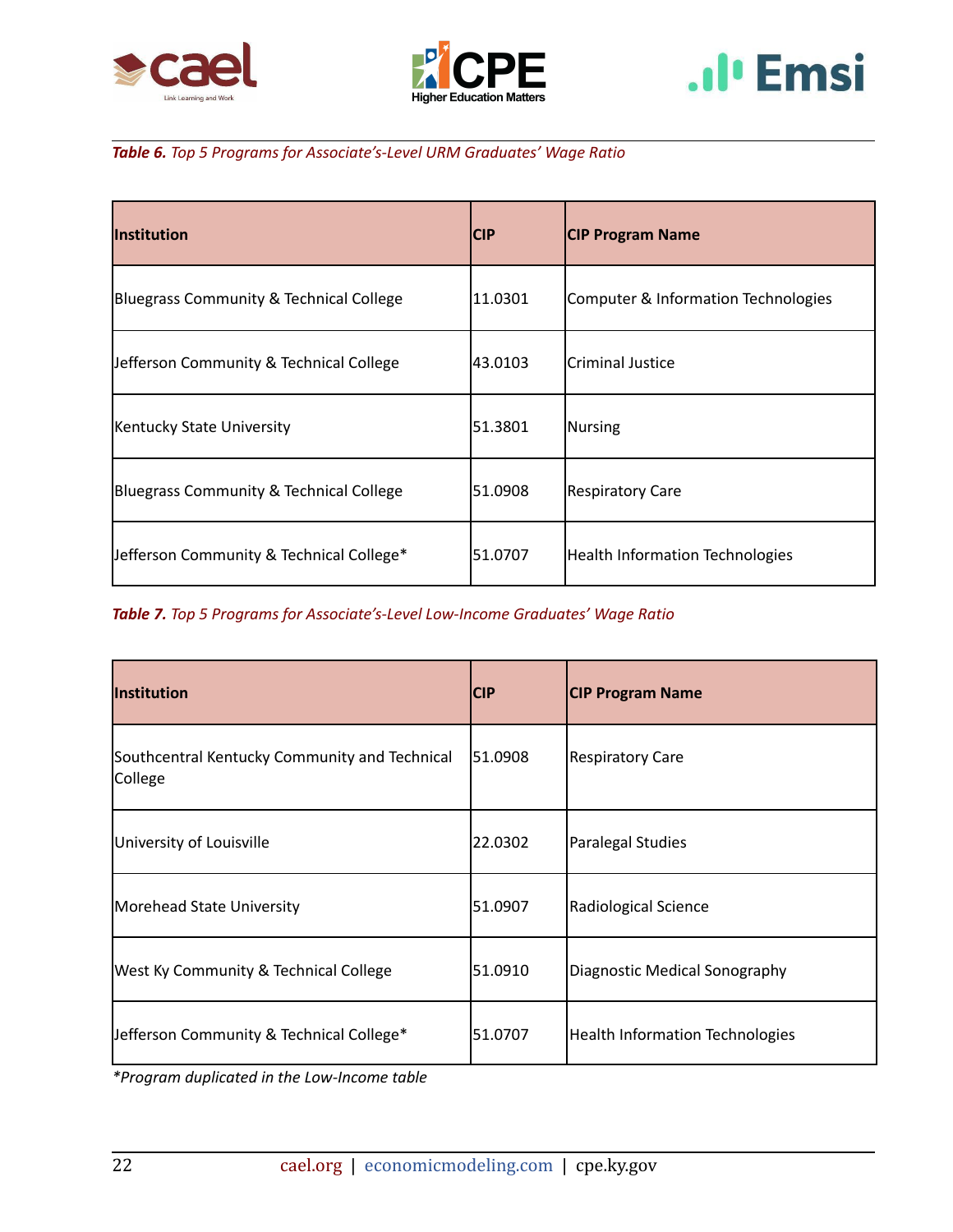***Table 6.*** *Top 5 Programs for Associate's-Level URM Graduates' Wage Ratio*

| Institution | CIP | CIP Program Name |
|---|---|---|
| Bluegrass Community & Technical College | 11.0301 | Computer & Information Technologies |
| Jefferson Community & Technical College | 43.0103 | Criminal Justice |
| Kentucky State University | 51.3801 | Nursing |
| Bluegrass Community & Technical College | 51.0908 | Respiratory Care |
| Jefferson Community & Technical College* | 51.0707 | Health Information Technologies |

***Table 7.*** *Top 5 Programs for Associate's-Level Low-Income Graduates' Wage Ratio*

| Institution | CIP | CIP Program Name |
|---|---|---|
| Southcentral Kentucky Community and Technical College | 51.0908 | Respiratory Care |
| University of Louisville | 22.0302 | Paralegal Studies |
| Morehead State University | 51.0907 | Radiological Science |
| West Ky Community & Technical College | 51.0910 | Diagnostic Medical Sonography |
| Jefferson Community & Technical College* | 51.0707 | Health Information Technologies |

*\*Program duplicated in the Low-Income table*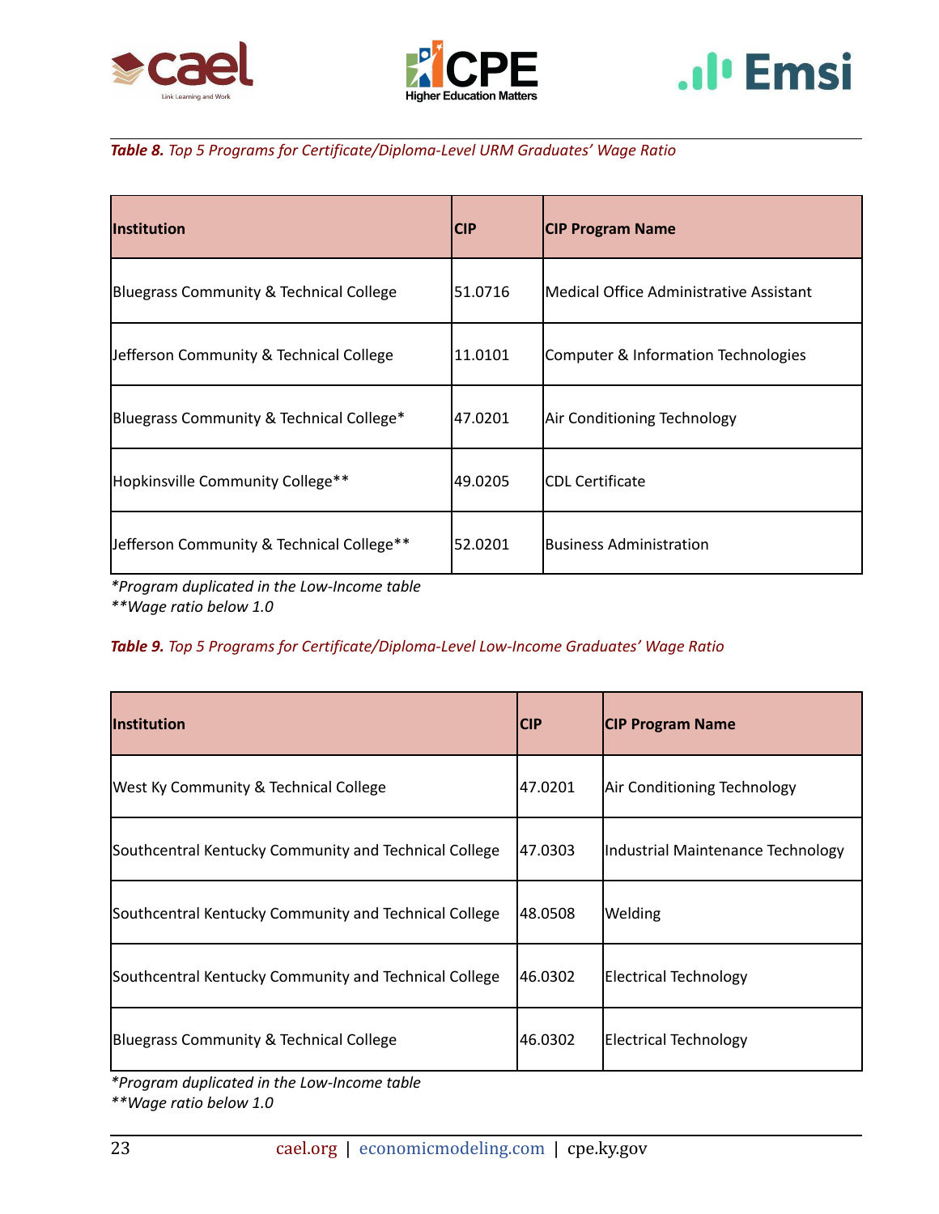***Table 8.*** *Top 5 Programs for Certificate/Diploma-Level URM Graduates' Wage Ratio*

| Institution | CIP | CIP Program Name |
|---|---|---|
| Bluegrass Community & Technical College | 51.0716 | Medical Office Administrative Assistant |
| Jefferson Community & Technical College | 11.0101 | Computer & Information Technologies |
| Bluegrass Community & Technical College* | 47.0201 | Air Conditioning Technology |
| Hopkinsville Community College** | 49.0205 | CDL Certificate |
| Jefferson Community & Technical College** | 52.0201 | Business Administration |

*\*Program duplicated in the Low-Income table*
*\*\*Wage ratio below 1.0*

***Table 9.*** *Top 5 Programs for Certificate/Diploma-Level Low-Income Graduates' Wage Ratio*

| Institution | CIP | CIP Program Name |
|---|---|---|
| West Ky Community & Technical College | 47.0201 | Air Conditioning Technology |
| Southcentral Kentucky Community and Technical College | 47.0303 | Industrial Maintenance Technology |
| Southcentral Kentucky Community and Technical College | 48.0508 | Welding |
| Southcentral Kentucky Community and Technical College | 46.0302 | Electrical Technology |
| Bluegrass Community & Technical College | 46.0302 | Electrical Technology |

*\*Program duplicated in the Low-Income table*
*\*\*Wage ratio below 1.0*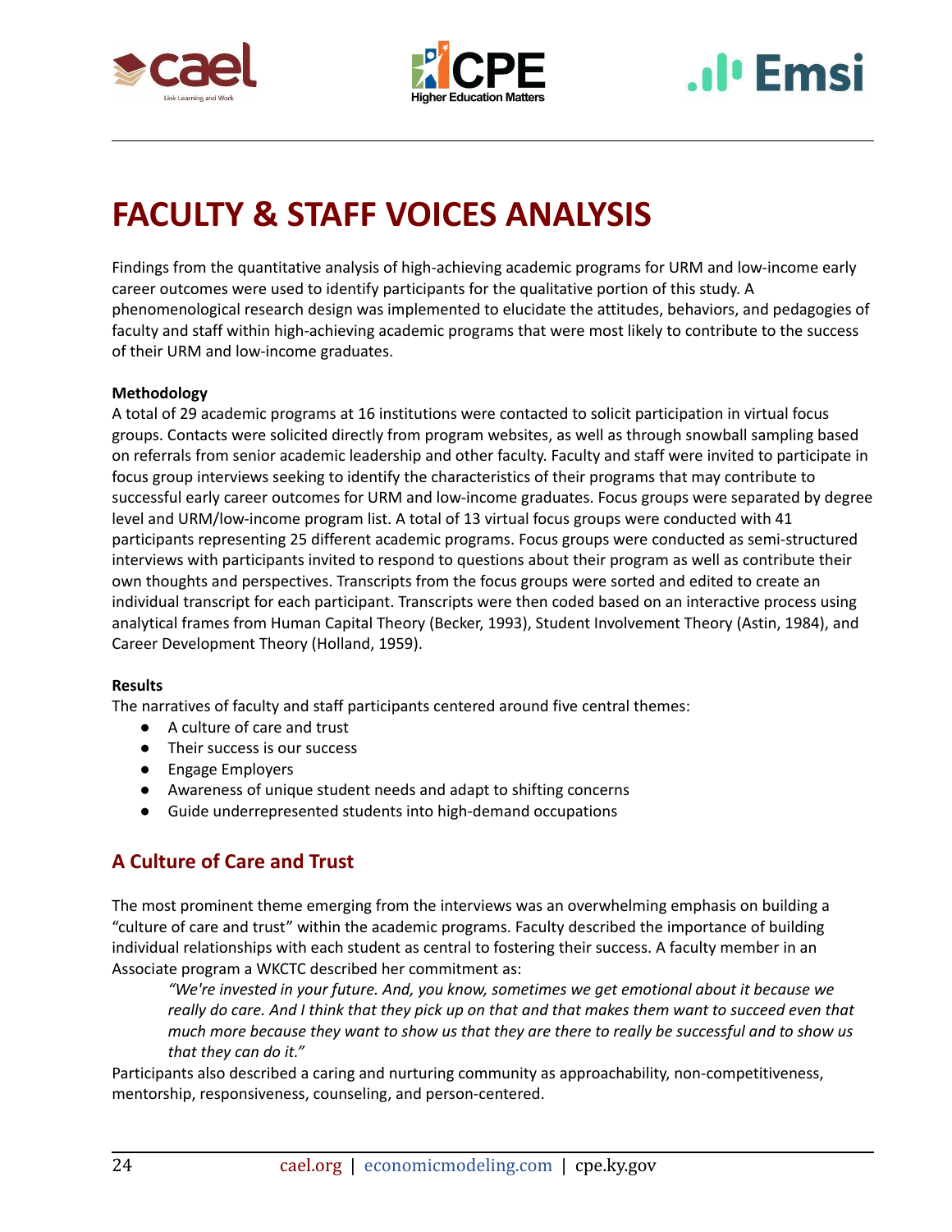# FACULTY & STAFF VOICES ANALYSIS

Findings from the quantitative analysis of high-achieving academic programs for URM and low-income early career outcomes were used to identify participants for the qualitative portion of this study. A phenomenological research design was implemented to elucidate the attitudes, behaviors, and pedagogies of faculty and staff within high-achieving academic programs that were most likely to contribute to the success of their URM and low-income graduates.

**Methodology**
A total of 29 academic programs at 16 institutions were contacted to solicit participation in virtual focus groups. Contacts were solicited directly from program websites, as well as through snowball sampling based on referrals from senior academic leadership and other faculty. Faculty and staff were invited to participate in focus group interviews seeking to identify the characteristics of their programs that may contribute to successful early career outcomes for URM and low-income graduates. Focus groups were separated by degree level and URM/low-income program list. A total of 13 virtual focus groups were conducted with 41 participants representing 25 different academic programs. Focus groups were conducted as semi-structured interviews with participants invited to respond to questions about their program as well as contribute their own thoughts and perspectives. Transcripts from the focus groups were sorted and edited to create an individual transcript for each participant. Transcripts were then coded based on an interactive process using analytical frames from Human Capital Theory (Becker, 1993), Student Involvement Theory (Astin, 1984), and Career Development Theory (Holland, 1959).

**Results**
The narratives of faculty and staff participants centered around five central themes:

- A culture of care and trust
- Their success is our success
- Engage Employers
- Awareness of unique student needs and adapt to shifting concerns
- Guide underrepresented students into high-demand occupations

## A Culture of Care and Trust

The most prominent theme emerging from the interviews was an overwhelming emphasis on building a "culture of care and trust" within the academic programs. Faculty described the importance of building individual relationships with each student as central to fostering their success. A faculty member in an Associate program a WKCTC described her commitment as:

> *"We're invested in your future. And, you know, sometimes we get emotional about it because we really do care. And I think that they pick up on that and that makes them want to succeed even that much more because they want to show us that they are there to really be successful and to show us that they can do it."*

Participants also described a caring and nurturing community as approachability, non-competitiveness, mentorship, responsiveness, counseling, and person-centered.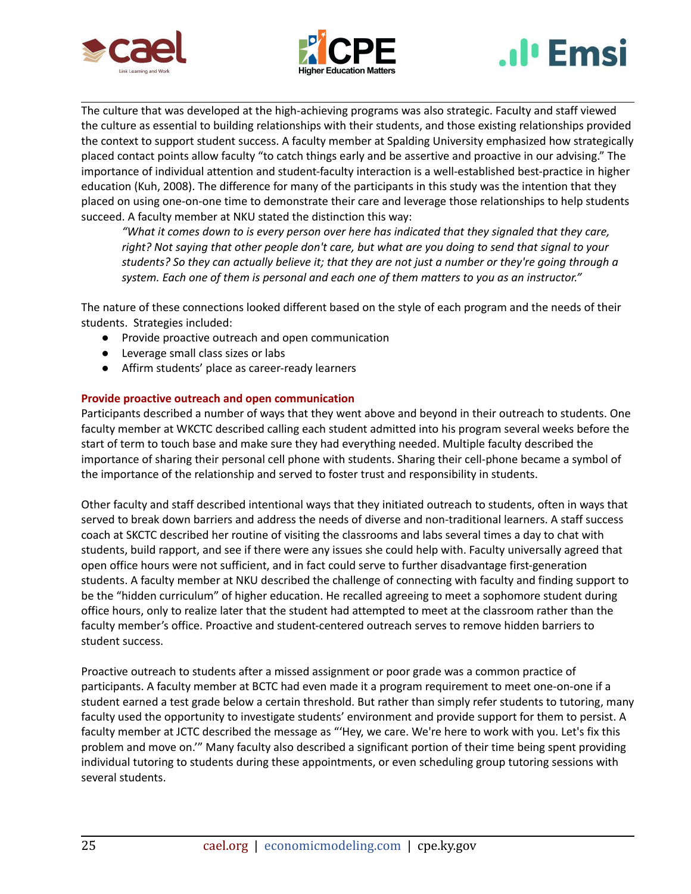The culture that was developed at the high-achieving programs was also strategic. Faculty and staff viewed the culture as essential to building relationships with their students, and those existing relationships provided the context to support student success. A faculty member at Spalding University emphasized how strategically placed contact points allow faculty "to catch things early and be assertive and proactive in our advising." The importance of individual attention and student-faculty interaction is a well-established best-practice in higher education (Kuh, 2008). The difference for many of the participants in this study was the intention that they placed on using one-on-one time to demonstrate their care and leverage those relationships to help students succeed. A faculty member at NKU stated the distinction this way:

> *"What it comes down to is every person over here has indicated that they signaled that they care, right? Not saying that other people don't care, but what are you doing to send that signal to your students? So they can actually believe it; that they are not just a number or they're going through a system. Each one of them is personal and each one of them matters to you as an instructor."*

The nature of these connections looked different based on the style of each program and the needs of their students. Strategies included:

- Provide proactive outreach and open communication
- Leverage small class sizes or labs
- Affirm students' place as career-ready learners

#### Provide proactive outreach and open communication

Participants described a number of ways that they went above and beyond in their outreach to students. One faculty member at WKCTC described calling each student admitted into his program several weeks before the start of term to touch base and make sure they had everything needed. Multiple faculty described the importance of sharing their personal cell phone with students. Sharing their cell-phone became a symbol of the importance of the relationship and served to foster trust and responsibility in students.

Other faculty and staff described intentional ways that they initiated outreach to students, often in ways that served to break down barriers and address the needs of diverse and non-traditional learners. A staff success coach at SKCTC described her routine of visiting the classrooms and labs several times a day to chat with students, build rapport, and see if there were any issues she could help with. Faculty universally agreed that open office hours were not sufficient, and in fact could serve to further disadvantage first-generation students. A faculty member at NKU described the challenge of connecting with faculty and finding support to be the "hidden curriculum" of higher education. He recalled agreeing to meet a sophomore student during office hours, only to realize later that the student had attempted to meet at the classroom rather than the faculty member's office. Proactive and student-centered outreach serves to remove hidden barriers to student success.

Proactive outreach to students after a missed assignment or poor grade was a common practice of participants. A faculty member at BCTC had even made it a program requirement to meet one-on-one if a student earned a test grade below a certain threshold. But rather than simply refer students to tutoring, many faculty used the opportunity to investigate students' environment and provide support for them to persist. A faculty member at JCTC described the message as "'Hey, we care. We're here to work with you. Let's fix this problem and move on.'" Many faculty also described a significant portion of their time being spent providing individual tutoring to students during these appointments, or even scheduling group tutoring sessions with several students.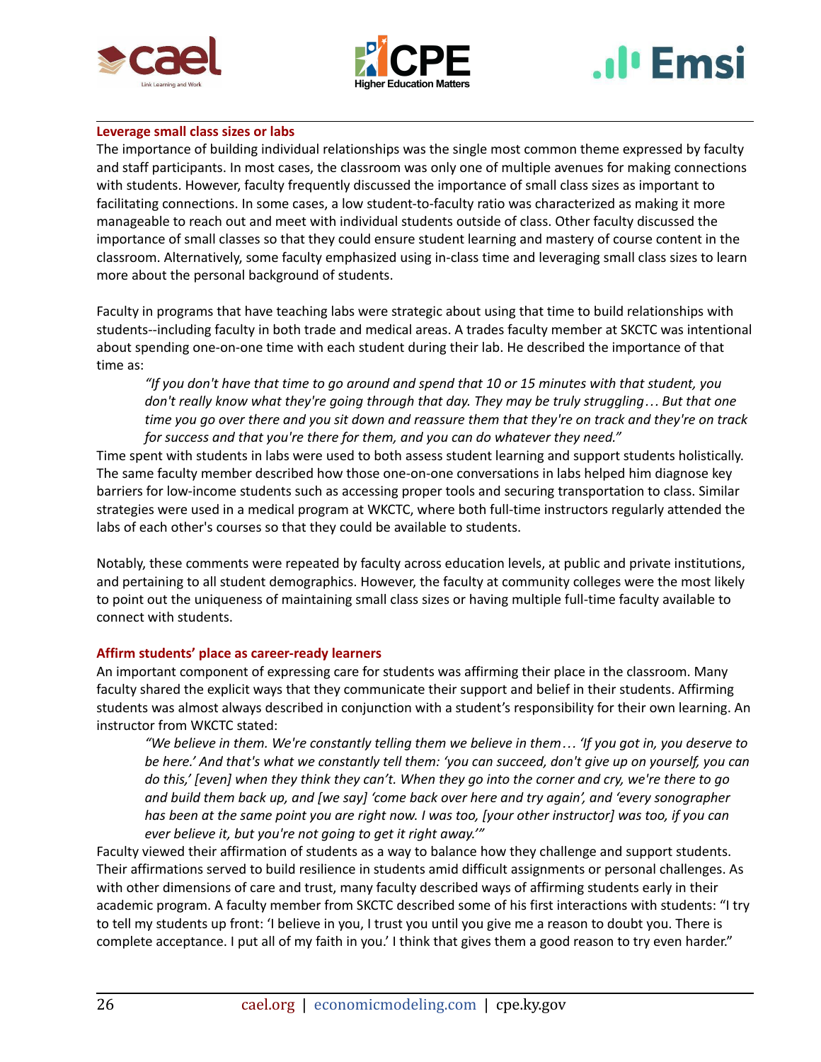### Leverage small class sizes or labs

The importance of building individual relationships was the single most common theme expressed by faculty and staff participants. In most cases, the classroom was only one of multiple avenues for making connections with students. However, faculty frequently discussed the importance of small class sizes as important to facilitating connections. In some cases, a low student-to-faculty ratio was characterized as making it more manageable to reach out and meet with individual students outside of class. Other faculty discussed the importance of small classes so that they could ensure student learning and mastery of course content in the classroom. Alternatively, some faculty emphasized using in-class time and leveraging small class sizes to learn more about the personal background of students.

Faculty in programs that have teaching labs were strategic about using that time to build relationships with students--including faculty in both trade and medical areas. A trades faculty member at SKCTC was intentional about spending one-on-one time with each student during their lab. He described the importance of that time as:

> *"If you don't have that time to go around and spend that 10 or 15 minutes with that student, you don't really know what they're going through that day. They may be truly struggling… But that one time you go over there and you sit down and reassure them that they're on track and they're on track for success and that you're there for them, and you can do whatever they need."*

Time spent with students in labs were used to both assess student learning and support students holistically. The same faculty member described how those one-on-one conversations in labs helped him diagnose key barriers for low-income students such as accessing proper tools and securing transportation to class. Similar strategies were used in a medical program at WKCTC, where both full-time instructors regularly attended the labs of each other's courses so that they could be available to students.

Notably, these comments were repeated by faculty across education levels, at public and private institutions, and pertaining to all student demographics. However, the faculty at community colleges were the most likely to point out the uniqueness of maintaining small class sizes or having multiple full-time faculty available to connect with students.

### Affirm students' place as career-ready learners

An important component of expressing care for students was affirming their place in the classroom. Many faculty shared the explicit ways that they communicate their support and belief in their students. Affirming students was almost always described in conjunction with a student's responsibility for their own learning. An instructor from WKCTC stated:

> *"We believe in them. We're constantly telling them we believe in them… 'If you got in, you deserve to be here.' And that's what we constantly tell them: 'you can succeed, don't give up on yourself, you can do this,' [even] when they think they can't. When they go into the corner and cry, we're there to go and build them back up, and [we say] 'come back over here and try again', and 'every sonographer has been at the same point you are right now. I was too, [your other instructor] was too, if you can ever believe it, but you're not going to get it right away.'"*

Faculty viewed their affirmation of students as a way to balance how they challenge and support students. Their affirmations served to build resilience in students amid difficult assignments or personal challenges. As with other dimensions of care and trust, many faculty described ways of affirming students early in their academic program. A faculty member from SKCTC described some of his first interactions with students: "I try to tell my students up front: 'I believe in you, I trust you until you give me a reason to doubt you. There is complete acceptance. I put all of my faith in you.' I think that gives them a good reason to try even harder."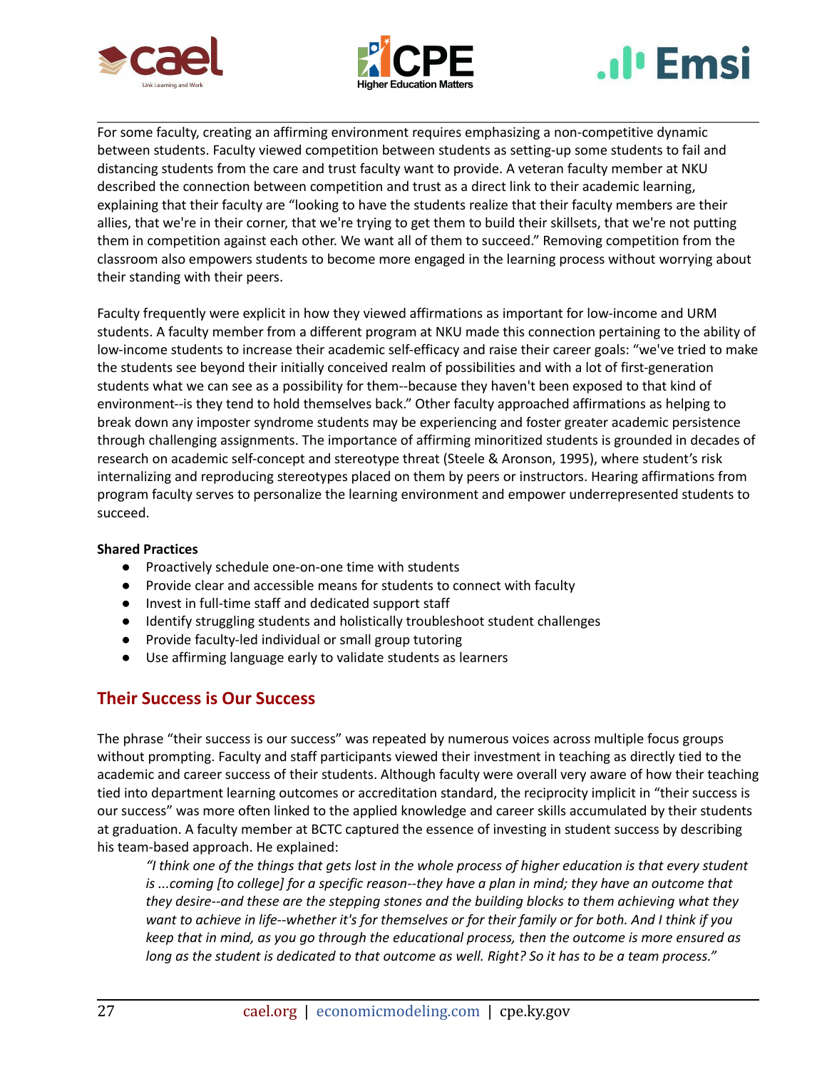For some faculty, creating an affirming environment requires emphasizing a non-competitive dynamic between students. Faculty viewed competition between students as setting-up some students to fail and distancing students from the care and trust faculty want to provide. A veteran faculty member at NKU described the connection between competition and trust as a direct link to their academic learning, explaining that their faculty are "looking to have the students realize that their faculty members are their allies, that we're in their corner, that we're trying to get them to build their skillsets, that we're not putting them in competition against each other. We want all of them to succeed." Removing competition from the classroom also empowers students to become more engaged in the learning process without worrying about their standing with their peers.

Faculty frequently were explicit in how they viewed affirmations as important for low-income and URM students. A faculty member from a different program at NKU made this connection pertaining to the ability of low-income students to increase their academic self-efficacy and raise their career goals: "we've tried to make the students see beyond their initially conceived realm of possibilities and with a lot of first-generation students what we can see as a possibility for them--because they haven't been exposed to that kind of environment--is they tend to hold themselves back." Other faculty approached affirmations as helping to break down any imposter syndrome students may be experiencing and foster greater academic persistence through challenging assignments. The importance of affirming minoritized students is grounded in decades of research on academic self-concept and stereotype threat (Steele & Aronson, 1995), where student's risk internalizing and reproducing stereotypes placed on them by peers or instructors. Hearing affirmations from program faculty serves to personalize the learning environment and empower underrepresented students to succeed.

**Shared Practices**

- Proactively schedule one-on-one time with students
- Provide clear and accessible means for students to connect with faculty
- Invest in full-time staff and dedicated support staff
- Identify struggling students and holistically troubleshoot student challenges
- Provide faculty-led individual or small group tutoring
- Use affirming language early to validate students as learners

## Their Success is Our Success

The phrase "their success is our success" was repeated by numerous voices across multiple focus groups without prompting. Faculty and staff participants viewed their investment in teaching as directly tied to the academic and career success of their students. Although faculty were overall very aware of how their teaching tied into department learning outcomes or accreditation standard, the reciprocity implicit in "their success is our success" was more often linked to the applied knowledge and career skills accumulated by their students at graduation. A faculty member at BCTC captured the essence of investing in student success by describing his team-based approach. He explained:

> *"I think one of the things that gets lost in the whole process of higher education is that every student is ...coming [to college] for a specific reason--they have a plan in mind; they have an outcome that they desire--and these are the stepping stones and the building blocks to them achieving what they want to achieve in life--whether it's for themselves or for their family or for both. And I think if you keep that in mind, as you go through the educational process, then the outcome is more ensured as long as the student is dedicated to that outcome as well. Right? So it has to be a team process."*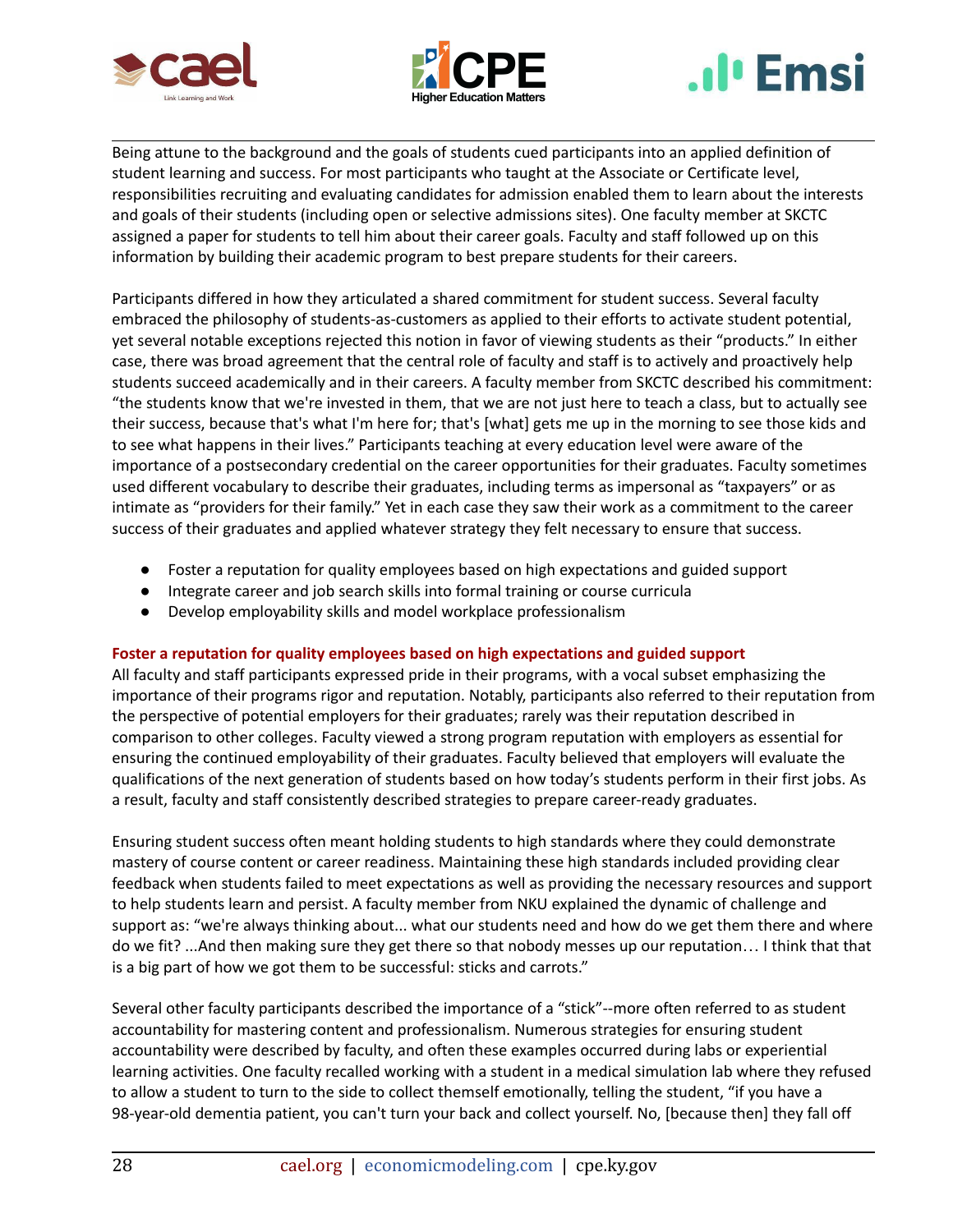Being attune to the background and the goals of students cued participants into an applied definition of student learning and success. For most participants who taught at the Associate or Certificate level, responsibilities recruiting and evaluating candidates for admission enabled them to learn about the interests and goals of their students (including open or selective admissions sites). One faculty member at SKCTC assigned a paper for students to tell him about their career goals. Faculty and staff followed up on this information by building their academic program to best prepare students for their careers.

Participants differed in how they articulated a shared commitment for student success. Several faculty embraced the philosophy of students-as-customers as applied to their efforts to activate student potential, yet several notable exceptions rejected this notion in favor of viewing students as their "products." In either case, there was broad agreement that the central role of faculty and staff is to actively and proactively help students succeed academically and in their careers. A faculty member from SKCTC described his commitment: "the students know that we're invested in them, that we are not just here to teach a class, but to actually see their success, because that's what I'm here for; that's [what] gets me up in the morning to see those kids and to see what happens in their lives." Participants teaching at every education level were aware of the importance of a postsecondary credential on the career opportunities for their graduates. Faculty sometimes used different vocabulary to describe their graduates, including terms as impersonal as "taxpayers" or as intimate as "providers for their family." Yet in each case they saw their work as a commitment to the career success of their graduates and applied whatever strategy they felt necessary to ensure that success.

- Foster a reputation for quality employees based on high expectations and guided support
- Integrate career and job search skills into formal training or course curricula
- Develop employability skills and model workplace professionalism

**Foster a reputation for quality employees based on high expectations and guided support**

All faculty and staff participants expressed pride in their programs, with a vocal subset emphasizing the importance of their programs rigor and reputation. Notably, participants also referred to their reputation from the perspective of potential employers for their graduates; rarely was their reputation described in comparison to other colleges. Faculty viewed a strong program reputation with employers as essential for ensuring the continued employability of their graduates. Faculty believed that employers will evaluate the qualifications of the next generation of students based on how today's students perform in their first jobs. As a result, faculty and staff consistently described strategies to prepare career-ready graduates.

Ensuring student success often meant holding students to high standards where they could demonstrate mastery of course content or career readiness. Maintaining these high standards included providing clear feedback when students failed to meet expectations as well as providing the necessary resources and support to help students learn and persist. A faculty member from NKU explained the dynamic of challenge and support as: "we're always thinking about... what our students need and how do we get them there and where do we fit? ...And then making sure they get there so that nobody messes up our reputation… I think that that is a big part of how we got them to be successful: sticks and carrots."

Several other faculty participants described the importance of a "stick"--more often referred to as student accountability for mastering content and professionalism. Numerous strategies for ensuring student accountability were described by faculty, and often these examples occurred during labs or experiential learning activities. One faculty recalled working with a student in a medical simulation lab where they refused to allow a student to turn to the side to collect themself emotionally, telling the student, "if you have a 98-year-old dementia patient, you can't turn your back and collect yourself. No, [because then] they fall off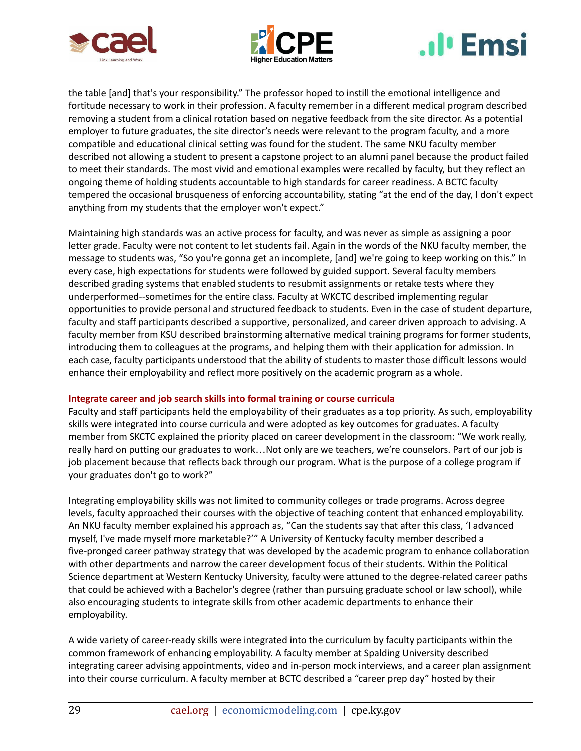the table [and] that's your responsibility." The professor hoped to instill the emotional intelligence and fortitude necessary to work in their profession. A faculty remember in a different medical program described removing a student from a clinical rotation based on negative feedback from the site director. As a potential employer to future graduates, the site director's needs were relevant to the program faculty, and a more compatible and educational clinical setting was found for the student. The same NKU faculty member described not allowing a student to present a capstone project to an alumni panel because the product failed to meet their standards. The most vivid and emotional examples were recalled by faculty, but they reflect an ongoing theme of holding students accountable to high standards for career readiness. A BCTC faculty tempered the occasional brusqueness of enforcing accountability, stating "at the end of the day, I don't expect anything from my students that the employer won't expect."

Maintaining high standards was an active process for faculty, and was never as simple as assigning a poor letter grade. Faculty were not content to let students fail. Again in the words of the NKU faculty member, the message to students was, "So you're gonna get an incomplete, [and] we're going to keep working on this." In every case, high expectations for students were followed by guided support. Several faculty members described grading systems that enabled students to resubmit assignments or retake tests where they underperformed--sometimes for the entire class. Faculty at WKCTC described implementing regular opportunities to provide personal and structured feedback to students. Even in the case of student departure, faculty and staff participants described a supportive, personalized, and career driven approach to advising. A faculty member from KSU described brainstorming alternative medical training programs for former students, introducing them to colleagues at the programs, and helping them with their application for admission. In each case, faculty participants understood that the ability of students to master those difficult lessons would enhance their employability and reflect more positively on the academic program as a whole.

### Integrate career and job search skills into formal training or course curricula

Faculty and staff participants held the employability of their graduates as a top priority. As such, employability skills were integrated into course curricula and were adopted as key outcomes for graduates. A faculty member from SKCTC explained the priority placed on career development in the classroom: "We work really, really hard on putting our graduates to work…Not only are we teachers, we're counselors. Part of our job is job placement because that reflects back through our program. What is the purpose of a college program if your graduates don't go to work?"

Integrating employability skills was not limited to community colleges or trade programs. Across degree levels, faculty approached their courses with the objective of teaching content that enhanced employability. An NKU faculty member explained his approach as, "Can the students say that after this class, 'I advanced myself, I've made myself more marketable?'" A University of Kentucky faculty member described a five-pronged career pathway strategy that was developed by the academic program to enhance collaboration with other departments and narrow the career development focus of their students. Within the Political Science department at Western Kentucky University, faculty were attuned to the degree-related career paths that could be achieved with a Bachelor's degree (rather than pursuing graduate school or law school), while also encouraging students to integrate skills from other academic departments to enhance their employability.

A wide variety of career-ready skills were integrated into the curriculum by faculty participants within the common framework of enhancing employability. A faculty member at Spalding University described integrating career advising appointments, video and in-person mock interviews, and a career plan assignment into their course curriculum. A faculty member at BCTC described a "career prep day" hosted by their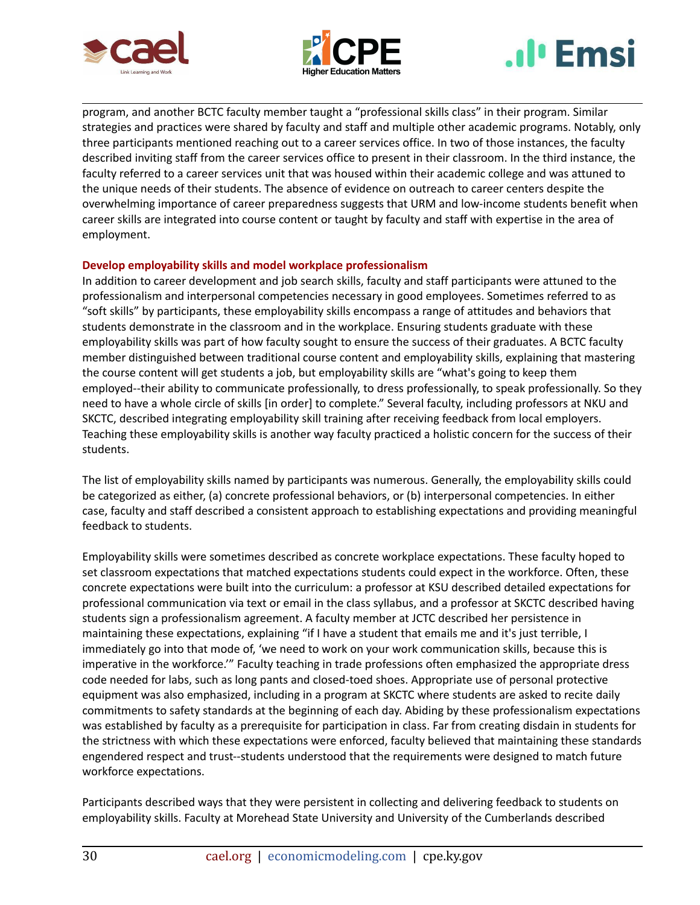program, and another BCTC faculty member taught a "professional skills class" in their program. Similar strategies and practices were shared by faculty and staff and multiple other academic programs. Notably, only three participants mentioned reaching out to a career services office. In two of those instances, the faculty described inviting staff from the career services office to present in their classroom. In the third instance, the faculty referred to a career services unit that was housed within their academic college and was attuned to the unique needs of their students. The absence of evidence on outreach to career centers despite the overwhelming importance of career preparedness suggests that URM and low-income students benefit when career skills are integrated into course content or taught by faculty and staff with expertise in the area of employment.

### Develop employability skills and model workplace professionalism

In addition to career development and job search skills, faculty and staff participants were attuned to the professionalism and interpersonal competencies necessary in good employees. Sometimes referred to as "soft skills" by participants, these employability skills encompass a range of attitudes and behaviors that students demonstrate in the classroom and in the workplace. Ensuring students graduate with these employability skills was part of how faculty sought to ensure the success of their graduates. A BCTC faculty member distinguished between traditional course content and employability skills, explaining that mastering the course content will get students a job, but employability skills are "what's going to keep them employed--their ability to communicate professionally, to dress professionally, to speak professionally. So they need to have a whole circle of skills [in order] to complete." Several faculty, including professors at NKU and SKCTC, described integrating employability skill training after receiving feedback from local employers. Teaching these employability skills is another way faculty practiced a holistic concern for the success of their students.

The list of employability skills named by participants was numerous. Generally, the employability skills could be categorized as either, (a) concrete professional behaviors, or (b) interpersonal competencies. In either case, faculty and staff described a consistent approach to establishing expectations and providing meaningful feedback to students.

Employability skills were sometimes described as concrete workplace expectations. These faculty hoped to set classroom expectations that matched expectations students could expect in the workforce. Often, these concrete expectations were built into the curriculum: a professor at KSU described detailed expectations for professional communication via text or email in the class syllabus, and a professor at SKCTC described having students sign a professionalism agreement. A faculty member at JCTC described her persistence in maintaining these expectations, explaining "if I have a student that emails me and it's just terrible, I immediately go into that mode of, 'we need to work on your work communication skills, because this is imperative in the workforce.'" Faculty teaching in trade professions often emphasized the appropriate dress code needed for labs, such as long pants and closed-toed shoes. Appropriate use of personal protective equipment was also emphasized, including in a program at SKCTC where students are asked to recite daily commitments to safety standards at the beginning of each day. Abiding by these professionalism expectations was established by faculty as a prerequisite for participation in class. Far from creating disdain in students for the strictness with which these expectations were enforced, faculty believed that maintaining these standards engendered respect and trust--students understood that the requirements were designed to match future workforce expectations.

Participants described ways that they were persistent in collecting and delivering feedback to students on employability skills. Faculty at Morehead State University and University of the Cumberlands described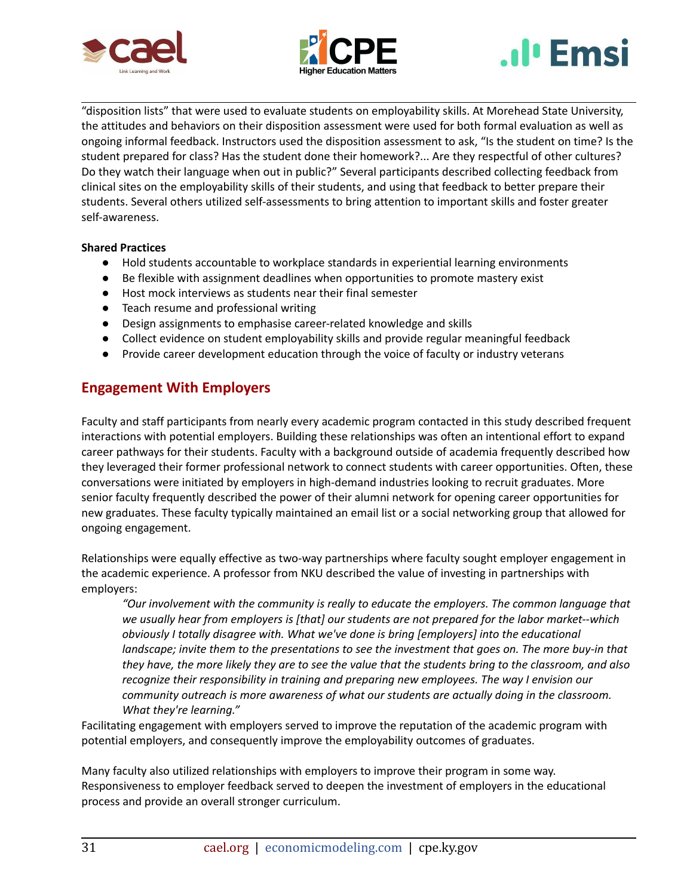"disposition lists" that were used to evaluate students on employability skills. At Morehead State University, the attitudes and behaviors on their disposition assessment were used for both formal evaluation as well as ongoing informal feedback. Instructors used the disposition assessment to ask, "Is the student on time? Is the student prepared for class? Has the student done their homework?... Are they respectful of other cultures? Do they watch their language when out in public?" Several participants described collecting feedback from clinical sites on the employability skills of their students, and using that feedback to better prepare their students. Several others utilized self-assessments to bring attention to important skills and foster greater self-awareness.

**Shared Practices**

- Hold students accountable to workplace standards in experiential learning environments
- Be flexible with assignment deadlines when opportunities to promote mastery exist
- Host mock interviews as students near their final semester
- Teach resume and professional writing
- Design assignments to emphasise career-related knowledge and skills
- Collect evidence on student employability skills and provide regular meaningful feedback
- Provide career development education through the voice of faculty or industry veterans

## Engagement With Employers

Faculty and staff participants from nearly every academic program contacted in this study described frequent interactions with potential employers. Building these relationships was often an intentional effort to expand career pathways for their students. Faculty with a background outside of academia frequently described how they leveraged their former professional network to connect students with career opportunities. Often, these conversations were initiated by employers in high-demand industries looking to recruit graduates. More senior faculty frequently described the power of their alumni network for opening career opportunities for new graduates. These faculty typically maintained an email list or a social networking group that allowed for ongoing engagement.

Relationships were equally effective as two-way partnerships where faculty sought employer engagement in the academic experience. A professor from NKU described the value of investing in partnerships with employers:

> *"Our involvement with the community is really to educate the employers. The common language that we usually hear from employers is [that] our students are not prepared for the labor market--which obviously I totally disagree with. What we've done is bring [employers] into the educational landscape; invite them to the presentations to see the investment that goes on. The more buy-in that they have, the more likely they are to see the value that the students bring to the classroom, and also recognize their responsibility in training and preparing new employees. The way I envision our community outreach is more awareness of what our students are actually doing in the classroom. What they're learning."*

Facilitating engagement with employers served to improve the reputation of the academic program with potential employers, and consequently improve the employability outcomes of graduates.

Many faculty also utilized relationships with employers to improve their program in some way. Responsiveness to employer feedback served to deepen the investment of employers in the educational process and provide an overall stronger curriculum.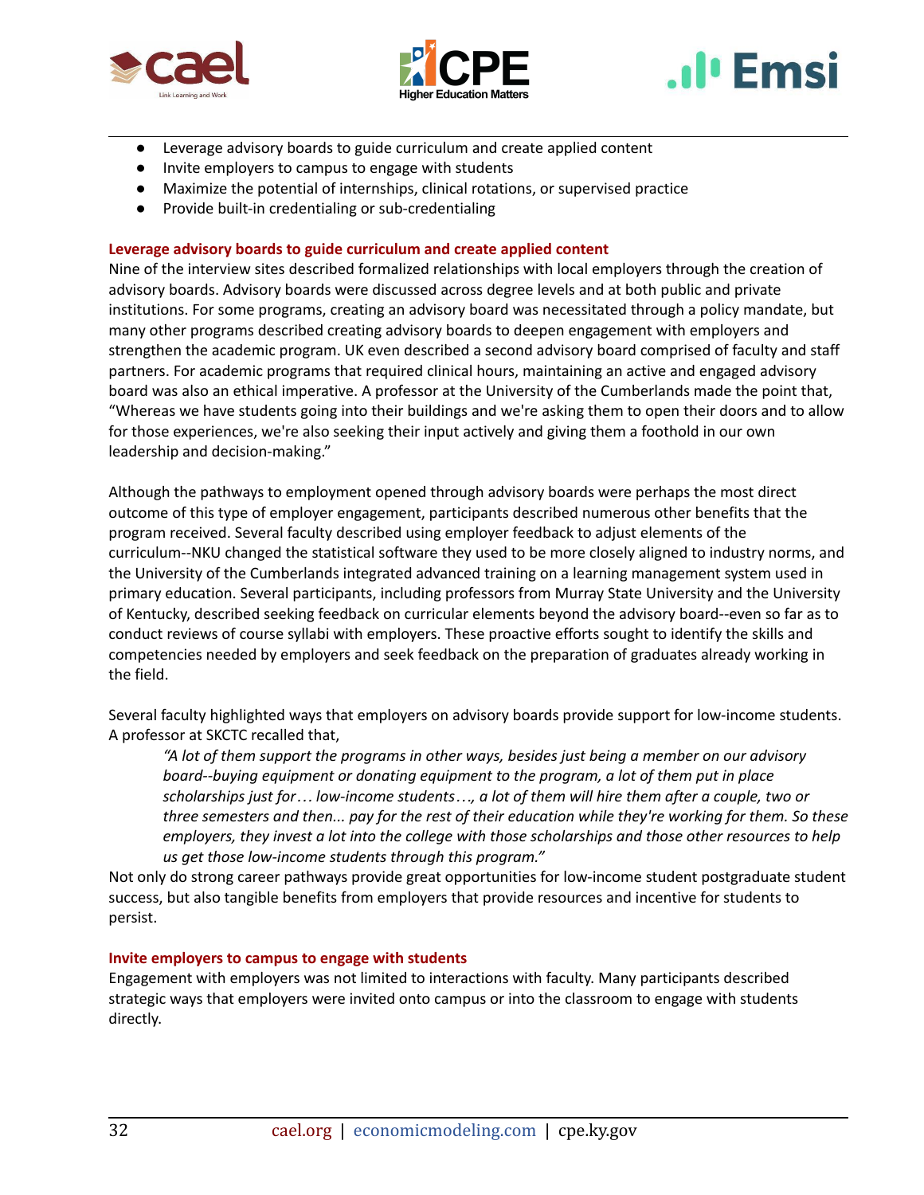- Leverage advisory boards to guide curriculum and create applied content
- Invite employers to campus to engage with students
- Maximize the potential of internships, clinical rotations, or supervised practice
- Provide built-in credentialing or sub-credentialing

### Leverage advisory boards to guide curriculum and create applied content

Nine of the interview sites described formalized relationships with local employers through the creation of advisory boards. Advisory boards were discussed across degree levels and at both public and private institutions. For some programs, creating an advisory board was necessitated through a policy mandate, but many other programs described creating advisory boards to deepen engagement with employers and strengthen the academic program. UK even described a second advisory board comprised of faculty and staff partners. For academic programs that required clinical hours, maintaining an active and engaged advisory board was also an ethical imperative. A professor at the University of the Cumberlands made the point that, "Whereas we have students going into their buildings and we're asking them to open their doors and to allow for those experiences, we're also seeking their input actively and giving them a foothold in our own leadership and decision-making."

Although the pathways to employment opened through advisory boards were perhaps the most direct outcome of this type of employer engagement, participants described numerous other benefits that the program received. Several faculty described using employer feedback to adjust elements of the curriculum--NKU changed the statistical software they used to be more closely aligned to industry norms, and the University of the Cumberlands integrated advanced training on a learning management system used in primary education. Several participants, including professors from Murray State University and the University of Kentucky, described seeking feedback on curricular elements beyond the advisory board--even so far as to conduct reviews of course syllabi with employers. These proactive efforts sought to identify the skills and competencies needed by employers and seek feedback on the preparation of graduates already working in the field.

Several faculty highlighted ways that employers on advisory boards provide support for low-income students. A professor at SKCTC recalled that,

> *"A lot of them support the programs in other ways, besides just being a member on our advisory board--buying equipment or donating equipment to the program, a lot of them put in place scholarships just for… low-income students…, a lot of them will hire them after a couple, two or three semesters and then... pay for the rest of their education while they're working for them. So these employers, they invest a lot into the college with those scholarships and those other resources to help us get those low-income students through this program."*

Not only do strong career pathways provide great opportunities for low-income student postgraduate student success, but also tangible benefits from employers that provide resources and incentive for students to persist.

### Invite employers to campus to engage with students

Engagement with employers was not limited to interactions with faculty. Many participants described strategic ways that employers were invited onto campus or into the classroom to engage with students directly.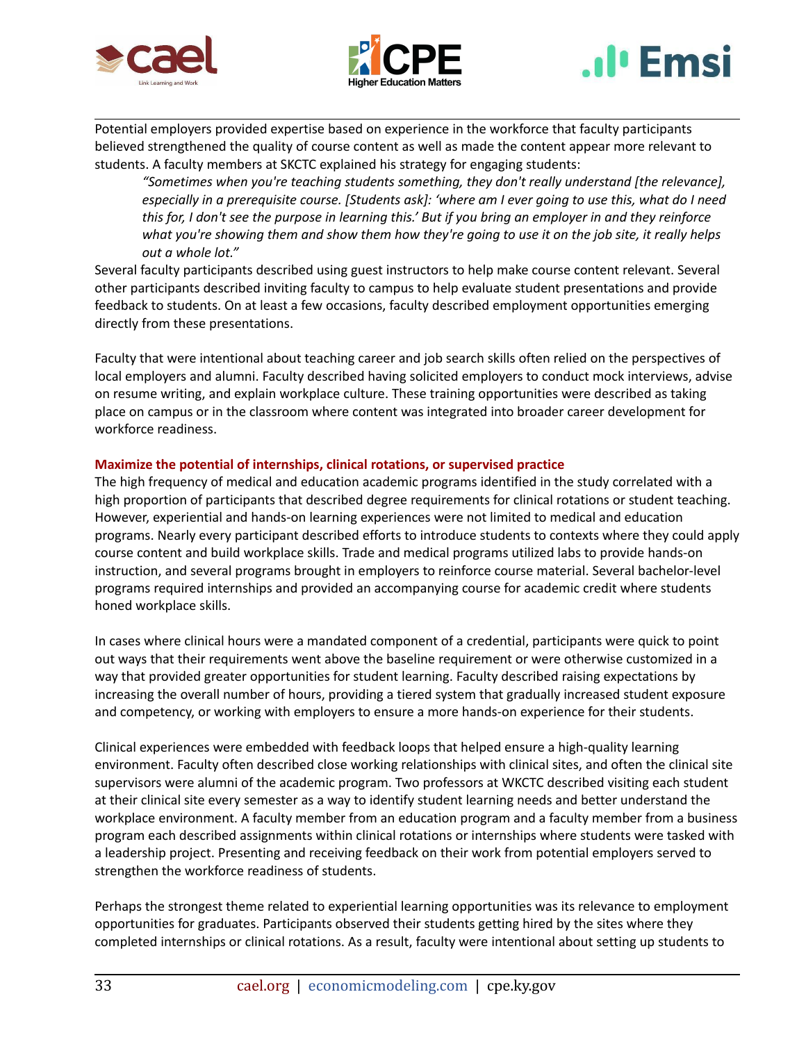Potential employers provided expertise based on experience in the workforce that faculty participants believed strengthened the quality of course content as well as made the content appear more relevant to students. A faculty members at SKCTC explained his strategy for engaging students:

> *"Sometimes when you're teaching students something, they don't really understand [the relevance], especially in a prerequisite course. [Students ask]: 'where am I ever going to use this, what do I need this for, I don't see the purpose in learning this.' But if you bring an employer in and they reinforce what you're showing them and show them how they're going to use it on the job site, it really helps out a whole lot."*

Several faculty participants described using guest instructors to help make course content relevant. Several other participants described inviting faculty to campus to help evaluate student presentations and provide feedback to students. On at least a few occasions, faculty described employment opportunities emerging directly from these presentations.

Faculty that were intentional about teaching career and job search skills often relied on the perspectives of local employers and alumni. Faculty described having solicited employers to conduct mock interviews, advise on resume writing, and explain workplace culture. These training opportunities were described as taking place on campus or in the classroom where content was integrated into broader career development for workforce readiness.

### Maximize the potential of internships, clinical rotations, or supervised practice

The high frequency of medical and education academic programs identified in the study correlated with a high proportion of participants that described degree requirements for clinical rotations or student teaching. However, experiential and hands-on learning experiences were not limited to medical and education programs. Nearly every participant described efforts to introduce students to contexts where they could apply course content and build workplace skills. Trade and medical programs utilized labs to provide hands-on instruction, and several programs brought in employers to reinforce course material. Several bachelor-level programs required internships and provided an accompanying course for academic credit where students honed workplace skills.

In cases where clinical hours were a mandated component of a credential, participants were quick to point out ways that their requirements went above the baseline requirement or were otherwise customized in a way that provided greater opportunities for student learning. Faculty described raising expectations by increasing the overall number of hours, providing a tiered system that gradually increased student exposure and competency, or working with employers to ensure a more hands-on experience for their students.

Clinical experiences were embedded with feedback loops that helped ensure a high-quality learning environment. Faculty often described close working relationships with clinical sites, and often the clinical site supervisors were alumni of the academic program. Two professors at WKCTC described visiting each student at their clinical site every semester as a way to identify student learning needs and better understand the workplace environment. A faculty member from an education program and a faculty member from a business program each described assignments within clinical rotations or internships where students were tasked with a leadership project. Presenting and receiving feedback on their work from potential employers served to strengthen the workforce readiness of students.

Perhaps the strongest theme related to experiential learning opportunities was its relevance to employment opportunities for graduates. Participants observed their students getting hired by the sites where they completed internships or clinical rotations. As a result, faculty were intentional about setting up students to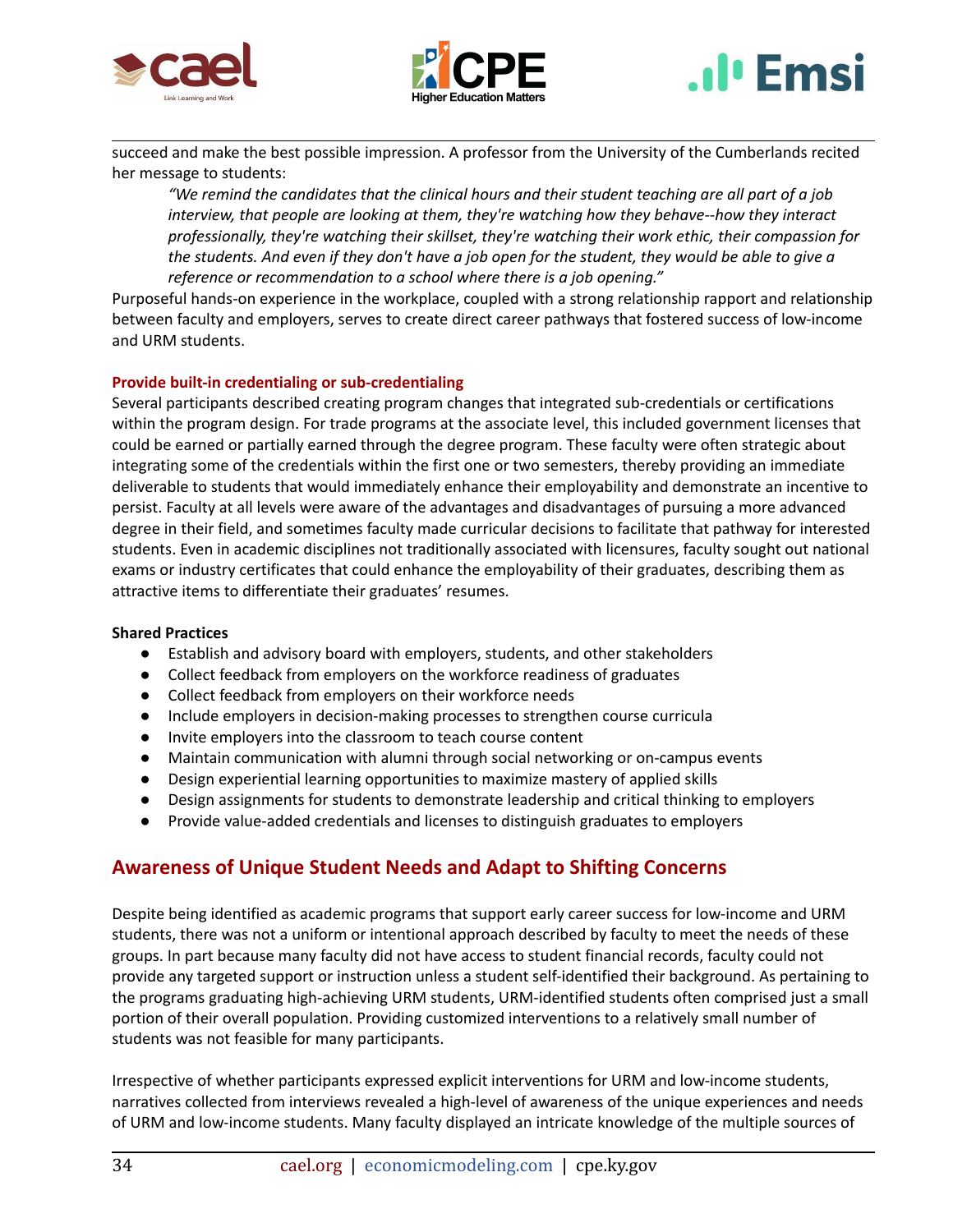succeed and make the best possible impression. A professor from the University of the Cumberlands recited her message to students:

> *"We remind the candidates that the clinical hours and their student teaching are all part of a job interview, that people are looking at them, they're watching how they behave--how they interact professionally, they're watching their skillset, they're watching their work ethic, their compassion for the students. And even if they don't have a job open for the student, they would be able to give a reference or recommendation to a school where there is a job opening."*

Purposeful hands-on experience in the workplace, coupled with a strong relationship rapport and relationship between faculty and employers, serves to create direct career pathways that fostered success of low-income and URM students.

#### Provide built-in credentialing or sub-credentialing

Several participants described creating program changes that integrated sub-credentials or certifications within the program design. For trade programs at the associate level, this included government licenses that could be earned or partially earned through the degree program. These faculty were often strategic about integrating some of the credentials within the first one or two semesters, thereby providing an immediate deliverable to students that would immediately enhance their employability and demonstrate an incentive to persist. Faculty at all levels were aware of the advantages and disadvantages of pursuing a more advanced degree in their field, and sometimes faculty made curricular decisions to facilitate that pathway for interested students. Even in academic disciplines not traditionally associated with licensures, faculty sought out national exams or industry certificates that could enhance the employability of their graduates, describing them as attractive items to differentiate their graduates' resumes.

**Shared Practices**

- Establish and advisory board with employers, students, and other stakeholders
- Collect feedback from employers on the workforce readiness of graduates
- Collect feedback from employers on their workforce needs
- Include employers in decision-making processes to strengthen course curricula
- Invite employers into the classroom to teach course content
- Maintain communication with alumni through social networking or on-campus events
- Design experiential learning opportunities to maximize mastery of applied skills
- Design assignments for students to demonstrate leadership and critical thinking to employers
- Provide value-added credentials and licenses to distinguish graduates to employers

## Awareness of Unique Student Needs and Adapt to Shifting Concerns

Despite being identified as academic programs that support early career success for low-income and URM students, there was not a uniform or intentional approach described by faculty to meet the needs of these groups. In part because many faculty did not have access to student financial records, faculty could not provide any targeted support or instruction unless a student self-identified their background. As pertaining to the programs graduating high-achieving URM students, URM-identified students often comprised just a small portion of their overall population. Providing customized interventions to a relatively small number of students was not feasible for many participants.

Irrespective of whether participants expressed explicit interventions for URM and low-income students, narratives collected from interviews revealed a high-level of awareness of the unique experiences and needs of URM and low-income students. Many faculty displayed an intricate knowledge of the multiple sources of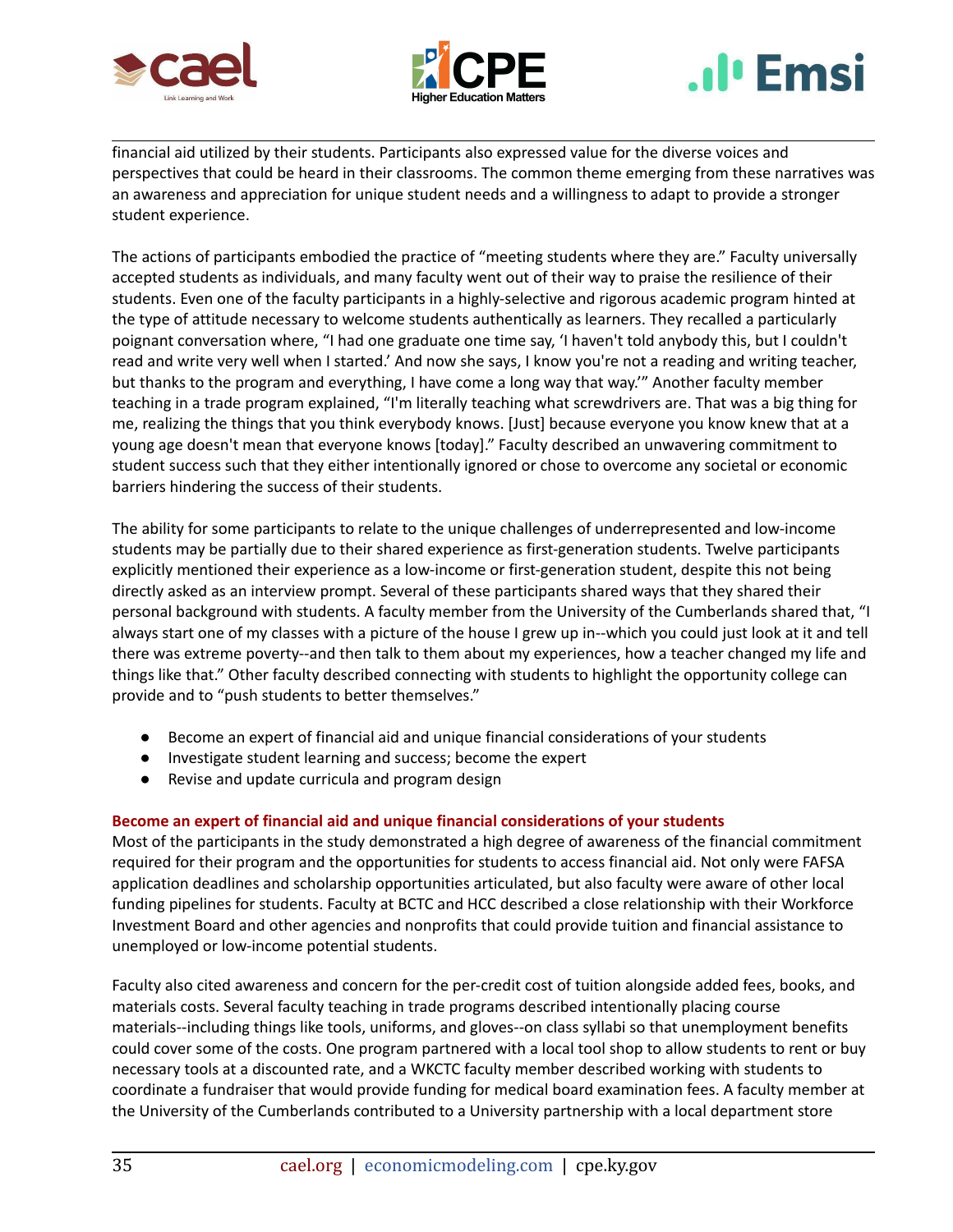financial aid utilized by their students. Participants also expressed value for the diverse voices and perspectives that could be heard in their classrooms. The common theme emerging from these narratives was an awareness and appreciation for unique student needs and a willingness to adapt to provide a stronger student experience.

The actions of participants embodied the practice of "meeting students where they are." Faculty universally accepted students as individuals, and many faculty went out of their way to praise the resilience of their students. Even one of the faculty participants in a highly-selective and rigorous academic program hinted at the type of attitude necessary to welcome students authentically as learners. They recalled a particularly poignant conversation where, "I had one graduate one time say, 'I haven't told anybody this, but I couldn't read and write very well when I started.' And now she says, I know you're not a reading and writing teacher, but thanks to the program and everything, I have come a long way that way.'" Another faculty member teaching in a trade program explained, "I'm literally teaching what screwdrivers are. That was a big thing for me, realizing the things that you think everybody knows. [Just] because everyone you know knew that at a young age doesn't mean that everyone knows [today]." Faculty described an unwavering commitment to student success such that they either intentionally ignored or chose to overcome any societal or economic barriers hindering the success of their students.

The ability for some participants to relate to the unique challenges of underrepresented and low-income students may be partially due to their shared experience as first-generation students. Twelve participants explicitly mentioned their experience as a low-income or first-generation student, despite this not being directly asked as an interview prompt. Several of these participants shared ways that they shared their personal background with students. A faculty member from the University of the Cumberlands shared that, "I always start one of my classes with a picture of the house I grew up in--which you could just look at it and tell there was extreme poverty--and then talk to them about my experiences, how a teacher changed my life and things like that." Other faculty described connecting with students to highlight the opportunity college can provide and to "push students to better themselves."

- Become an expert of financial aid and unique financial considerations of your students
- Investigate student learning and success; become the expert
- Revise and update curricula and program design

### Become an expert of financial aid and unique financial considerations of your students

Most of the participants in the study demonstrated a high degree of awareness of the financial commitment required for their program and the opportunities for students to access financial aid. Not only were FAFSA application deadlines and scholarship opportunities articulated, but also faculty were aware of other local funding pipelines for students. Faculty at BCTC and HCC described a close relationship with their Workforce Investment Board and other agencies and nonprofits that could provide tuition and financial assistance to unemployed or low-income potential students.

Faculty also cited awareness and concern for the per-credit cost of tuition alongside added fees, books, and materials costs. Several faculty teaching in trade programs described intentionally placing course materials--including things like tools, uniforms, and gloves--on class syllabi so that unemployment benefits could cover some of the costs. One program partnered with a local tool shop to allow students to rent or buy necessary tools at a discounted rate, and a WKCTC faculty member described working with students to coordinate a fundraiser that would provide funding for medical board examination fees. A faculty member at the University of the Cumberlands contributed to a University partnership with a local department store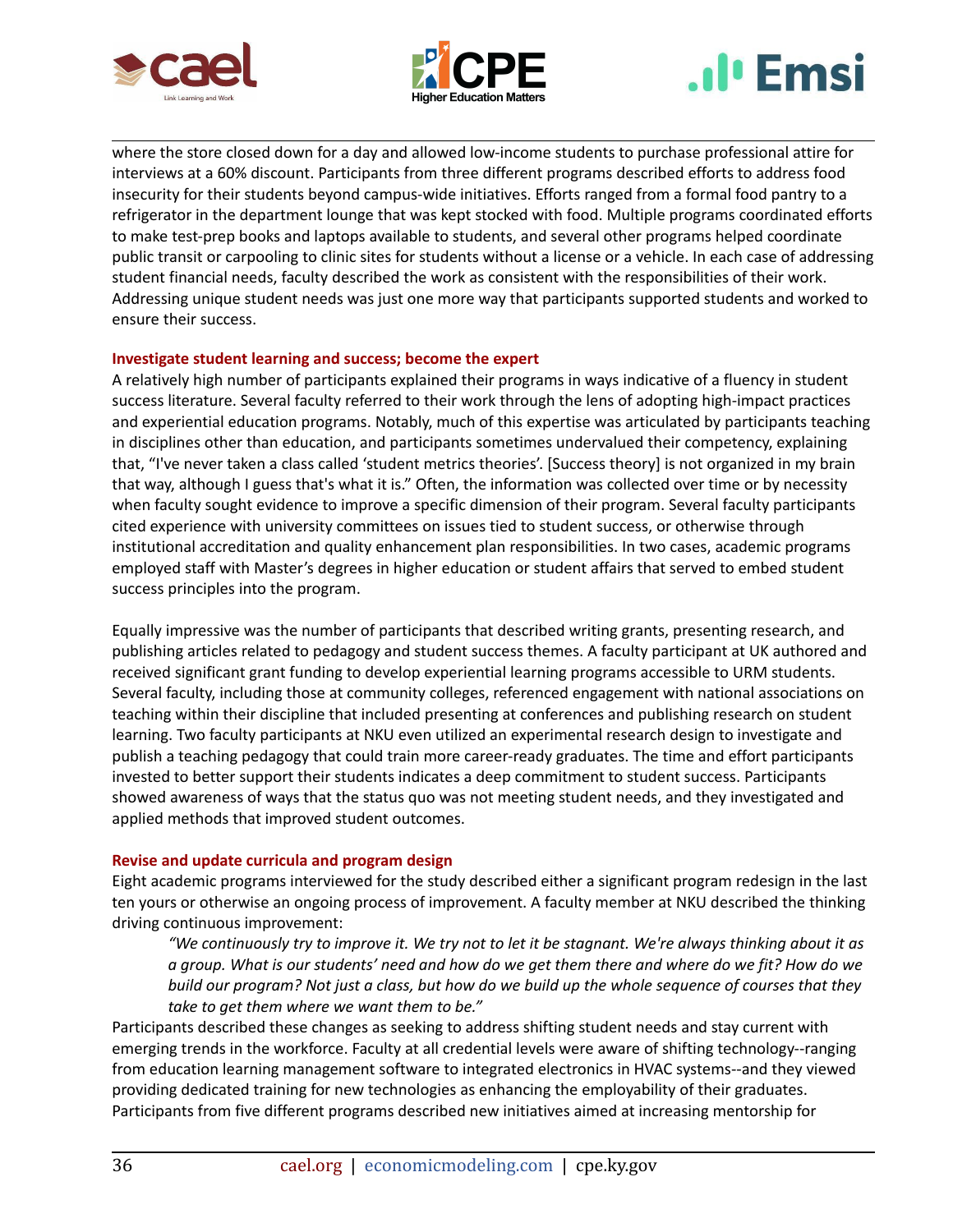where the store closed down for a day and allowed low-income students to purchase professional attire for interviews at a 60% discount. Participants from three different programs described efforts to address food insecurity for their students beyond campus-wide initiatives. Efforts ranged from a formal food pantry to a refrigerator in the department lounge that was kept stocked with food. Multiple programs coordinated efforts to make test-prep books and laptops available to students, and several other programs helped coordinate public transit or carpooling to clinic sites for students without a license or a vehicle. In each case of addressing student financial needs, faculty described the work as consistent with the responsibilities of their work. Addressing unique student needs was just one more way that participants supported students and worked to ensure their success.

### Investigate student learning and success; become the expert

A relatively high number of participants explained their programs in ways indicative of a fluency in student success literature. Several faculty referred to their work through the lens of adopting high-impact practices and experiential education programs. Notably, much of this expertise was articulated by participants teaching in disciplines other than education, and participants sometimes undervalued their competency, explaining that, "I've never taken a class called 'student metrics theories'. [Success theory] is not organized in my brain that way, although I guess that's what it is." Often, the information was collected over time or by necessity when faculty sought evidence to improve a specific dimension of their program. Several faculty participants cited experience with university committees on issues tied to student success, or otherwise through institutional accreditation and quality enhancement plan responsibilities. In two cases, academic programs employed staff with Master's degrees in higher education or student affairs that served to embed student success principles into the program.

Equally impressive was the number of participants that described writing grants, presenting research, and publishing articles related to pedagogy and student success themes. A faculty participant at UK authored and received significant grant funding to develop experiential learning programs accessible to URM students. Several faculty, including those at community colleges, referenced engagement with national associations on teaching within their discipline that included presenting at conferences and publishing research on student learning. Two faculty participants at NKU even utilized an experimental research design to investigate and publish a teaching pedagogy that could train more career-ready graduates. The time and effort participants invested to better support their students indicates a deep commitment to student success. Participants showed awareness of ways that the status quo was not meeting student needs, and they investigated and applied methods that improved student outcomes.

### Revise and update curricula and program design

Eight academic programs interviewed for the study described either a significant program redesign in the last ten yours or otherwise an ongoing process of improvement. A faculty member at NKU described the thinking driving continuous improvement:

> *"We continuously try to improve it. We try not to let it be stagnant. We're always thinking about it as a group. What is our students' need and how do we get them there and where do we fit? How do we build our program? Not just a class, but how do we build up the whole sequence of courses that they take to get them where we want them to be."*

Participants described these changes as seeking to address shifting student needs and stay current with emerging trends in the workforce. Faculty at all credential levels were aware of shifting technology--ranging from education learning management software to integrated electronics in HVAC systems--and they viewed providing dedicated training for new technologies as enhancing the employability of their graduates. Participants from five different programs described new initiatives aimed at increasing mentorship for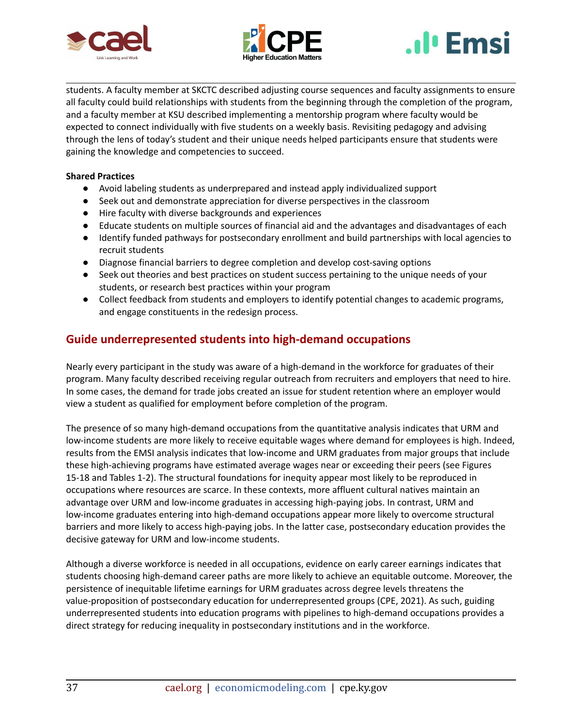students. A faculty member at SKCTC described adjusting course sequences and faculty assignments to ensure all faculty could build relationships with students from the beginning through the completion of the program, and a faculty member at KSU described implementing a mentorship program where faculty would be expected to connect individually with five students on a weekly basis. Revisiting pedagogy and advising through the lens of today's student and their unique needs helped participants ensure that students were gaining the knowledge and competencies to succeed.

**Shared Practices**

- Avoid labeling students as underprepared and instead apply individualized support
- Seek out and demonstrate appreciation for diverse perspectives in the classroom
- Hire faculty with diverse backgrounds and experiences
- Educate students on multiple sources of financial aid and the advantages and disadvantages of each
- Identify funded pathways for postsecondary enrollment and build partnerships with local agencies to recruit students
- Diagnose financial barriers to degree completion and develop cost-saving options
- Seek out theories and best practices on student success pertaining to the unique needs of your students, or research best practices within your program
- Collect feedback from students and employers to identify potential changes to academic programs, and engage constituents in the redesign process.

## Guide underrepresented students into high-demand occupations

Nearly every participant in the study was aware of a high-demand in the workforce for graduates of their program. Many faculty described receiving regular outreach from recruiters and employers that need to hire. In some cases, the demand for trade jobs created an issue for student retention where an employer would view a student as qualified for employment before completion of the program.

The presence of so many high-demand occupations from the quantitative analysis indicates that URM and low-income students are more likely to receive equitable wages where demand for employees is high. Indeed, results from the EMSI analysis indicates that low-income and URM graduates from major groups that include these high-achieving programs have estimated average wages near or exceeding their peers (see Figures 15-18 and Tables 1-2). The structural foundations for inequity appear most likely to be reproduced in occupations where resources are scarce. In these contexts, more affluent cultural natives maintain an advantage over URM and low-income graduates in accessing high-paying jobs. In contrast, URM and low-income graduates entering into high-demand occupations appear more likely to overcome structural barriers and more likely to access high-paying jobs. In the latter case, postsecondary education provides the decisive gateway for URM and low-income students.

Although a diverse workforce is needed in all occupations, evidence on early career earnings indicates that students choosing high-demand career paths are more likely to achieve an equitable outcome. Moreover, the persistence of inequitable lifetime earnings for URM graduates across degree levels threatens the value-proposition of postsecondary education for underrepresented groups (CPE, 2021). As such, guiding underrepresented students into education programs with pipelines to high-demand occupations provides a direct strategy for reducing inequality in postsecondary institutions and in the workforce.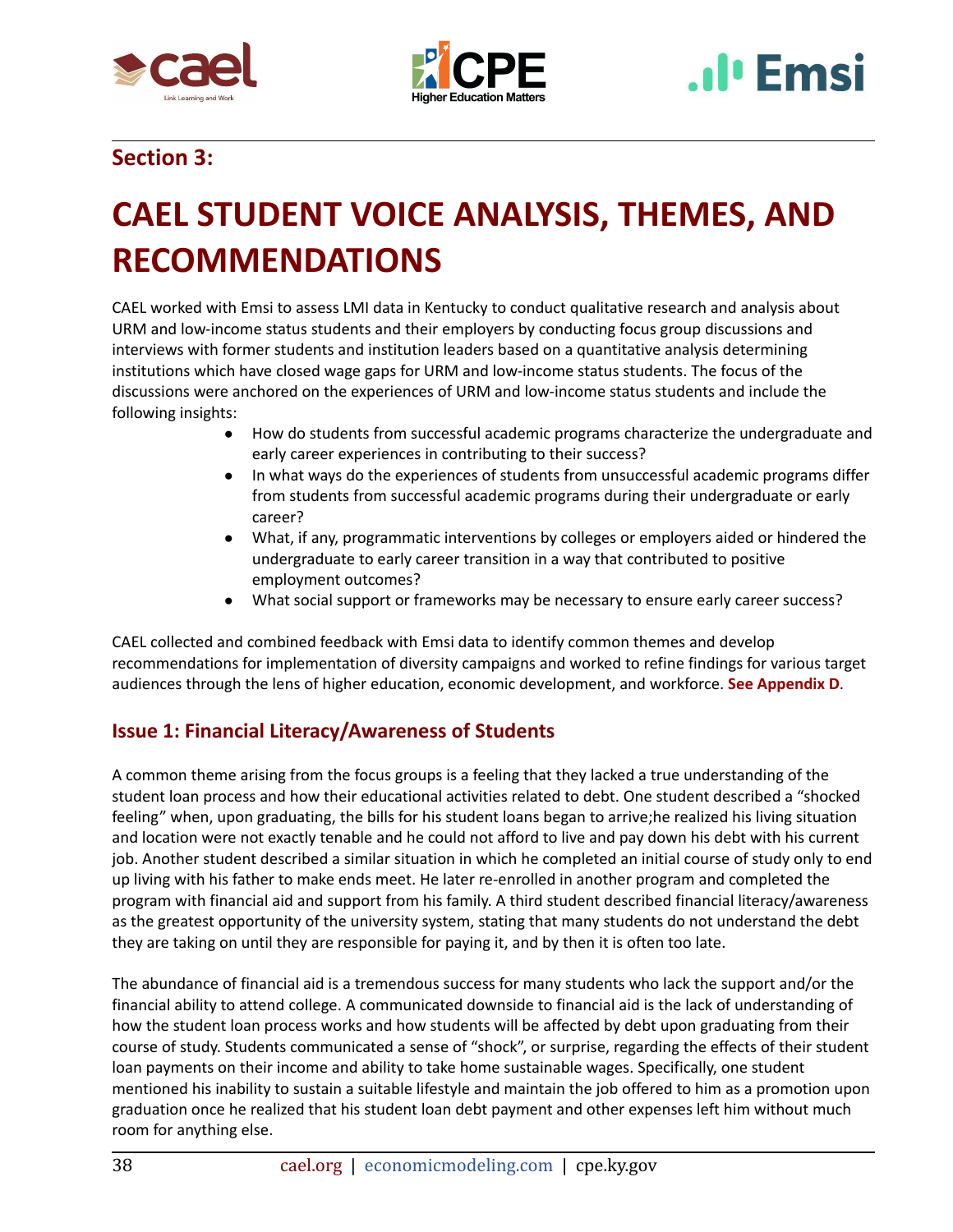## Section 3:

# CAEL STUDENT VOICE ANALYSIS, THEMES, AND RECOMMENDATIONS

CAEL worked with Emsi to assess LMI data in Kentucky to conduct qualitative research and analysis about URM and low-income status students and their employers by conducting focus group discussions and interviews with former students and institution leaders based on a quantitative analysis determining institutions which have closed wage gaps for URM and low-income status students. The focus of the discussions were anchored on the experiences of URM and low-income status students and include the following insights:

- How do students from successful academic programs characterize the undergraduate and early career experiences in contributing to their success?
- In what ways do the experiences of students from unsuccessful academic programs differ from students from successful academic programs during their undergraduate or early career?
- What, if any, programmatic interventions by colleges or employers aided or hindered the undergraduate to early career transition in a way that contributed to positive employment outcomes?
- What social support or frameworks may be necessary to ensure early career success?

CAEL collected and combined feedback with Emsi data to identify common themes and develop recommendations for implementation of diversity campaigns and worked to refine findings for various target audiences through the lens of higher education, economic development, and workforce. **See Appendix D**.

### Issue 1: Financial Literacy/Awareness of Students

A common theme arising from the focus groups is a feeling that they lacked a true understanding of the student loan process and how their educational activities related to debt. One student described a "shocked feeling" when, upon graduating, the bills for his student loans began to arrive;he realized his living situation and location were not exactly tenable and he could not afford to live and pay down his debt with his current job. Another student described a similar situation in which he completed an initial course of study only to end up living with his father to make ends meet. He later re-enrolled in another program and completed the program with financial aid and support from his family. A third student described financial literacy/awareness as the greatest opportunity of the university system, stating that many students do not understand the debt they are taking on until they are responsible for paying it, and by then it is often too late.

The abundance of financial aid is a tremendous success for many students who lack the support and/or the financial ability to attend college. A communicated downside to financial aid is the lack of understanding of how the student loan process works and how students will be affected by debt upon graduating from their course of study. Students communicated a sense of "shock", or surprise, regarding the effects of their student loan payments on their income and ability to take home sustainable wages. Specifically, one student mentioned his inability to sustain a suitable lifestyle and maintain the job offered to him as a promotion upon graduation once he realized that his student loan debt payment and other expenses left him without much room for anything else.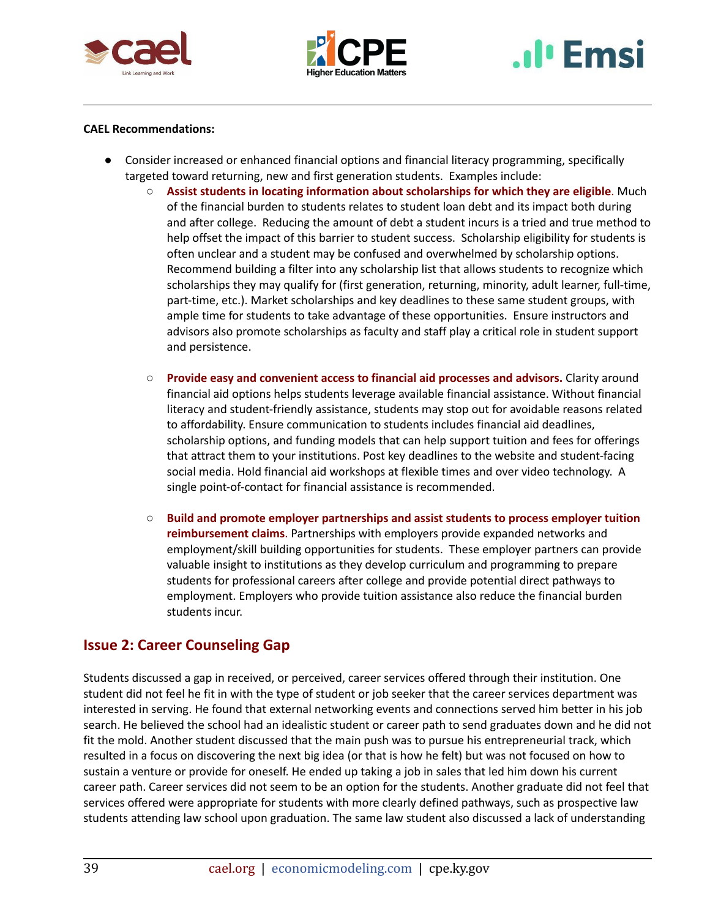**CAEL Recommendations:**

- Consider increased or enhanced financial options and financial literacy programming, specifically targeted toward returning, new and first generation students. Examples include:
  - **Assist students in locating information about scholarships for which they are eligible**. Much of the financial burden to students relates to student loan debt and its impact both during and after college. Reducing the amount of debt a student incurs is a tried and true method to help offset the impact of this barrier to student success. Scholarship eligibility for students is often unclear and a student may be confused and overwhelmed by scholarship options. Recommend building a filter into any scholarship list that allows students to recognize which scholarships they may qualify for (first generation, returning, minority, adult learner, full-time, part-time, etc.). Market scholarships and key deadlines to these same student groups, with ample time for students to take advantage of these opportunities. Ensure instructors and advisors also promote scholarships as faculty and staff play a critical role in student support and persistence.
  - **Provide easy and convenient access to financial aid processes and advisors.** Clarity around financial aid options helps students leverage available financial assistance. Without financial literacy and student-friendly assistance, students may stop out for avoidable reasons related to affordability. Ensure communication to students includes financial aid deadlines, scholarship options, and funding models that can help support tuition and fees for offerings that attract them to your institutions. Post key deadlines to the website and student-facing social media. Hold financial aid workshops at flexible times and over video technology. A single point-of-contact for financial assistance is recommended.
  - **Build and promote employer partnerships and assist students to process employer tuition reimbursement claims**. Partnerships with employers provide expanded networks and employment/skill building opportunities for students. These employer partners can provide valuable insight to institutions as they develop curriculum and programming to prepare students for professional careers after college and provide potential direct pathways to employment. Employers who provide tuition assistance also reduce the financial burden students incur.

## Issue 2: Career Counseling Gap

Students discussed a gap in received, or perceived, career services offered through their institution. One student did not feel he fit in with the type of student or job seeker that the career services department was interested in serving. He found that external networking events and connections served him better in his job search. He believed the school had an idealistic student or career path to send graduates down and he did not fit the mold. Another student discussed that the main push was to pursue his entrepreneurial track, which resulted in a focus on discovering the next big idea (or that is how he felt) but was not focused on how to sustain a venture or provide for oneself. He ended up taking a job in sales that led him down his current career path. Career services did not seem to be an option for the students. Another graduate did not feel that services offered were appropriate for students with more clearly defined pathways, such as prospective law students attending law school upon graduation. The same law student also discussed a lack of understanding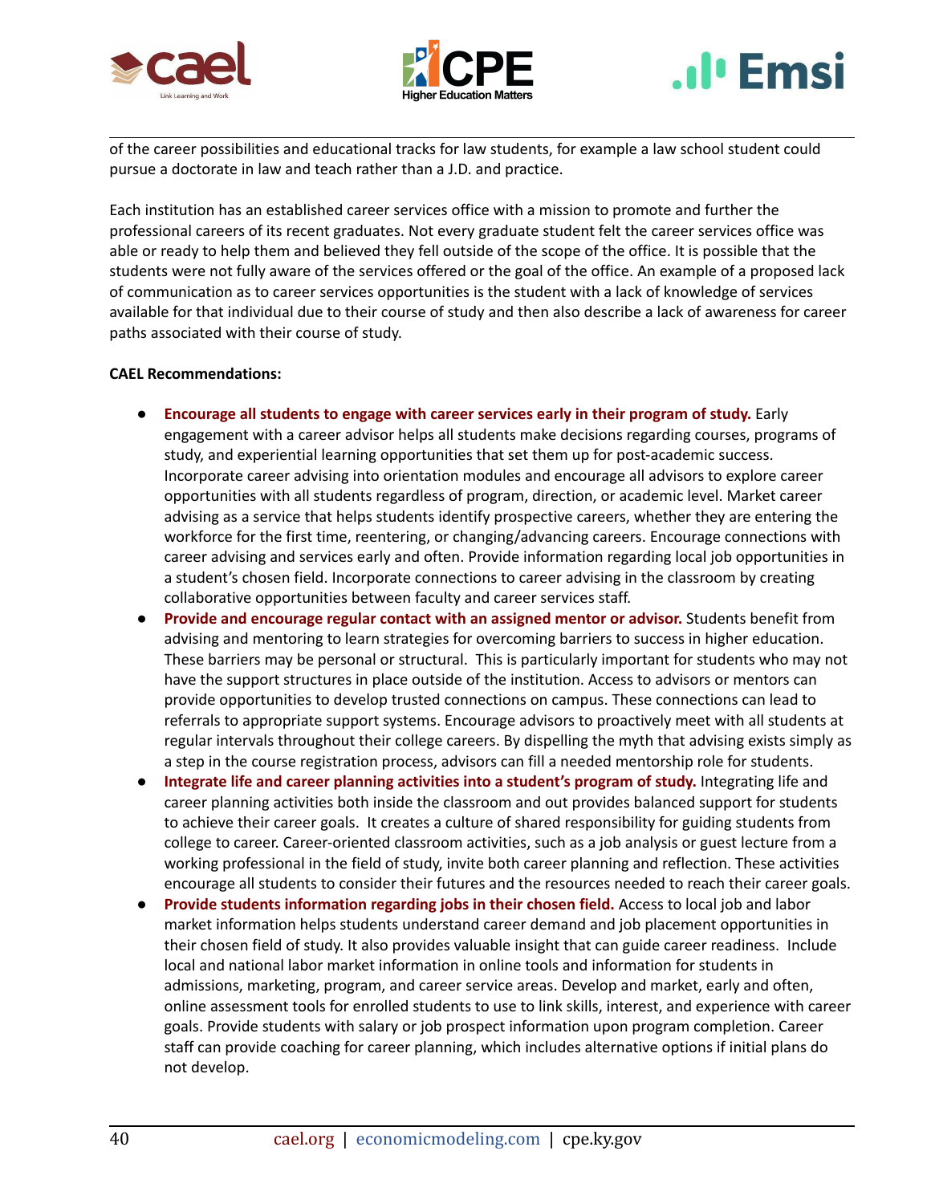of the career possibilities and educational tracks for law students, for example a law school student could pursue a doctorate in law and teach rather than a J.D. and practice.

Each institution has an established career services office with a mission to promote and further the professional careers of its recent graduates. Not every graduate student felt the career services office was able or ready to help them and believed they fell outside of the scope of the office. It is possible that the students were not fully aware of the services offered or the goal of the office. An example of a proposed lack of communication as to career services opportunities is the student with a lack of knowledge of services available for that individual due to their course of study and then also describe a lack of awareness for career paths associated with their course of study.

**CAEL Recommendations:**

- **Encourage all students to engage with career services early in their program of study.** Early engagement with a career advisor helps all students make decisions regarding courses, programs of study, and experiential learning opportunities that set them up for post-academic success. Incorporate career advising into orientation modules and encourage all advisors to explore career opportunities with all students regardless of program, direction, or academic level. Market career advising as a service that helps students identify prospective careers, whether they are entering the workforce for the first time, reentering, or changing/advancing careers. Encourage connections with career advising and services early and often. Provide information regarding local job opportunities in a student's chosen field. Incorporate connections to career advising in the classroom by creating collaborative opportunities between faculty and career services staff.
- **Provide and encourage regular contact with an assigned mentor or advisor.** Students benefit from advising and mentoring to learn strategies for overcoming barriers to success in higher education. These barriers may be personal or structural. This is particularly important for students who may not have the support structures in place outside of the institution. Access to advisors or mentors can provide opportunities to develop trusted connections on campus. These connections can lead to referrals to appropriate support systems. Encourage advisors to proactively meet with all students at regular intervals throughout their college careers. By dispelling the myth that advising exists simply as a step in the course registration process, advisors can fill a needed mentorship role for students.
- **Integrate life and career planning activities into a student's program of study.** Integrating life and career planning activities both inside the classroom and out provides balanced support for students to achieve their career goals. It creates a culture of shared responsibility for guiding students from college to career. Career-oriented classroom activities, such as a job analysis or guest lecture from a working professional in the field of study, invite both career planning and reflection. These activities encourage all students to consider their futures and the resources needed to reach their career goals.
- **Provide students information regarding jobs in their chosen field.** Access to local job and labor market information helps students understand career demand and job placement opportunities in their chosen field of study. It also provides valuable insight that can guide career readiness. Include local and national labor market information in online tools and information for students in admissions, marketing, program, and career service areas. Develop and market, early and often, online assessment tools for enrolled students to use to link skills, interest, and experience with career goals. Provide students with salary or job prospect information upon program completion. Career staff can provide coaching for career planning, which includes alternative options if initial plans do not develop.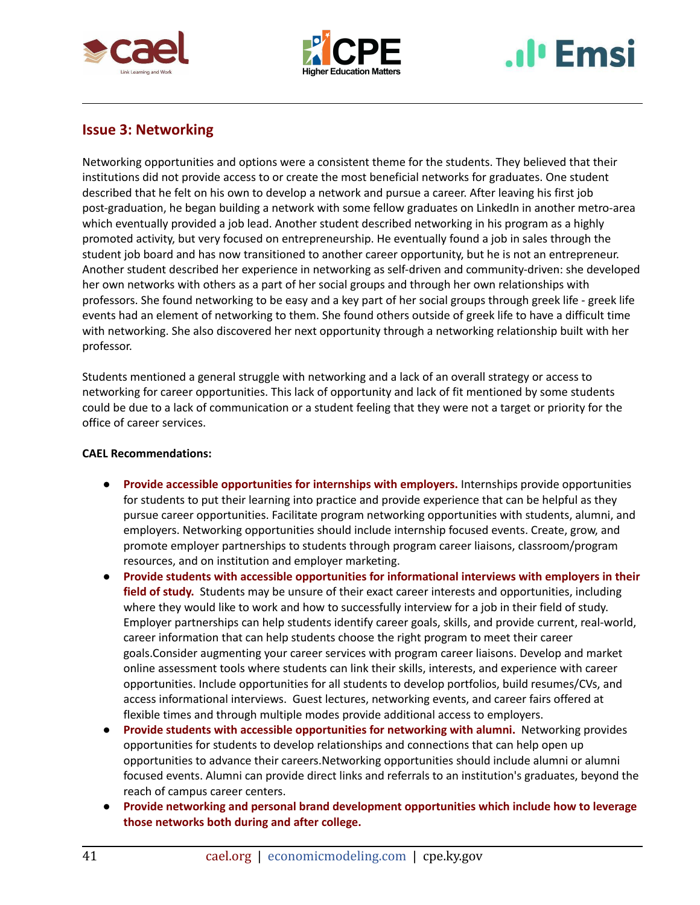## Issue 3: Networking

Networking opportunities and options were a consistent theme for the students. They believed that their institutions did not provide access to or create the most beneficial networks for graduates. One student described that he felt on his own to develop a network and pursue a career. After leaving his first job post-graduation, he began building a network with some fellow graduates on LinkedIn in another metro-area which eventually provided a job lead. Another student described networking in his program as a highly promoted activity, but very focused on entrepreneurship. He eventually found a job in sales through the student job board and has now transitioned to another career opportunity, but he is not an entrepreneur. Another student described her experience in networking as self-driven and community-driven: she developed her own networks with others as a part of her social groups and through her own relationships with professors. She found networking to be easy and a key part of her social groups through greek life - greek life events had an element of networking to them. She found others outside of greek life to have a difficult time with networking. She also discovered her next opportunity through a networking relationship built with her professor.

Students mentioned a general struggle with networking and a lack of an overall strategy or access to networking for career opportunities. This lack of opportunity and lack of fit mentioned by some students could be due to a lack of communication or a student feeling that they were not a target or priority for the office of career services.

**CAEL Recommendations:**

- **Provide accessible opportunities for internships with employers.** Internships provide opportunities for students to put their learning into practice and provide experience that can be helpful as they pursue career opportunities. Facilitate program networking opportunities with students, alumni, and employers. Networking opportunities should include internship focused events. Create, grow, and promote employer partnerships to students through program career liaisons, classroom/program resources, and on institution and employer marketing.
- **Provide students with accessible opportunities for informational interviews with employers in their field of study.** Students may be unsure of their exact career interests and opportunities, including where they would like to work and how to successfully interview for a job in their field of study. Employer partnerships can help students identify career goals, skills, and provide current, real-world, career information that can help students choose the right program to meet their career goals.Consider augmenting your career services with program career liaisons. Develop and market online assessment tools where students can link their skills, interests, and experience with career opportunities. Include opportunities for all students to develop portfolios, build resumes/CVs, and access informational interviews. Guest lectures, networking events, and career fairs offered at flexible times and through multiple modes provide additional access to employers.
- **Provide students with accessible opportunities for networking with alumni.** Networking provides opportunities for students to develop relationships and connections that can help open up opportunities to advance their careers.Networking opportunities should include alumni or alumni focused events. Alumni can provide direct links and referrals to an institution's graduates, beyond the reach of campus career centers.
- **Provide networking and personal brand development opportunities which include how to leverage those networks both during and after college.**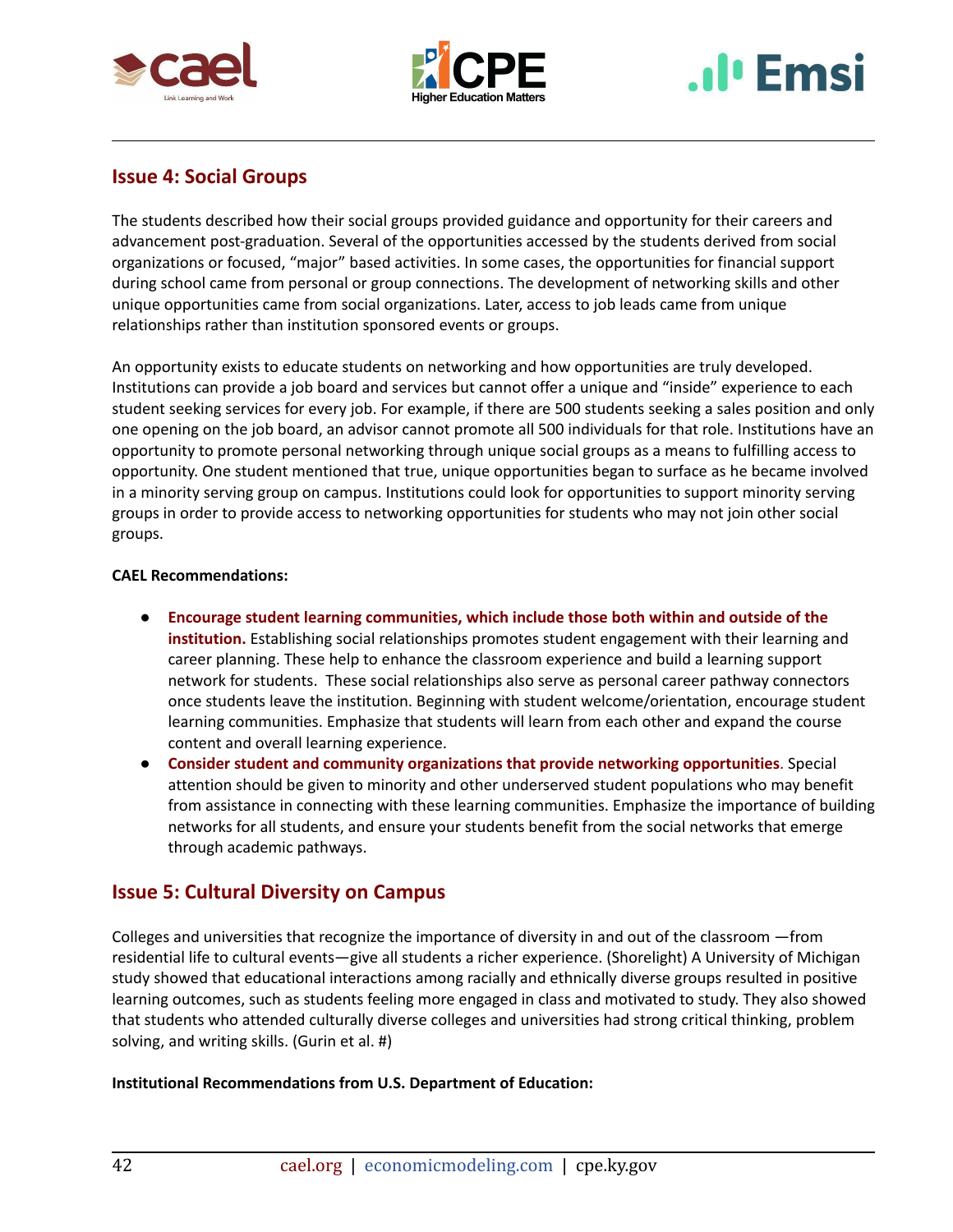## Issue 4: Social Groups

The students described how their social groups provided guidance and opportunity for their careers and advancement post-graduation. Several of the opportunities accessed by the students derived from social organizations or focused, "major" based activities. In some cases, the opportunities for financial support during school came from personal or group connections. The development of networking skills and other unique opportunities came from social organizations. Later, access to job leads came from unique relationships rather than institution sponsored events or groups.

An opportunity exists to educate students on networking and how opportunities are truly developed. Institutions can provide a job board and services but cannot offer a unique and "inside" experience to each student seeking services for every job. For example, if there are 500 students seeking a sales position and only one opening on the job board, an advisor cannot promote all 500 individuals for that role. Institutions have an opportunity to promote personal networking through unique social groups as a means to fulfilling access to opportunity. One student mentioned that true, unique opportunities began to surface as he became involved in a minority serving group on campus. Institutions could look for opportunities to support minority serving groups in order to provide access to networking opportunities for students who may not join other social groups.

**CAEL Recommendations:**

- **Encourage student learning communities, which include those both within and outside of the institution.** Establishing social relationships promotes student engagement with their learning and career planning. These help to enhance the classroom experience and build a learning support network for students. These social relationships also serve as personal career pathway connectors once students leave the institution. Beginning with student welcome/orientation, encourage student learning communities. Emphasize that students will learn from each other and expand the course content and overall learning experience.
- **Consider student and community organizations that provide networking opportunities**. Special attention should be given to minority and other underserved student populations who may benefit from assistance in connecting with these learning communities. Emphasize the importance of building networks for all students, and ensure your students benefit from the social networks that emerge through academic pathways.

## Issue 5: Cultural Diversity on Campus

Colleges and universities that recognize the importance of diversity in and out of the classroom —from residential life to cultural events—give all students a richer experience. (Shorelight) A University of Michigan study showed that educational interactions among racially and ethnically diverse groups resulted in positive learning outcomes, such as students feeling more engaged in class and motivated to study. They also showed that students who attended culturally diverse colleges and universities had strong critical thinking, problem solving, and writing skills. (Gurin et al. #)

**Institutional Recommendations from U.S. Department of Education:**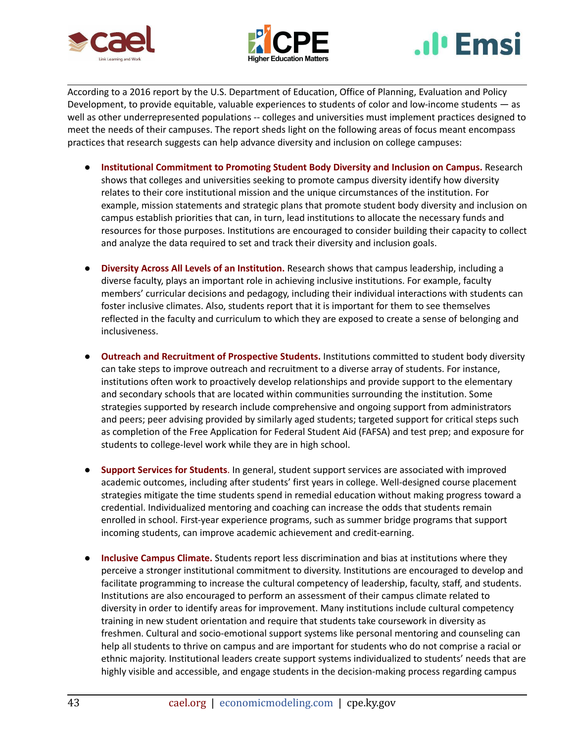According to a 2016 report by the U.S. Department of Education, Office of Planning, Evaluation and Policy Development, to provide equitable, valuable experiences to students of color and low-income students — as well as other underrepresented populations -- colleges and universities must implement practices designed to meet the needs of their campuses. The report sheds light on the following areas of focus meant encompass practices that research suggests can help advance diversity and inclusion on college campuses:

- **Institutional Commitment to Promoting Student Body Diversity and Inclusion on Campus.** Research shows that colleges and universities seeking to promote campus diversity identify how diversity relates to their core institutional mission and the unique circumstances of the institution. For example, mission statements and strategic plans that promote student body diversity and inclusion on campus establish priorities that can, in turn, lead institutions to allocate the necessary funds and resources for those purposes. Institutions are encouraged to consider building their capacity to collect and analyze the data required to set and track their diversity and inclusion goals.

- **Diversity Across All Levels of an Institution.** Research shows that campus leadership, including a diverse faculty, plays an important role in achieving inclusive institutions. For example, faculty members' curricular decisions and pedagogy, including their individual interactions with students can foster inclusive climates. Also, students report that it is important for them to see themselves reflected in the faculty and curriculum to which they are exposed to create a sense of belonging and inclusiveness.

- **Outreach and Recruitment of Prospective Students.** Institutions committed to student body diversity can take steps to improve outreach and recruitment to a diverse array of students. For instance, institutions often work to proactively develop relationships and provide support to the elementary and secondary schools that are located within communities surrounding the institution. Some strategies supported by research include comprehensive and ongoing support from administrators and peers; peer advising provided by similarly aged students; targeted support for critical steps such as completion of the Free Application for Federal Student Aid (FAFSA) and test prep; and exposure for students to college-level work while they are in high school.

- **Support Services for Students**. In general, student support services are associated with improved academic outcomes, including after students' first years in college. Well-designed course placement strategies mitigate the time students spend in remedial education without making progress toward a credential. Individualized mentoring and coaching can increase the odds that students remain enrolled in school. First-year experience programs, such as summer bridge programs that support incoming students, can improve academic achievement and credit-earning.

- **Inclusive Campus Climate.** Students report less discrimination and bias at institutions where they perceive a stronger institutional commitment to diversity. Institutions are encouraged to develop and facilitate programming to increase the cultural competency of leadership, faculty, staff, and students. Institutions are also encouraged to perform an assessment of their campus climate related to diversity in order to identify areas for improvement. Many institutions include cultural competency training in new student orientation and require that students take coursework in diversity as freshmen. Cultural and socio-emotional support systems like personal mentoring and counseling can help all students to thrive on campus and are important for students who do not comprise a racial or ethnic majority. Institutional leaders create support systems individualized to students' needs that are highly visible and accessible, and engage students in the decision-making process regarding campus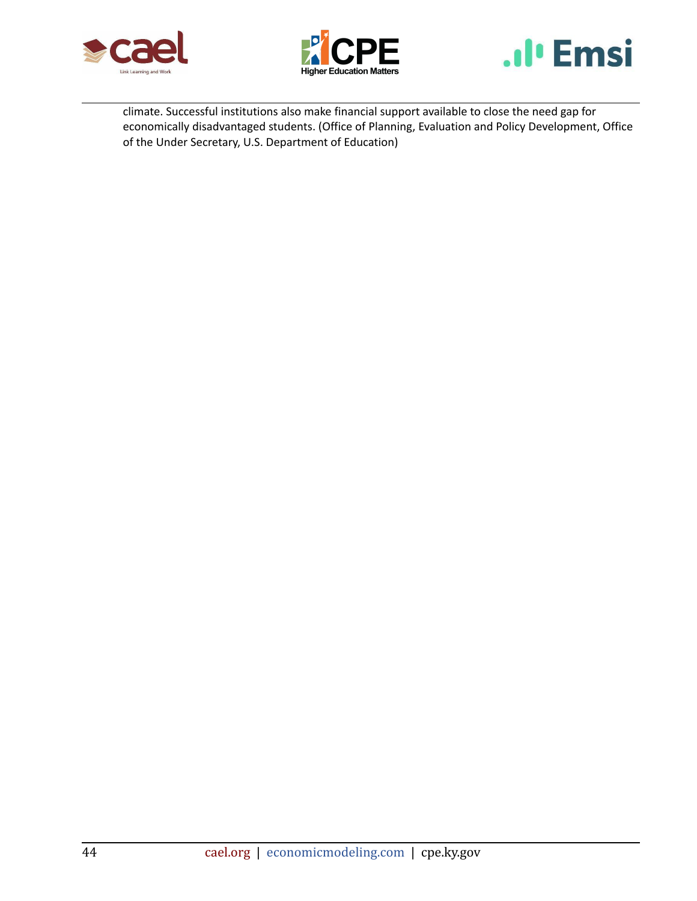climate. Successful institutions also make financial support available to close the need gap for economically disadvantaged students. (Office of Planning, Evaluation and Policy Development, Office of the Under Secretary, U.S. Department of Education)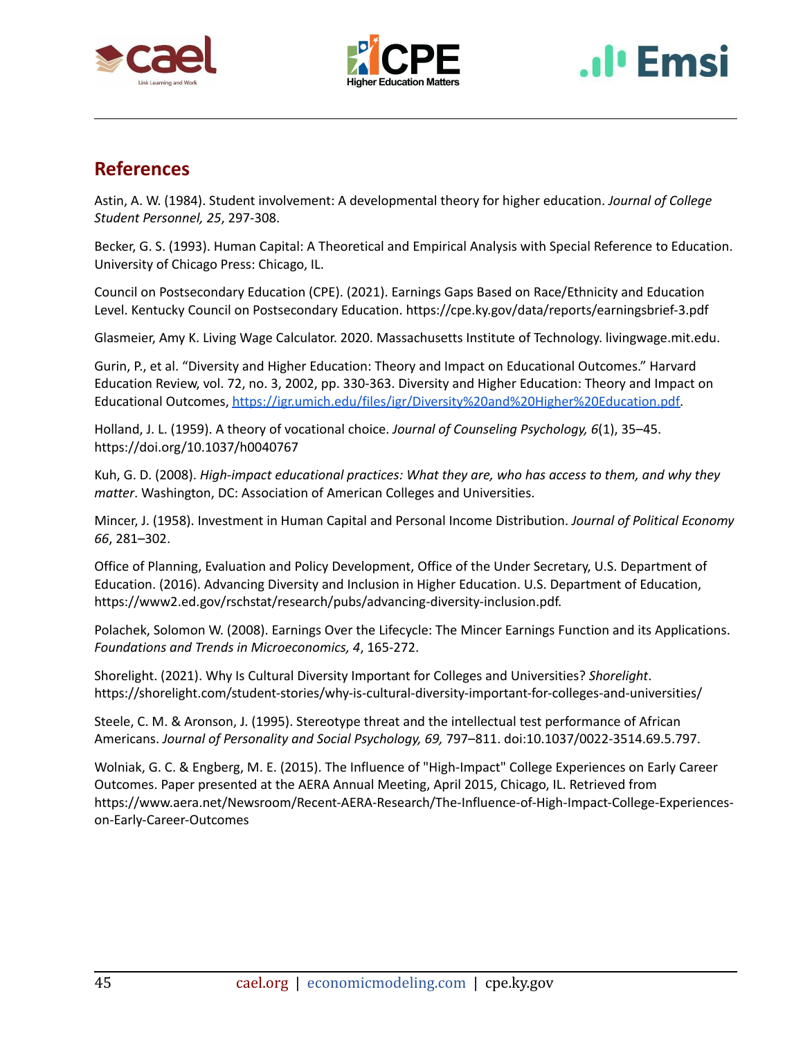## References

Astin, A. W. (1984). Student involvement: A developmental theory for higher education. *Journal of College Student Personnel, 25*, 297-308.

Becker, G. S. (1993). Human Capital: A Theoretical and Empirical Analysis with Special Reference to Education. University of Chicago Press: Chicago, IL.

Council on Postsecondary Education (CPE). (2021). Earnings Gaps Based on Race/Ethnicity and Education Level. Kentucky Council on Postsecondary Education. https://cpe.ky.gov/data/reports/earningsbrief-3.pdf

Glasmeier, Amy K. Living Wage Calculator. 2020. Massachusetts Institute of Technology. livingwage.mit.edu.

Gurin, P., et al. "Diversity and Higher Education: Theory and Impact on Educational Outcomes." Harvard Education Review, vol. 72, no. 3, 2002, pp. 330-363. Diversity and Higher Education: Theory and Impact on Educational Outcomes, [https://igr.umich.edu/files/igr/Diversity%20and%20Higher%20Education.pdf](https://igr.umich.edu/files/igr/Diversity%20and%20Higher%20Education.pdf).

Holland, J. L. (1959). A theory of vocational choice. *Journal of Counseling Psychology, 6*(1), 35–45. https://doi.org/10.1037/h0040767

Kuh, G. D. (2008). *High-impact educational practices: What they are, who has access to them, and why they matter*. Washington, DC: Association of American Colleges and Universities.

Mincer, J. (1958). Investment in Human Capital and Personal Income Distribution. *Journal of Political Economy 66*, 281–302.

Office of Planning, Evaluation and Policy Development, Office of the Under Secretary, U.S. Department of Education. (2016). Advancing Diversity and Inclusion in Higher Education. U.S. Department of Education, https://www2.ed.gov/rschstat/research/pubs/advancing-diversity-inclusion.pdf.

Polachek, Solomon W. (2008). Earnings Over the Lifecycle: The Mincer Earnings Function and its Applications. *Foundations and Trends in Microeconomics, 4*, 165-272.

Shorelight. (2021). Why Is Cultural Diversity Important for Colleges and Universities? *Shorelight*. https://shorelight.com/student-stories/why-is-cultural-diversity-important-for-colleges-and-universities/

Steele, C. M. & Aronson, J. (1995). Stereotype threat and the intellectual test performance of African Americans. *Journal of Personality and Social Psychology, 69,* 797–811. doi:10.1037/0022-3514.69.5.797.

Wolniak, G. C. & Engberg, M. E. (2015). The Influence of "High-Impact" College Experiences on Early Career Outcomes. Paper presented at the AERA Annual Meeting, April 2015, Chicago, IL. Retrieved from https://www.aera.net/Newsroom/Recent-AERA-Research/The-Influence-of-High-Impact-College-Experiences-on-Early-Career-Outcomes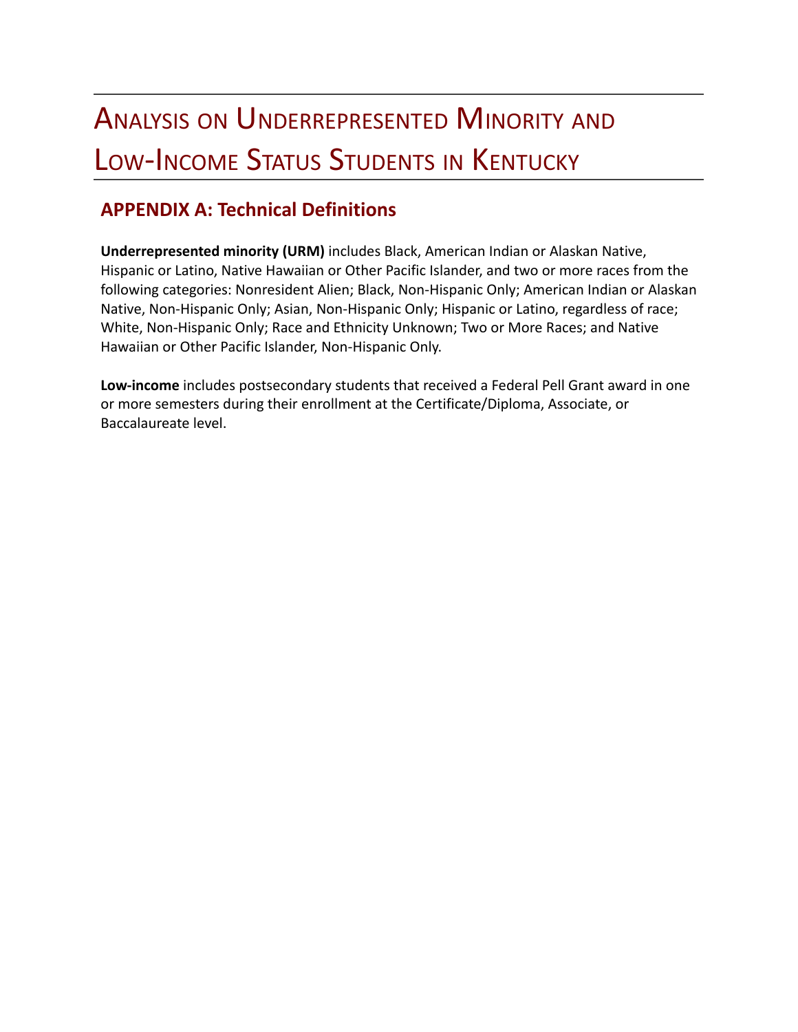# Analysis on Underrepresented Minority and Low-Income Status Students in Kentucky

## APPENDIX A: Technical Definitions

**Underrepresented minority (URM)** includes Black, American Indian or Alaskan Native, Hispanic or Latino, Native Hawaiian or Other Pacific Islander, and two or more races from the following categories: Nonresident Alien; Black, Non-Hispanic Only; American Indian or Alaskan Native, Non-Hispanic Only; Asian, Non-Hispanic Only; Hispanic or Latino, regardless of race; White, Non-Hispanic Only; Race and Ethnicity Unknown; Two or More Races; and Native Hawaiian or Other Pacific Islander, Non-Hispanic Only.

**Low-income** includes postsecondary students that received a Federal Pell Grant award in one or more semesters during their enrollment at the Certificate/Diploma, Associate, or Baccalaureate level.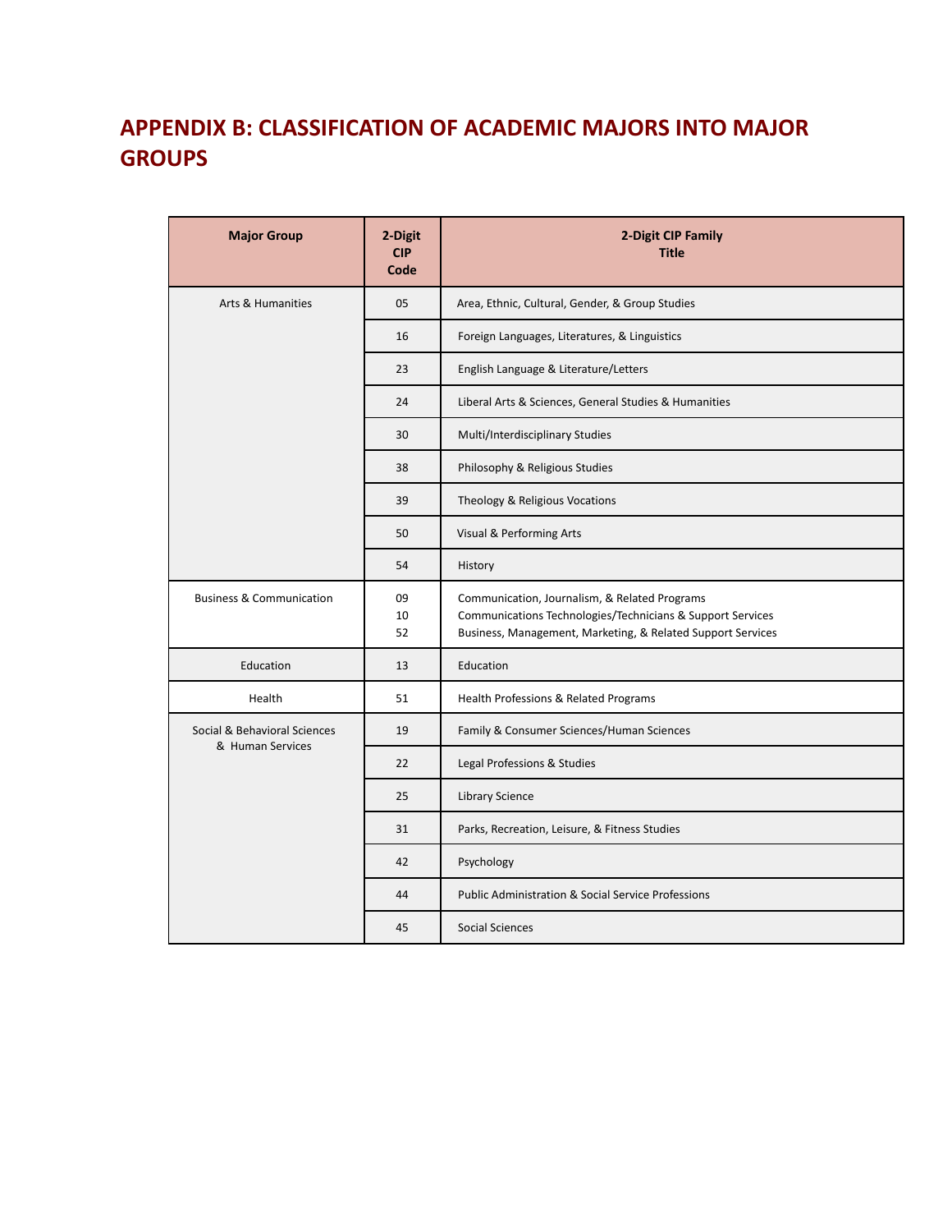# APPENDIX B: CLASSIFICATION OF ACADEMIC MAJORS INTO MAJOR GROUPS

| Major Group | 2-Digit CIP Code | 2-Digit CIP Family Title |
|---|---|---|
| Arts & Humanities | 05 | Area, Ethnic, Cultural, Gender, & Group Studies |
| | 16 | Foreign Languages, Literatures, & Linguistics |
| | 23 | English Language & Literature/Letters |
| | 24 | Liberal Arts & Sciences, General Studies & Humanities |
| | 30 | Multi/Interdisciplinary Studies |
| | 38 | Philosophy & Religious Studies |
| | 39 | Theology & Religious Vocations |
| | 50 | Visual & Performing Arts |
| | 54 | History |
| Business & Communication | 09<br>10<br>52 | Communication, Journalism, & Related Programs<br>Communications Technologies/Technicians & Support Services<br>Business, Management, Marketing, & Related Support Services |
| Education | 13 | Education |
| Health | 51 | Health Professions & Related Programs |
| Social & Behavioral Sciences & Human Services | 19 | Family & Consumer Sciences/Human Sciences |
| | 22 | Legal Professions & Studies |
| | 25 | Library Science |
| | 31 | Parks, Recreation, Leisure, & Fitness Studies |
| | 42 | Psychology |
| | 44 | Public Administration & Social Service Professions |
| | 45 | Social Sciences |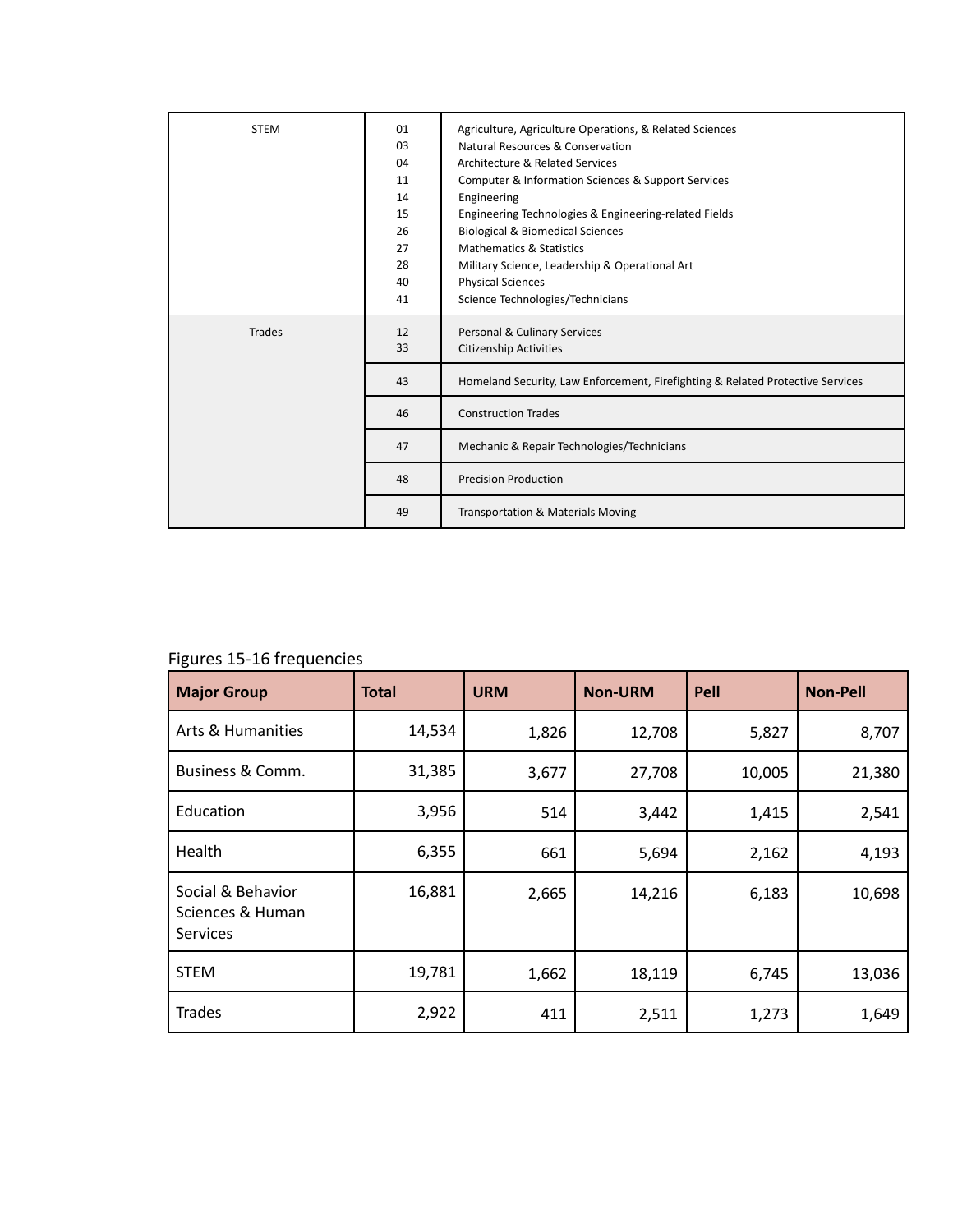| | | |
|---|---|---|
| STEM | 01<br>03<br>04<br>11<br>14<br>15<br>26<br>27<br>28<br>40<br>41 | Agriculture, Agriculture Operations, & Related Sciences<br>Natural Resources & Conservation<br>Architecture & Related Services<br>Computer & Information Sciences & Support Services<br>Engineering<br>Engineering Technologies & Engineering-related Fields<br>Biological & Biomedical Sciences<br>Mathematics & Statistics<br>Military Science, Leadership & Operational Art<br>Physical Sciences<br>Science Technologies/Technicians |
| Trades | 12<br>33 | Personal & Culinary Services<br>Citizenship Activities |
| | 43 | Homeland Security, Law Enforcement, Firefighting & Related Protective Services |
| | 46 | Construction Trades |
| | 47 | Mechanic & Repair Technologies/Technicians |
| | 48 | Precision Production |
| | 49 | Transportation & Materials Moving |

Figures 15-16 frequencies

| Major Group | Total | URM | Non-URM | Pell | Non-Pell |
|---|---|---|---|---|---|
| Arts & Humanities | 14,534 | 1,826 | 12,708 | 5,827 | 8,707 |
| Business & Comm. | 31,385 | 3,677 | 27,708 | 10,005 | 21,380 |
| Education | 3,956 | 514 | 3,442 | 1,415 | 2,541 |
| Health | 6,355 | 661 | 5,694 | 2,162 | 4,193 |
| Social & Behavior Sciences & Human Services | 16,881 | 2,665 | 14,216 | 6,183 | 10,698 |
| STEM | 19,781 | 1,662 | 18,119 | 6,745 | 13,036 |
| Trades | 2,922 | 411 | 2,511 | 1,273 | 1,649 |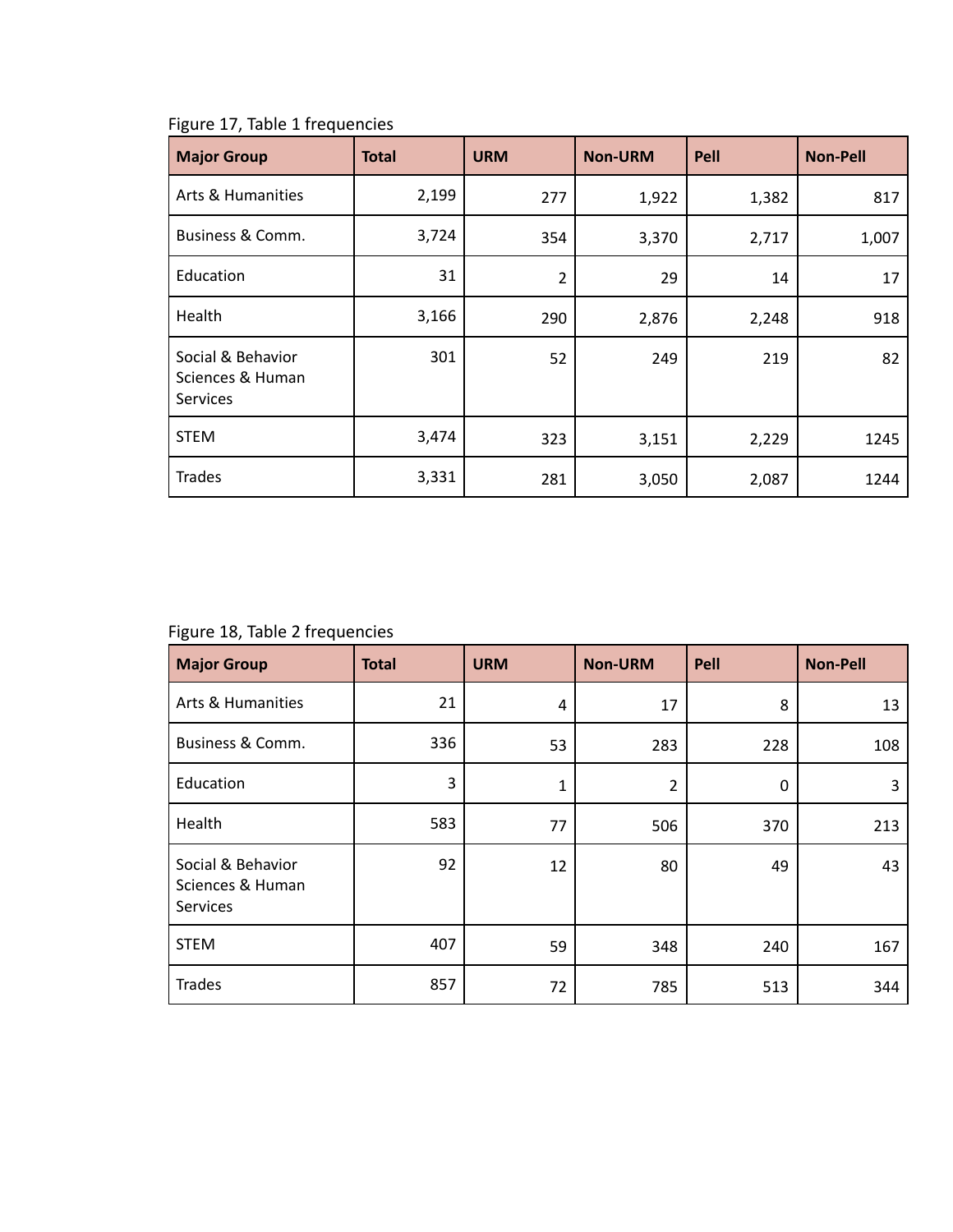Figure 17, Table 1 frequencies

| Major Group | Total | URM | Non-URM | Pell | Non-Pell |
|---|---|---|---|---|---|
| Arts & Humanities | 2,199 | 277 | 1,922 | 1,382 | 817 |
| Business & Comm. | 3,724 | 354 | 3,370 | 2,717 | 1,007 |
| Education | 31 | 2 | 29 | 14 | 17 |
| Health | 3,166 | 290 | 2,876 | 2,248 | 918 |
| Social & Behavior Sciences & Human Services | 301 | 52 | 249 | 219 | 82 |
| STEM | 3,474 | 323 | 3,151 | 2,229 | 1245 |
| Trades | 3,331 | 281 | 3,050 | 2,087 | 1244 |

Figure 18, Table 2 frequencies

| Major Group | Total | URM | Non-URM | Pell | Non-Pell |
|---|---|---|---|---|---|
| Arts & Humanities | 21 | 4 | 17 | 8 | 13 |
| Business & Comm. | 336 | 53 | 283 | 228 | 108 |
| Education | 3 | 1 | 2 | 0 | 3 |
| Health | 583 | 77 | 506 | 370 | 213 |
| Social & Behavior Sciences & Human Services | 92 | 12 | 80 | 49 | 43 |
| STEM | 407 | 59 | 348 | 240 | 167 |
| Trades | 857 | 72 | 785 | 513 | 344 |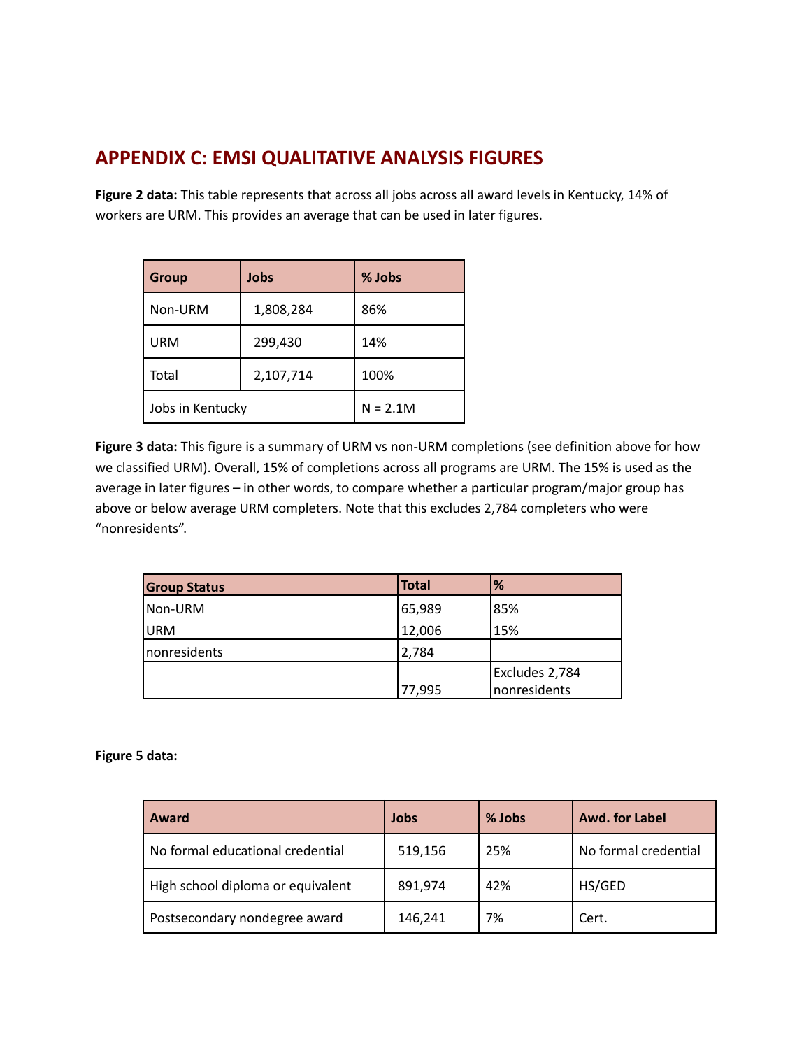## APPENDIX C: EMSI QUALITATIVE ANALYSIS FIGURES

**Figure 2 data:** This table represents that across all jobs across all award levels in Kentucky, 14% of workers are URM. This provides an average that can be used in later figures.

| Group | Jobs | % Jobs |
|---|---|---|
| Non-URM | 1,808,284 | 86% |
| URM | 299,430 | 14% |
| Total | 2,107,714 | 100% |
| Jobs in Kentucky | | N = 2.1M |

**Figure 3 data:** This figure is a summary of URM vs non-URM completions (see definition above for how we classified URM). Overall, 15% of completions across all programs are URM. The 15% is used as the average in later figures – in other words, to compare whether a particular program/major group has above or below average URM completers. Note that this excludes 2,784 completers who were "nonresidents".

| Group Status | Total | % |
|---|---|---|
| Non-URM | 65,989 | 85% |
| URM | 12,006 | 15% |
| nonresidents | 2,784 | |
| | 77,995 | Excludes 2,784 nonresidents |

**Figure 5 data:**

| Award | Jobs | % Jobs | Awd. for Label |
|---|---|---|---|
| No formal educational credential | 519,156 | 25% | No formal credential |
| High school diploma or equivalent | 891,974 | 42% | HS/GED |
| Postsecondary nondegree award | 146,241 | 7% | Cert. |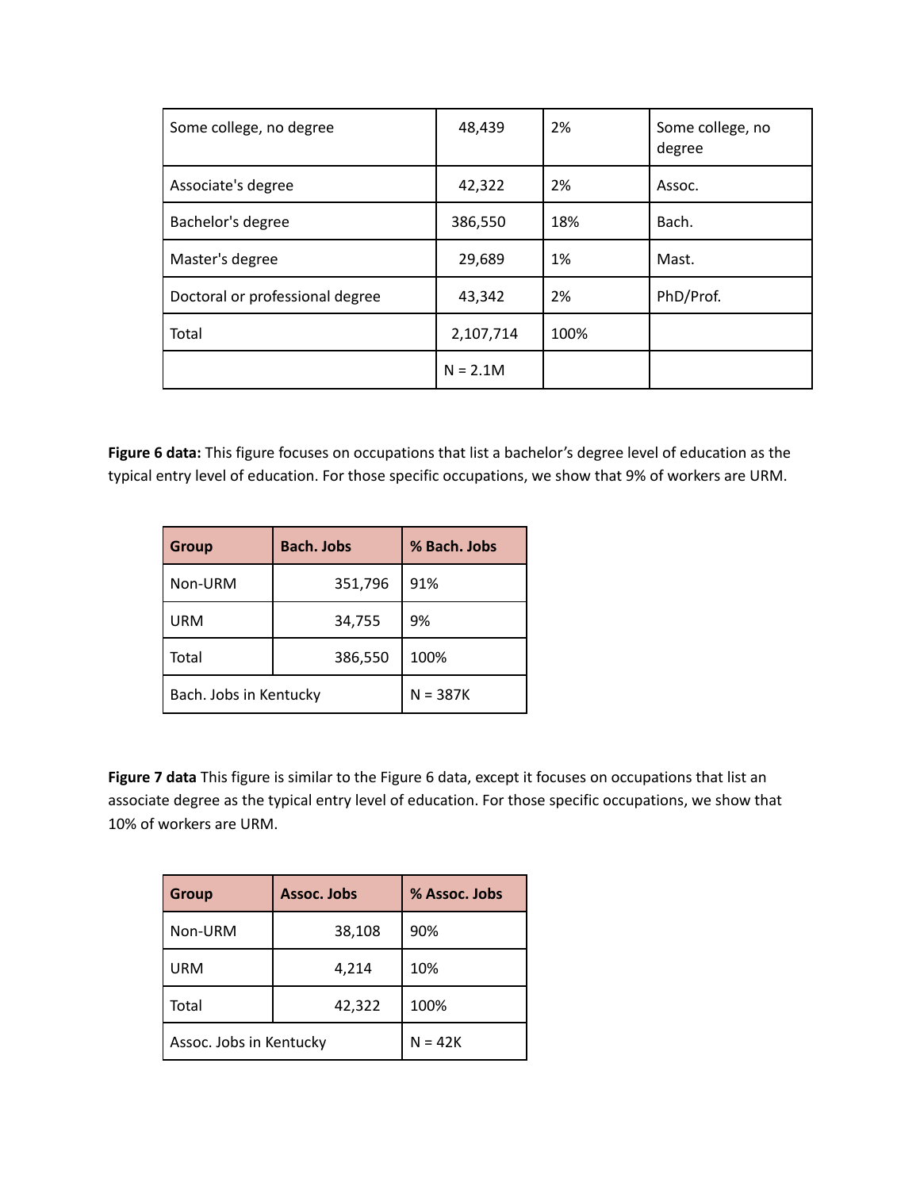| Some college, no degree | 48,439 | 2% | Some college, no degree |
|---|---|---|---|
| Associate's degree | 42,322 | 2% | Assoc. |
| Bachelor's degree | 386,550 | 18% | Bach. |
| Master's degree | 29,689 | 1% | Mast. |
| Doctoral or professional degree | 43,342 | 2% | PhD/Prof. |
| Total | 2,107,714 | 100% | |
| | N = 2.1M | | |

**Figure 6 data:** This figure focuses on occupations that list a bachelor's degree level of education as the typical entry level of education. For those specific occupations, we show that 9% of workers are URM.

| Group | Bach. Jobs | % Bach. Jobs |
|---|---|---|
| Non-URM | 351,796 | 91% |
| URM | 34,755 | 9% |
| Total | 386,550 | 100% |
| Bach. Jobs in Kentucky | | N = 387K |

**Figure 7 data** This figure is similar to the Figure 6 data, except it focuses on occupations that list an associate degree as the typical entry level of education. For those specific occupations, we show that 10% of workers are URM.

| Group | Assoc. Jobs | % Assoc. Jobs |
|---|---|---|
| Non-URM | 38,108 | 90% |
| URM | 4,214 | 10% |
| Total | 42,322 | 100% |
| Assoc. Jobs in Kentucky | | N = 42K |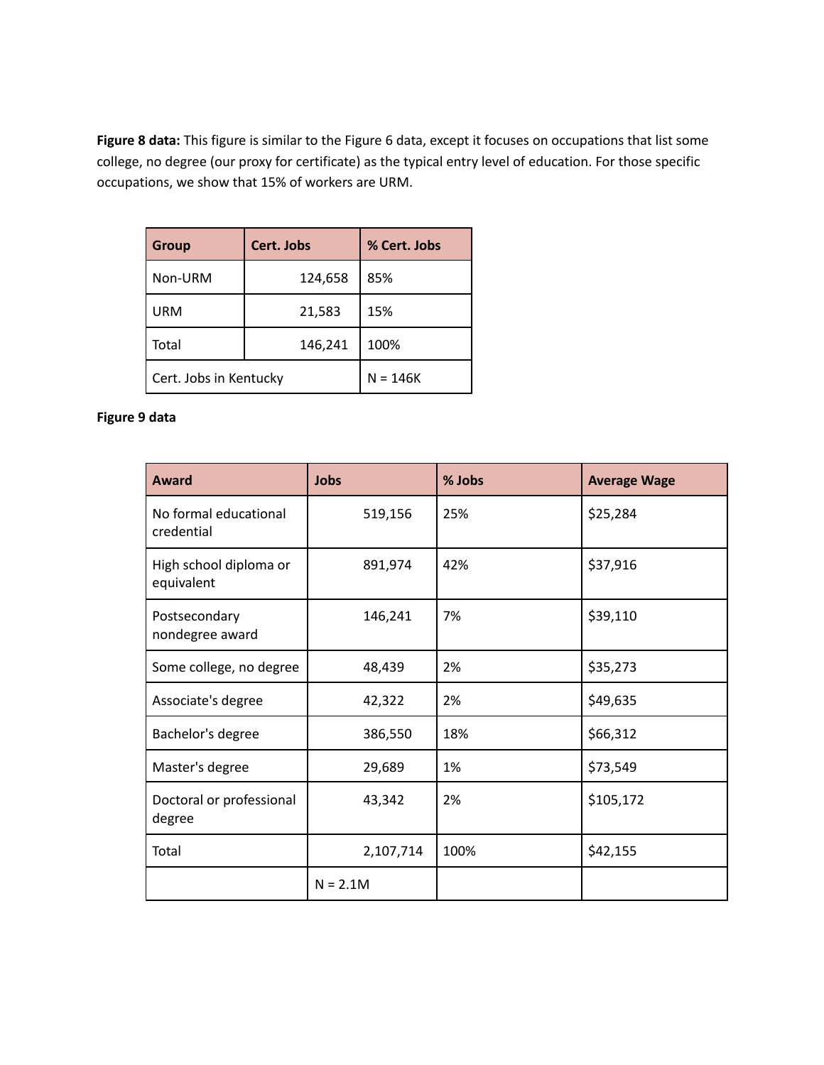**Figure 8 data:** This figure is similar to the Figure 6 data, except it focuses on occupations that list some college, no degree (our proxy for certificate) as the typical entry level of education. For those specific occupations, we show that 15% of workers are URM.

| Group | Cert. Jobs | % Cert. Jobs |
|---|---|---|
| Non-URM | 124,658 | 85% |
| URM | 21,583 | 15% |
| Total | 146,241 | 100% |
| Cert. Jobs in Kentucky | | N = 146K |

**Figure 9 data**

| Award | Jobs | % Jobs | Average Wage |
|---|---|---|---|
| No formal educational credential | 519,156 | 25% | $25,284 |
| High school diploma or equivalent | 891,974 | 42% | $37,916 |
| Postsecondary nondegree award | 146,241 | 7% | $39,110 |
| Some college, no degree | 48,439 | 2% | $35,273 |
| Associate's degree | 42,322 | 2% | $49,635 |
| Bachelor's degree | 386,550 | 18% | $66,312 |
| Master's degree | 29,689 | 1% | $73,549 |
| Doctoral or professional degree | 43,342 | 2% | $105,172 |
| Total | 2,107,714 | 100% | $42,155 |
| | N = 2.1M | | |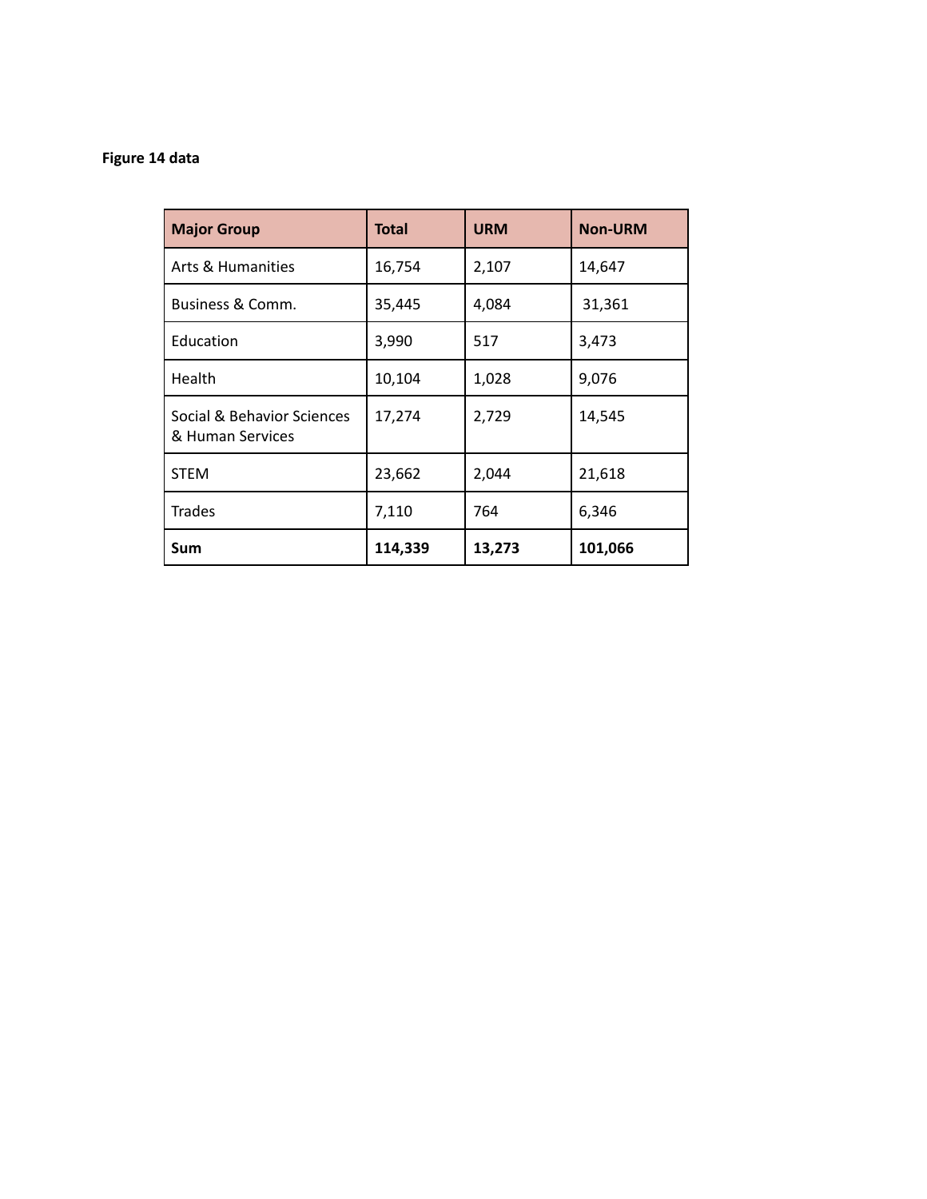**Figure 14 data**

| **Major Group** | **Total** | **URM** | **Non-URM** |
|---|---|---|---|
| Arts & Humanities | 16,754 | 2,107 | 14,647 |
| Business & Comm. | 35,445 | 4,084 | 31,361 |
| Education | 3,990 | 517 | 3,473 |
| Health | 10,104 | 1,028 | 9,076 |
| Social & Behavior Sciences & Human Services | 17,274 | 2,729 | 14,545 |
| STEM | 23,662 | 2,044 | 21,618 |
| Trades | 7,110 | 764 | 6,346 |
| **Sum** | **114,339** | **13,273** | **101,066** |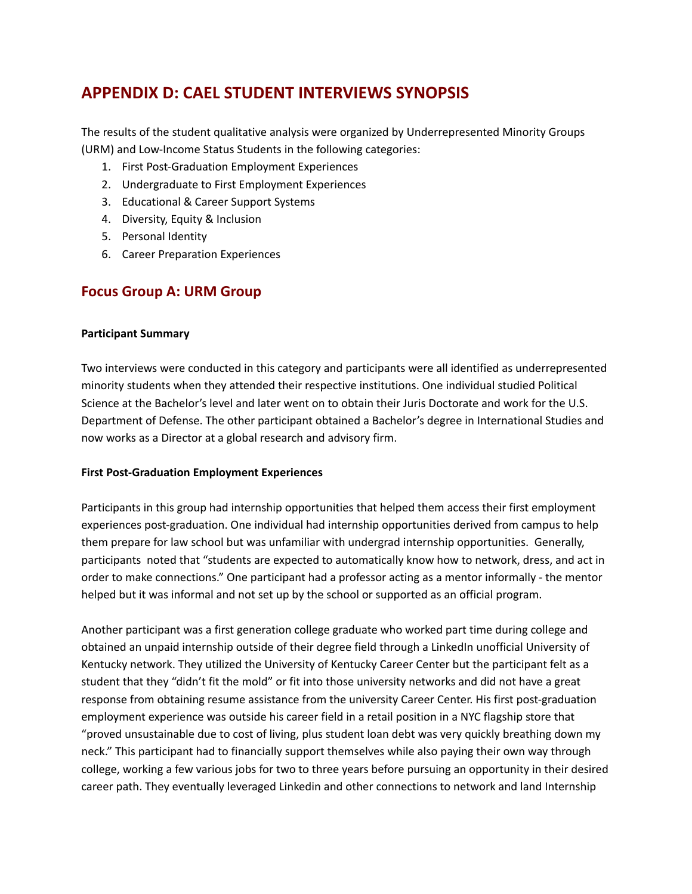# APPENDIX D: CAEL STUDENT INTERVIEWS SYNOPSIS

The results of the student qualitative analysis were organized by Underrepresented Minority Groups (URM) and Low-Income Status Students in the following categories:

1. First Post-Graduation Employment Experiences
2. Undergraduate to First Employment Experiences
3. Educational & Career Support Systems
4. Diversity, Equity & Inclusion
5. Personal Identity
6. Career Preparation Experiences

## Focus Group A: URM Group

**Participant Summary**

Two interviews were conducted in this category and participants were all identified as underrepresented minority students when they attended their respective institutions. One individual studied Political Science at the Bachelor's level and later went on to obtain their Juris Doctorate and work for the U.S. Department of Defense. The other participant obtained a Bachelor's degree in International Studies and now works as a Director at a global research and advisory firm.

**First Post-Graduation Employment Experiences**

Participants in this group had internship opportunities that helped them access their first employment experiences post-graduation. One individual had internship opportunities derived from campus to help them prepare for law school but was unfamiliar with undergrad internship opportunities. Generally, participants noted that "students are expected to automatically know how to network, dress, and act in order to make connections." One participant had a professor acting as a mentor informally - the mentor helped but it was informal and not set up by the school or supported as an official program.

Another participant was a first generation college graduate who worked part time during college and obtained an unpaid internship outside of their degree field through a LinkedIn unofficial University of Kentucky network. They utilized the University of Kentucky Career Center but the participant felt as a student that they "didn't fit the mold" or fit into those university networks and did not have a great response from obtaining resume assistance from the university Career Center. His first post-graduation employment experience was outside his career field in a retail position in a NYC flagship store that "proved unsustainable due to cost of living, plus student loan debt was very quickly breathing down my neck." This participant had to financially support themselves while also paying their own way through college, working a few various jobs for two to three years before pursuing an opportunity in their desired career path. They eventually leveraged Linkedin and other connections to network and land Internship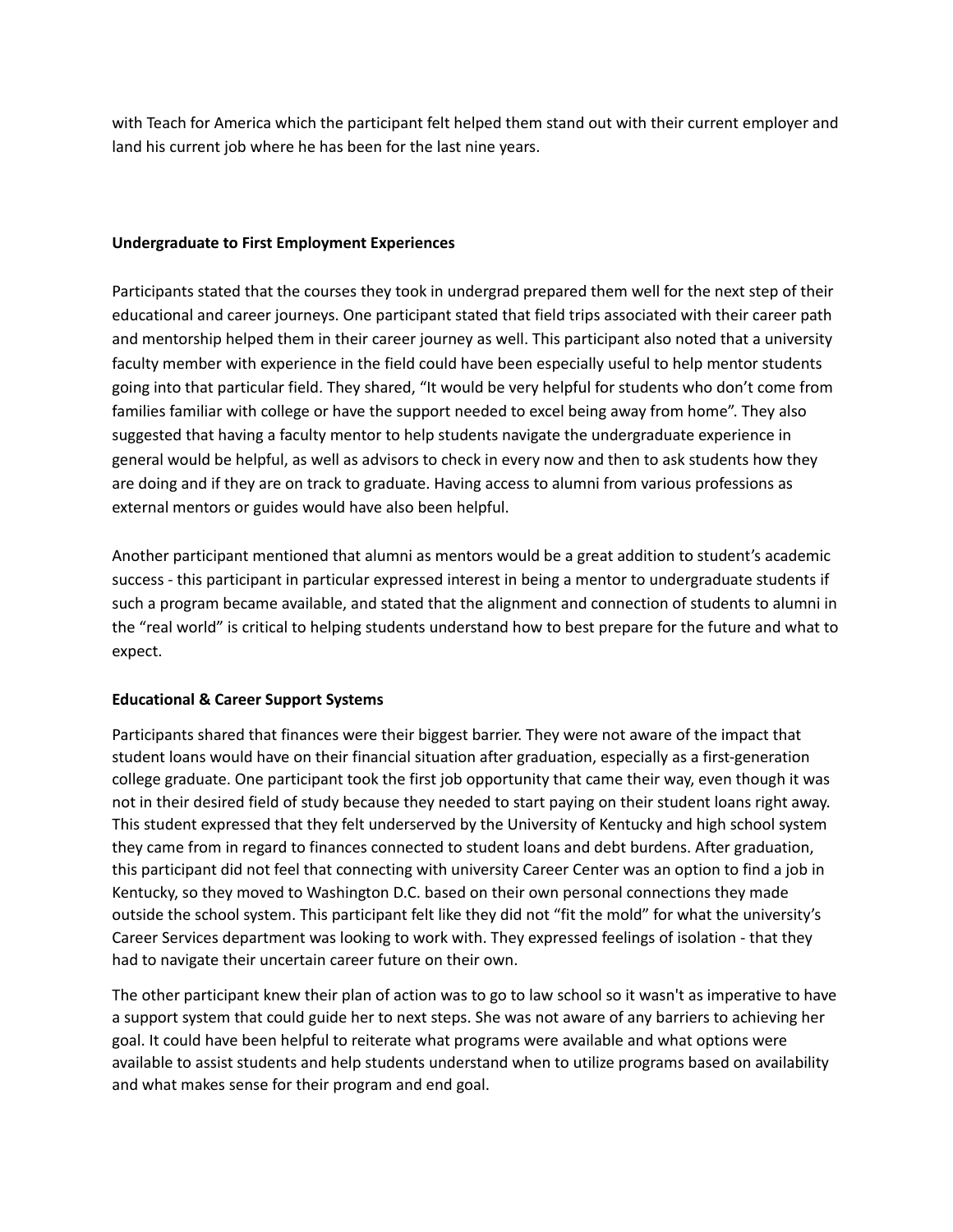with Teach for America which the participant felt helped them stand out with their current employer and land his current job where he has been for the last nine years.

**Undergraduate to First Employment Experiences**

Participants stated that the courses they took in undergrad prepared them well for the next step of their educational and career journeys. One participant stated that field trips associated with their career path and mentorship helped them in their career journey as well. This participant also noted that a university faculty member with experience in the field could have been especially useful to help mentor students going into that particular field. They shared, "It would be very helpful for students who don't come from families familiar with college or have the support needed to excel being away from home". They also suggested that having a faculty mentor to help students navigate the undergraduate experience in general would be helpful, as well as advisors to check in every now and then to ask students how they are doing and if they are on track to graduate. Having access to alumni from various professions as external mentors or guides would have also been helpful.

Another participant mentioned that alumni as mentors would be a great addition to student's academic success - this participant in particular expressed interest in being a mentor to undergraduate students if such a program became available, and stated that the alignment and connection of students to alumni in the "real world" is critical to helping students understand how to best prepare for the future and what to expect.

**Educational & Career Support Systems**

Participants shared that finances were their biggest barrier. They were not aware of the impact that student loans would have on their financial situation after graduation, especially as a first-generation college graduate. One participant took the first job opportunity that came their way, even though it was not in their desired field of study because they needed to start paying on their student loans right away. This student expressed that they felt underserved by the University of Kentucky and high school system they came from in regard to finances connected to student loans and debt burdens. After graduation, this participant did not feel that connecting with university Career Center was an option to find a job in Kentucky, so they moved to Washington D.C. based on their own personal connections they made outside the school system. This participant felt like they did not "fit the mold" for what the university's Career Services department was looking to work with. They expressed feelings of isolation - that they had to navigate their uncertain career future on their own.

The other participant knew their plan of action was to go to law school so it wasn't as imperative to have a support system that could guide her to next steps. She was not aware of any barriers to achieving her goal. It could have been helpful to reiterate what programs were available and what options were available to assist students and help students understand when to utilize programs based on availability and what makes sense for their program and end goal.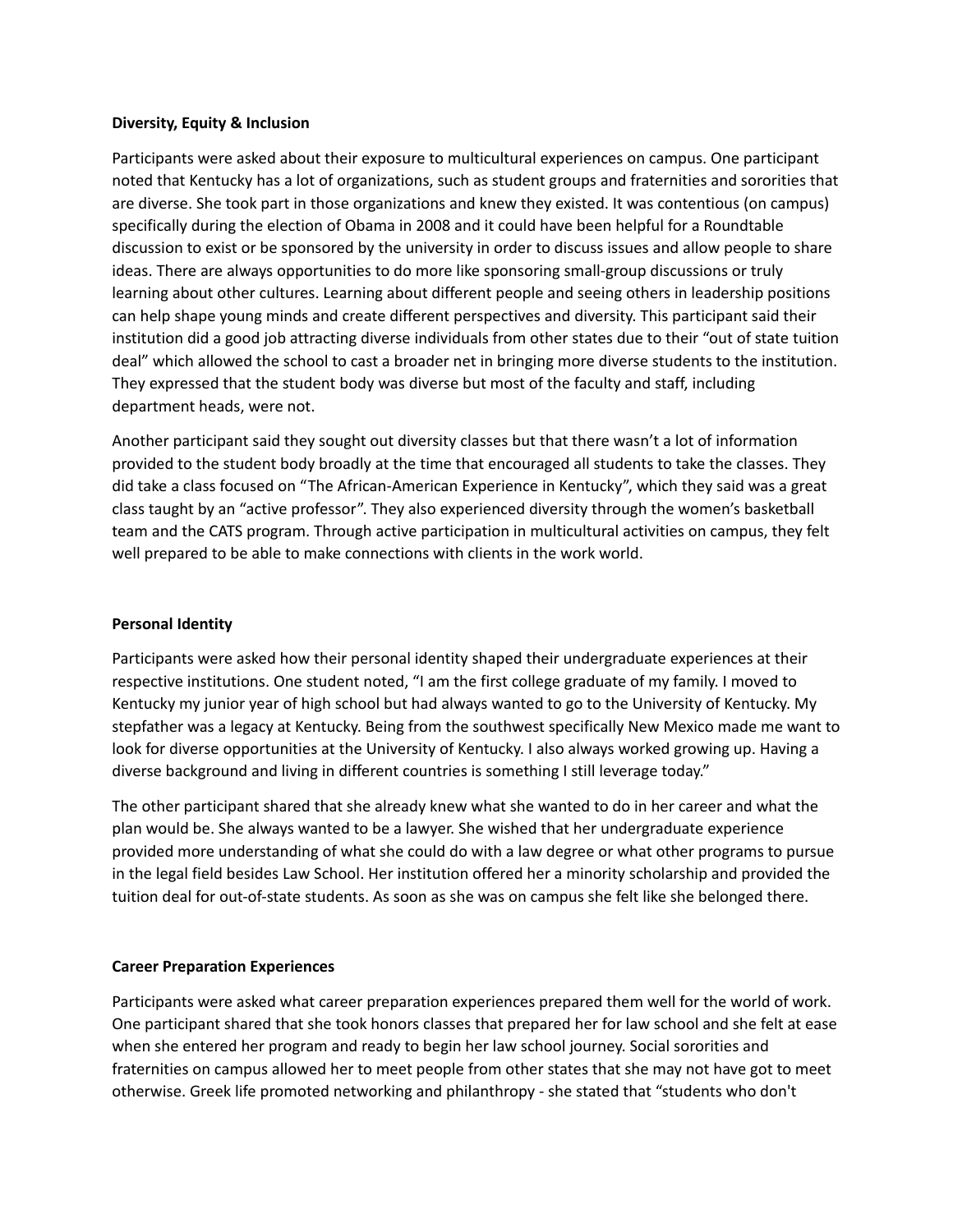**Diversity, Equity & Inclusion**

Participants were asked about their exposure to multicultural experiences on campus. One participant noted that Kentucky has a lot of organizations, such as student groups and fraternities and sororities that are diverse. She took part in those organizations and knew they existed. It was contentious (on campus) specifically during the election of Obama in 2008 and it could have been helpful for a Roundtable discussion to exist or be sponsored by the university in order to discuss issues and allow people to share ideas. There are always opportunities to do more like sponsoring small-group discussions or truly learning about other cultures. Learning about different people and seeing others in leadership positions can help shape young minds and create different perspectives and diversity. This participant said their institution did a good job attracting diverse individuals from other states due to their "out of state tuition deal" which allowed the school to cast a broader net in bringing more diverse students to the institution. They expressed that the student body was diverse but most of the faculty and staff, including department heads, were not.

Another participant said they sought out diversity classes but that there wasn't a lot of information provided to the student body broadly at the time that encouraged all students to take the classes. They did take a class focused on "The African-American Experience in Kentucky", which they said was a great class taught by an "active professor". They also experienced diversity through the women's basketball team and the CATS program. Through active participation in multicultural activities on campus, they felt well prepared to be able to make connections with clients in the work world.

**Personal Identity**

Participants were asked how their personal identity shaped their undergraduate experiences at their respective institutions. One student noted, "I am the first college graduate of my family. I moved to Kentucky my junior year of high school but had always wanted to go to the University of Kentucky. My stepfather was a legacy at Kentucky. Being from the southwest specifically New Mexico made me want to look for diverse opportunities at the University of Kentucky. I also always worked growing up. Having a diverse background and living in different countries is something I still leverage today."

The other participant shared that she already knew what she wanted to do in her career and what the plan would be. She always wanted to be a lawyer. She wished that her undergraduate experience provided more understanding of what she could do with a law degree or what other programs to pursue in the legal field besides Law School. Her institution offered her a minority scholarship and provided the tuition deal for out-of-state students. As soon as she was on campus she felt like she belonged there.

**Career Preparation Experiences**

Participants were asked what career preparation experiences prepared them well for the world of work. One participant shared that she took honors classes that prepared her for law school and she felt at ease when she entered her program and ready to begin her law school journey. Social sororities and fraternities on campus allowed her to meet people from other states that she may not have got to meet otherwise. Greek life promoted networking and philanthropy - she stated that "students who don't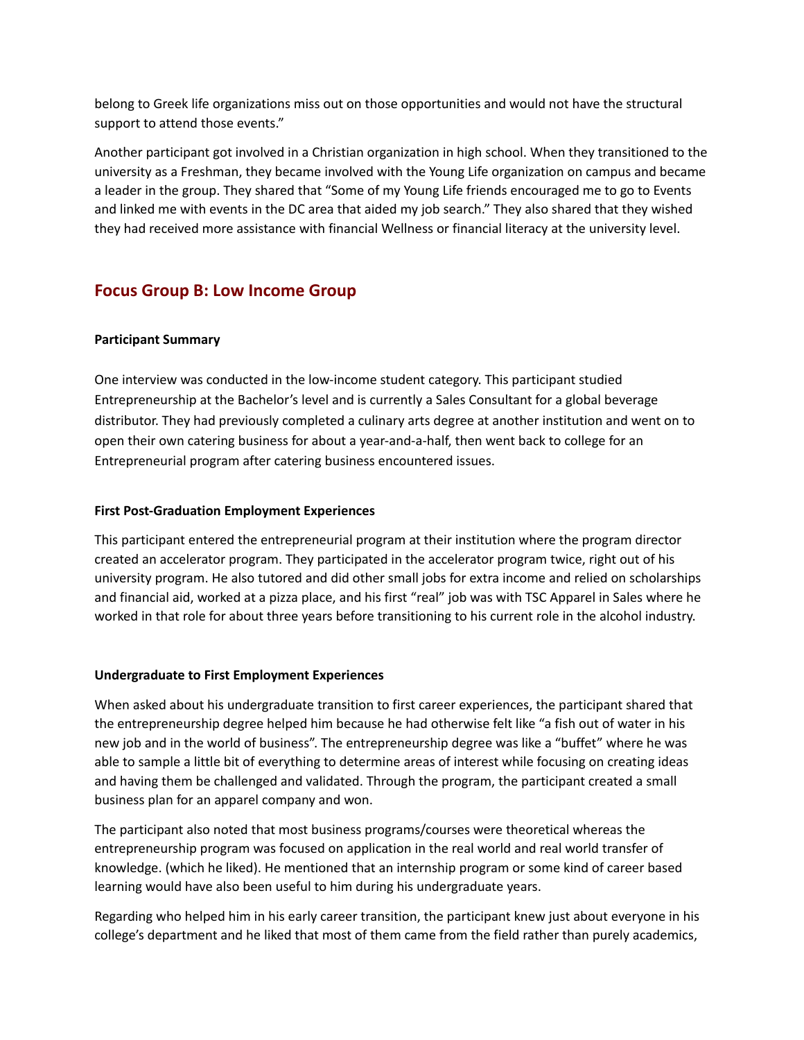belong to Greek life organizations miss out on those opportunities and would not have the structural support to attend those events."

Another participant got involved in a Christian organization in high school. When they transitioned to the university as a Freshman, they became involved with the Young Life organization on campus and became a leader in the group. They shared that "Some of my Young Life friends encouraged me to go to Events and linked me with events in the DC area that aided my job search." They also shared that they wished they had received more assistance with financial Wellness or financial literacy at the university level.

## Focus Group B: Low Income Group

**Participant Summary**

One interview was conducted in the low-income student category. This participant studied Entrepreneurship at the Bachelor's level and is currently a Sales Consultant for a global beverage distributor. They had previously completed a culinary arts degree at another institution and went on to open their own catering business for about a year-and-a-half, then went back to college for an Entrepreneurial program after catering business encountered issues.

**First Post-Graduation Employment Experiences**

This participant entered the entrepreneurial program at their institution where the program director created an accelerator program. They participated in the accelerator program twice, right out of his university program. He also tutored and did other small jobs for extra income and relied on scholarships and financial aid, worked at a pizza place, and his first "real" job was with TSC Apparel in Sales where he worked in that role for about three years before transitioning to his current role in the alcohol industry.

**Undergraduate to First Employment Experiences**

When asked about his undergraduate transition to first career experiences, the participant shared that the entrepreneurship degree helped him because he had otherwise felt like "a fish out of water in his new job and in the world of business". The entrepreneurship degree was like a "buffet" where he was able to sample a little bit of everything to determine areas of interest while focusing on creating ideas and having them be challenged and validated. Through the program, the participant created a small business plan for an apparel company and won.

The participant also noted that most business programs/courses were theoretical whereas the entrepreneurship program was focused on application in the real world and real world transfer of knowledge. (which he liked). He mentioned that an internship program or some kind of career based learning would have also been useful to him during his undergraduate years.

Regarding who helped him in his early career transition, the participant knew just about everyone in his college's department and he liked that most of them came from the field rather than purely academics,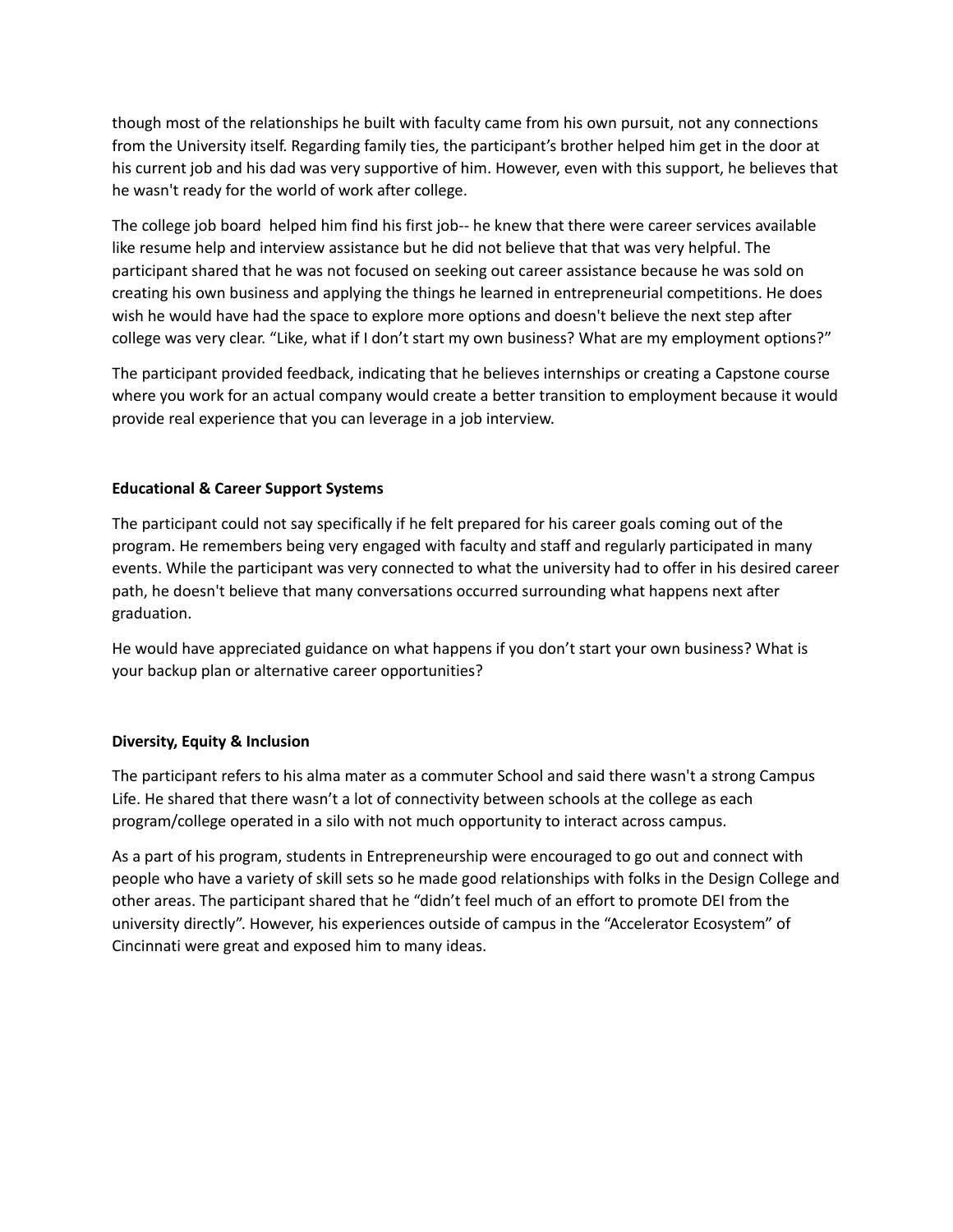though most of the relationships he built with faculty came from his own pursuit, not any connections from the University itself. Regarding family ties, the participant's brother helped him get in the door at his current job and his dad was very supportive of him. However, even with this support, he believes that he wasn't ready for the world of work after college.

The college job board helped him find his first job-- he knew that there were career services available like resume help and interview assistance but he did not believe that that was very helpful. The participant shared that he was not focused on seeking out career assistance because he was sold on creating his own business and applying the things he learned in entrepreneurial competitions. He does wish he would have had the space to explore more options and doesn't believe the next step after college was very clear. "Like, what if I don't start my own business? What are my employment options?"

The participant provided feedback, indicating that he believes internships or creating a Capstone course where you work for an actual company would create a better transition to employment because it would provide real experience that you can leverage in a job interview.

**Educational & Career Support Systems**

The participant could not say specifically if he felt prepared for his career goals coming out of the program. He remembers being very engaged with faculty and staff and regularly participated in many events. While the participant was very connected to what the university had to offer in his desired career path, he doesn't believe that many conversations occurred surrounding what happens next after graduation.

He would have appreciated guidance on what happens if you don't start your own business? What is your backup plan or alternative career opportunities?

**Diversity, Equity & Inclusion**

The participant refers to his alma mater as a commuter School and said there wasn't a strong Campus Life. He shared that there wasn't a lot of connectivity between schools at the college as each program/college operated in a silo with not much opportunity to interact across campus.

As a part of his program, students in Entrepreneurship were encouraged to go out and connect with people who have a variety of skill sets so he made good relationships with folks in the Design College and other areas. The participant shared that he "didn't feel much of an effort to promote DEI from the university directly". However, his experiences outside of campus in the "Accelerator Ecosystem" of Cincinnati were great and exposed him to many ideas.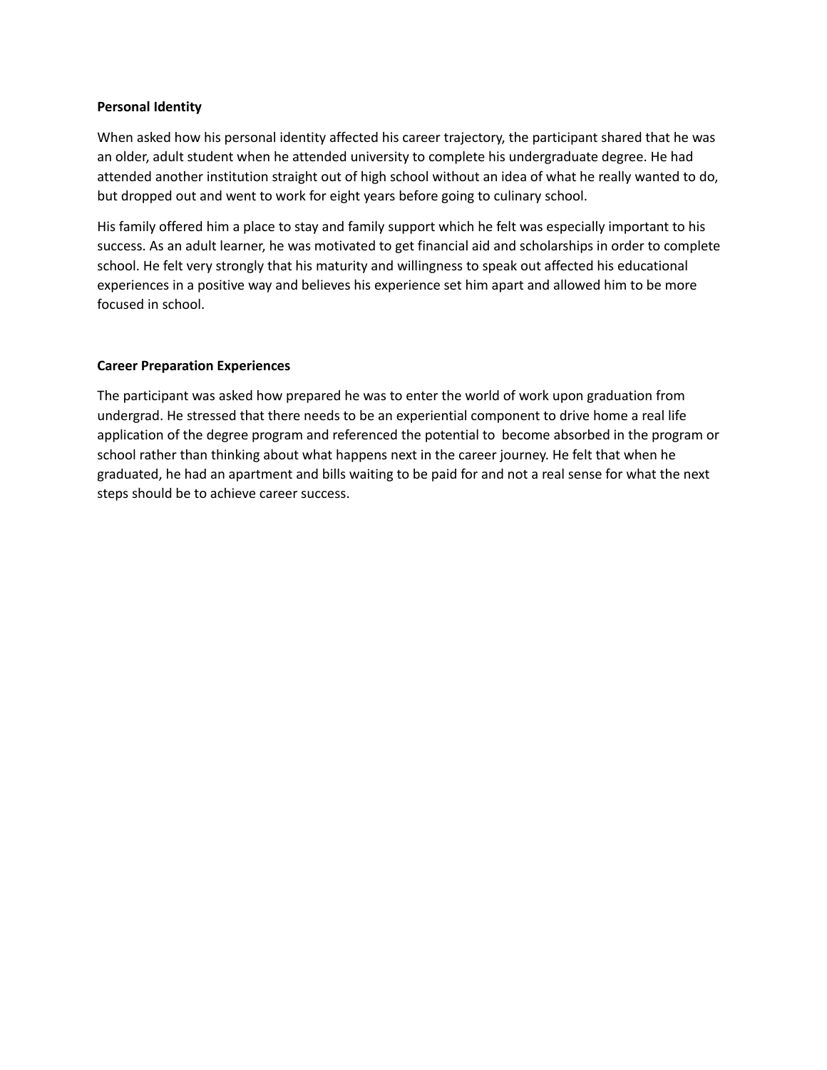**Personal Identity**

When asked how his personal identity affected his career trajectory, the participant shared that he was an older, adult student when he attended university to complete his undergraduate degree. He had attended another institution straight out of high school without an idea of what he really wanted to do, but dropped out and went to work for eight years before going to culinary school.

His family offered him a place to stay and family support which he felt was especially important to his success. As an adult learner, he was motivated to get financial aid and scholarships in order to complete school. He felt very strongly that his maturity and willingness to speak out affected his educational experiences in a positive way and believes his experience set him apart and allowed him to be more focused in school.

**Career Preparation Experiences**

The participant was asked how prepared he was to enter the world of work upon graduation from undergrad. He stressed that there needs to be an experiential component to drive home a real life application of the degree program and referenced the potential to  become absorbed in the program or school rather than thinking about what happens next in the career journey. He felt that when he graduated, he had an apartment and bills waiting to be paid for and not a real sense for what the next steps should be to achieve career success.